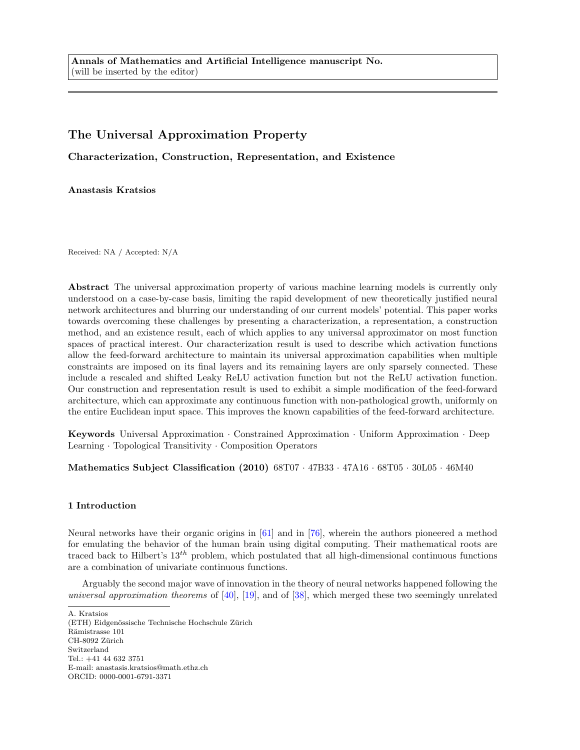**Annals of Mathematics and Artificial Intelligence manuscript No.**
(will be inserted by the editor)

# The Universal Approximation Property

## Characterization, Construction, Representation, and Existence

**Anastasis Kratsios**

Received: NA / Accepted: N/A

**Abstract** The universal approximation property of various machine learning models is currently only understood on a case-by-case basis, limiting the rapid development of new theoretically justified neural network architectures and blurring our understanding of our current models' potential. This paper works towards overcoming these challenges by presenting a characterization, a representation, a construction method, and an existence result, each of which applies to any universal approximator on most function spaces of practical interest. Our characterization result is used to describe which activation functions allow the feed-forward architecture to maintain its universal approximation capabilities when multiple constraints are imposed on its final layers and its remaining layers are only sparsely connected. These include a rescaled and shifted Leaky ReLU activation function but not the ReLU activation function. Our construction and representation result is used to exhibit a simple modification of the feed-forward architecture, which can approximate any continuous function with non-pathological growth, uniformly on the entire Euclidean input space. This improves the known capabilities of the feed-forward architecture.

**Keywords** Universal Approximation · Constrained Approximation · Uniform Approximation · Deep Learning · Topological Transitivity · Composition Operators

**Mathematics Subject Classification (2010)** 68T07 · 47B33 · 47A16 · 68T05 · 30L05 · 46M40

### 1 Introduction

Neural networks have their organic origins in [61] and in [76], wherein the authors pioneered a method for emulating the behavior of the human brain using digital computing. Their mathematical roots are traced back to Hilbert's $13^{th}$ problem, which postulated that all high-dimensional continuous functions are a combination of univariate continuous functions.

Arguably the second major wave of innovation in the theory of neural networks happened following the *universal approximation theorems* of [40], [19], and of [38], which merged these two seemingly unrelated

A. Kratsios
(ETH) Eidgenössische Technische Hochschule Zürich
Rämistrasse 101
CH-8092 Zürich
Switzerland
Tel.: +41 44 632 3751
E-mail: anastasis.kratsios@math.ethz.ch
ORCID: 0000-0001-6791-3371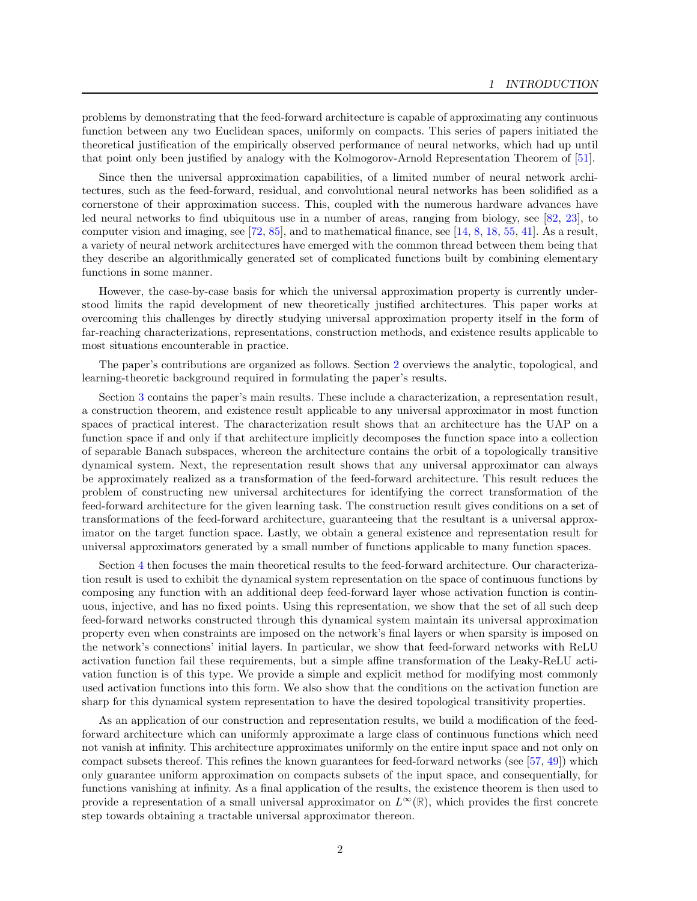problems by demonstrating that the feed-forward architecture is capable of approximating any continuous function between any two Euclidean spaces, uniformly on compacts. This series of papers initiated the theoretical justification of the empirically observed performance of neural networks, which had up until that point only been justified by analogy with the Kolmogorov-Arnold Representation Theorem of [51].

Since then the universal approximation capabilities, of a limited number of neural network architectures, such as the feed-forward, residual, and convolutional neural networks has been solidified as a cornerstone of their approximation success. This, coupled with the numerous hardware advances have led neural networks to find ubiquitous use in a number of areas, ranging from biology, see [82, 23], to computer vision and imaging, see [72, 85], and to mathematical finance, see [14, 8, 18, 55, 41]. As a result, a variety of neural network architectures have emerged with the common thread between them being that they describe an algorithmically generated set of complicated functions built by combining elementary functions in some manner.

However, the case-by-case basis for which the universal approximation property is currently understood limits the rapid development of new theoretically justified architectures. This paper works at overcoming this challenges by directly studying universal approximation property itself in the form of far-reaching characterizations, representations, construction methods, and existence results applicable to most situations encounterable in practice.

The paper's contributions are organized as follows. Section 2 overviews the analytic, topological, and learning-theoretic background required in formulating the paper's results.

Section 3 contains the paper's main results. These include a characterization, a representation result, a construction theorem, and existence result applicable to any universal approximator in most function spaces of practical interest. The characterization result shows that an architecture has the UAP on a function space if and only if that architecture implicitly decomposes the function space into a collection of separable Banach subspaces, whereon the architecture contains the orbit of a topologically transitive dynamical system. Next, the representation result shows that any universal approximator can always be approximately realized as a transformation of the feed-forward architecture. This result reduces the problem of constructing new universal architectures for identifying the correct transformation of the feed-forward architecture for the given learning task. The construction result gives conditions on a set of transformations of the feed-forward architecture, guaranteeing that the resultant is a universal approximator on the target function space. Lastly, we obtain a general existence and representation result for universal approximators generated by a small number of functions applicable to many function spaces.

Section 4 then focuses the main theoretical results to the feed-forward architecture. Our characterization result is used to exhibit the dynamical system representation on the space of continuous functions by composing any function with an additional deep feed-forward layer whose activation function is continuous, injective, and has no fixed points. Using this representation, we show that the set of all such deep feed-forward networks constructed through this dynamical system maintain its universal approximation property even when constraints are imposed on the network's final layers or when sparsity is imposed on the network's connections' initial layers. In particular, we show that feed-forward networks with ReLU activation function fail these requirements, but a simple affine transformation of the Leaky-ReLU activation function is of this type. We provide a simple and explicit method for modifying most commonly used activation functions into this form. We also show that the conditions on the activation function are sharp for this dynamical system representation to have the desired topological transitivity properties.

As an application of our construction and representation results, we build a modification of the feed-forward architecture which can uniformly approximate a large class of continuous functions which need not vanish at infinity. This architecture approximates uniformly on the entire input space and not only on compact subsets thereof. This refines the known guarantees for feed-forward networks (see [57, 49]) which only guarantee uniform approximation on compacts subsets of the input space, and consequentially, for functions vanishing at infinity. As a final application of the results, the existence theorem is then used to provide a representation of a small universal approximator on $L^\infty(\mathbb{R})$, which provides the first concrete step towards obtaining a tractable universal approximator thereon.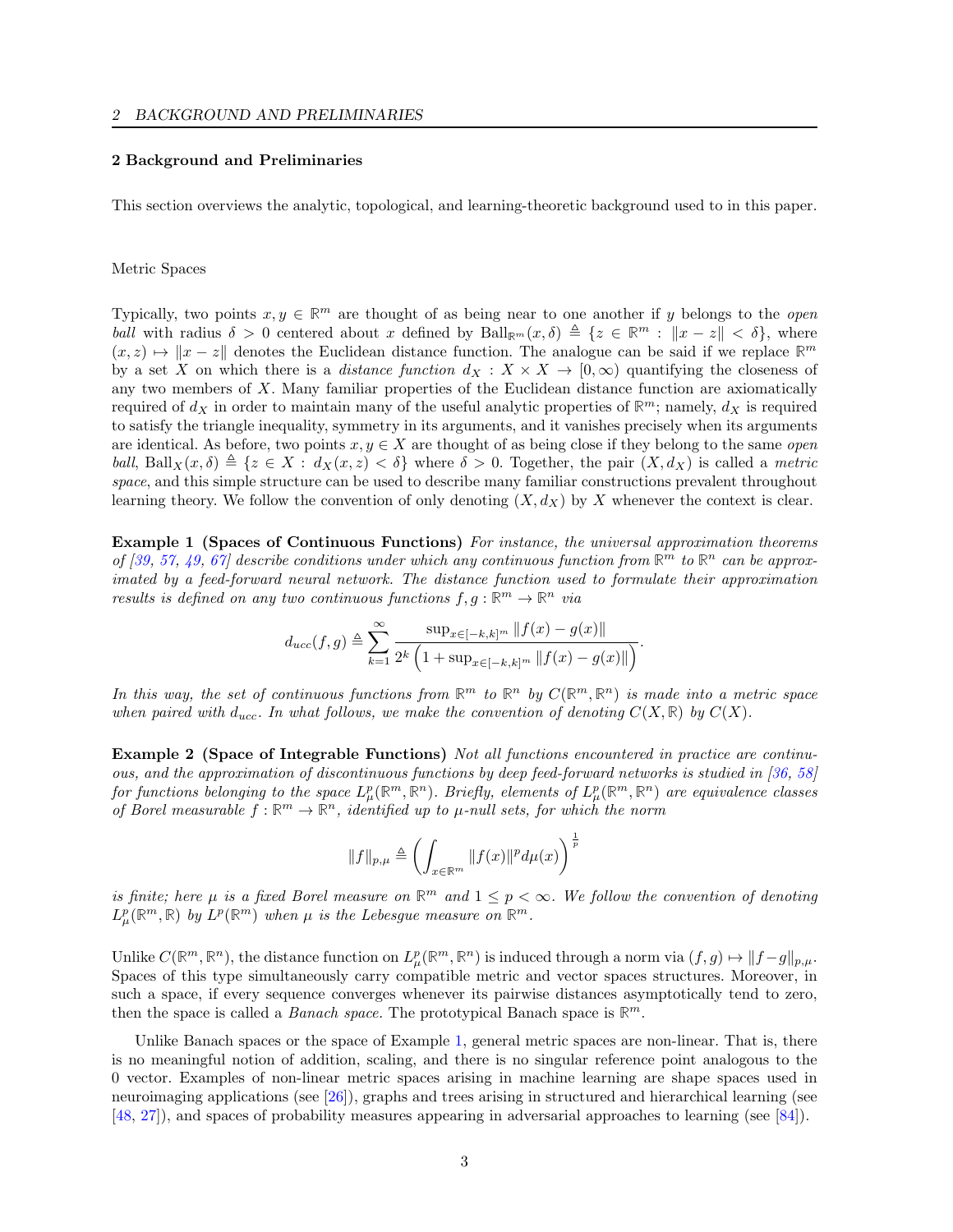## 2 Background and Preliminaries

This section overviews the analytic, topological, and learning-theoretic background used to in this paper.

### Metric Spaces

Typically, two points $x, y \in \mathbb{R}^m$ are thought of as being near to one another if $y$ belongs to the *open ball* with radius $\delta > 0$ centered about $x$ defined by $\operatorname{Ball}_{\mathbb{R}^m}(x, \delta) \triangleq \{z \in \mathbb{R}^m : \|x - z\| < \delta\}$, where $(x, z) \mapsto \|x - z\|$ denotes the Euclidean distance function. The analogue can be said if we replace $\mathbb{R}^m$ by a set $X$ on which there is a *distance function* $d_X : X \times X \to [0, \infty)$ quantifying the closeness of any two members of $X$. Many familiar properties of the Euclidean distance function are axiomatically required of $d_X$ in order to maintain many of the useful analytic properties of $\mathbb{R}^m$; namely, $d_X$ is required to satisfy the triangle inequality, symmetry in its arguments, and it vanishes precisely when its arguments are identical. As before, two points $x, y \in X$ are thought of as being close if they belong to the same *open ball*, $\operatorname{Ball}_X(x, \delta) \triangleq \{z \in X : d_X(x, z) < \delta\}$ where $\delta > 0$. Together, the pair $(X, d_X)$ is called a *metric space*, and this simple structure can be used to describe many familiar constructions prevalent throughout learning theory. We follow the convention of only denoting $(X, d_X)$ by $X$ whenever the context is clear.

**Example 1 (Spaces of Continuous Functions)** *For instance, the universal approximation theorems of [39, 57, 49, 67] describe conditions under which any continuous function from $\mathbb{R}^m$ to $\mathbb{R}^n$ can be approximated by a feed-forward neural network. The distance function used to formulate their approximation results is defined on any two continuous functions $f, g : \mathbb{R}^m \to \mathbb{R}^n$ via*

$$d_{ucc}(f, g) \triangleq \sum_{k=1}^{\infty} \frac{\sup_{x \in [-k,k]^m} \|f(x) - g(x)\|}{2^k \left(1 + \sup_{x \in [-k,k]^m} \|f(x) - g(x)\|\right)}.$$

*In this way, the set of continuous functions from $\mathbb{R}^m$ to $\mathbb{R}^n$ by $C(\mathbb{R}^m, \mathbb{R}^n)$ is made into a metric space when paired with $d_{ucc}$. In what follows, we make the convention of denoting $C(X, \mathbb{R})$ by $C(X)$.*

**Example 2 (Space of Integrable Functions)** *Not all functions encountered in practice are continuous, and the approximation of discontinuous functions by deep feed-forward networks is studied in [36, 58] for functions belonging to the space $L^p_\mu(\mathbb{R}^m, \mathbb{R}^n)$. Briefly, elements of $L^p_\mu(\mathbb{R}^m, \mathbb{R}^n)$ are equivalence classes of Borel measurable $f : \mathbb{R}^m \to \mathbb{R}^n$, identified up to $\mu$-null sets, for which the norm*

$$\|f\|_{p,\mu} \triangleq \left( \int_{x \in \mathbb{R}^m} \|f(x)\|^p d\mu(x) \right)^{\frac{1}{p}}$$

*is finite; here $\mu$ is a fixed Borel measure on $\mathbb{R}^m$ and $1 \leq p < \infty$. We follow the convention of denoting $L^p_\mu(\mathbb{R}^m, \mathbb{R})$ by $L^p(\mathbb{R}^m)$ when $\mu$ is the Lebesgue measure on $\mathbb{R}^m$.*

Unlike $C(\mathbb{R}^m, \mathbb{R}^n)$, the distance function on $L^p_\mu(\mathbb{R}^m, \mathbb{R}^n)$ is induced through a norm via $(f, g) \mapsto \|f - g\|_{p,\mu}$. Spaces of this type simultaneously carry compatible metric and vector spaces structures. Moreover, in such a space, if every sequence converges whenever its pairwise distances asymptotically tend to zero, then the space is called a *Banach space*. The prototypical Banach space is $\mathbb{R}^m$.

Unlike Banach spaces or the space of Example 1, general metric spaces are non-linear. That is, there is no meaningful notion of addition, scaling, and there is no singular reference point analogous to the 0 vector. Examples of non-linear metric spaces arising in machine learning are shape spaces used in neuroimaging applications (see [26]), graphs and trees arising in structured and hierarchical learning (see [48, 27]), and spaces of probability measures appearing in adversarial approaches to learning (see [84]).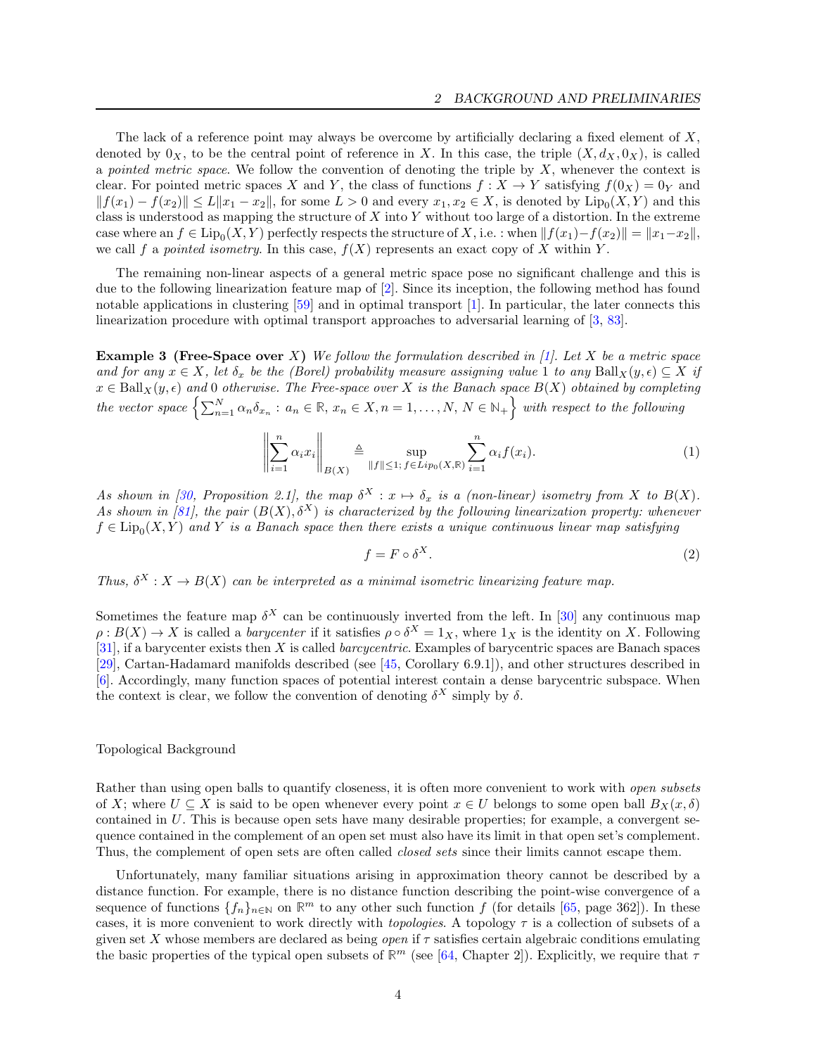The lack of a reference point may always be overcome by artificially declaring a fixed element of $X$, denoted by $0_X$, to be the central point of reference in $X$. In this case, the triple $(X, d_X, 0_X)$, is called a *pointed metric space*. We follow the convention of denoting the triple by $X$, whenever the context is clear. For pointed metric spaces $X$ and $Y$, the class of functions $f : X \to Y$ satisfying $f(0_X) = 0_Y$ and $\|f(x_1) - f(x_2)\| \leq L\|x_1 - x_2\|$, for some $L > 0$ and every $x_1, x_2 \in X$, is denoted by $\operatorname{Lip}_0(X, Y)$ and this class is understood as mapping the structure of $X$ into $Y$ without too large of a distortion. In the extreme case where an $f \in \operatorname{Lip}_0(X, Y)$ perfectly respects the structure of $X$, i.e. : when $\|f(x_1)-f(x_2)\| = \|x_1-x_2\|$, we call $f$ a *pointed isometry*. In this case, $f(X)$ represents an exact copy of $X$ within $Y$.

The remaining non-linear aspects of a general metric space pose no significant challenge and this is due to the following linearization feature map of [2]. Since its inception, the following method has found notable applications in clustering [59] and in optimal transport [1]. In particular, the later connects this linearization procedure with optimal transport approaches to adversarial learning of [3, 83].

**Example 3 (Free-Space over $X$)** *We follow the formulation described in [1]. Let $X$ be a metric space and for any $x \in X$, let $\delta_x$ be the (Borel) probability measure assigning value 1 to any $\operatorname{Ball}_X(y, \epsilon) \subseteq X$ if $x \in \operatorname{Ball}_X(y, \epsilon)$ and 0 otherwise. The Free-space over $X$ is the Banach space $B(X)$ obtained by completing the vector space $\left\{\sum_{n=1}^N \alpha_n \delta_{x_n} : a_n \in \mathbb{R},\, x_n \in X, n = 1, \dots, N,\, N \in \mathbb{N}_+\right\}$ with respect to the following*

$$
\left\| \sum_{i=1}^n \alpha_i x_i \right\|_{B(X)} \triangleq \sup_{\|f\| \leq 1;\, f \in Lip_0(X,\mathbb{R})} \sum_{i=1}^n \alpha_i f(x_i). \tag{1}
$$

*As shown in [30, Proposition 2.1], the map $\delta^X : x \mapsto \delta_x$ is a (non-linear) isometry from $X$ to $B(X)$. As shown in [81], the pair $(B(X), \delta^X)$ is characterized by the following linearization property: whenever $f \in \operatorname{Lip}_0(X, Y)$ and $Y$ is a Banach space then there exists a unique continuous linear map satisfying*

$$
f = F \circ \delta^X. \tag{2}
$$

*Thus, $\delta^X : X \to B(X)$ can be interpreted as a minimal isometric linearizing feature map.*

Sometimes the feature map $\delta^X$ can be continuously inverted from the left. In [30] any continuous map $\rho : B(X) \to X$ is called a *barycenter* if it satisfies $\rho \circ \delta^X = 1_X$, where $1_X$ is the identity on $X$. Following [31], if a barycenter exists then $X$ is called *barcycentric*. Examples of barycentric spaces are Banach spaces [29], Cartan-Hadamard manifolds described (see [45, Corollary 6.9.1]), and other structures described in [6]. Accordingly, many function spaces of potential interest contain a dense barycentric subspace. When the context is clear, we follow the convention of denoting $\delta^X$ simply by $\delta$.

Topological Background

Rather than using open balls to quantify closeness, it is often more convenient to work with *open subsets* of $X$; where $U \subseteq X$ is said to be open whenever every point $x \in U$ belongs to some open ball $B_X(x, \delta)$ contained in $U$. This is because open sets have many desirable properties; for example, a convergent sequence contained in the complement of an open set must also have its limit in that open set's complement. Thus, the complement of open sets are often called *closed sets* since their limits cannot escape them.

Unfortunately, many familiar situations arising in approximation theory cannot be described by a distance function. For example, there is no distance function describing the point-wise convergence of a sequence of functions $\{f_n\}_{n\in\mathbb{N}}$ on $\mathbb{R}^m$ to any other such function $f$ (for details [65, page 362]). In these cases, it is more convenient to work directly with *topologies*. A topology $\tau$ is a collection of subsets of a given set $X$ whose members are declared as being *open* if $\tau$ satisfies certain algebraic conditions emulating the basic properties of the typical open subsets of $\mathbb{R}^m$ (see [64, Chapter 2]). Explicitly, we require that $\tau$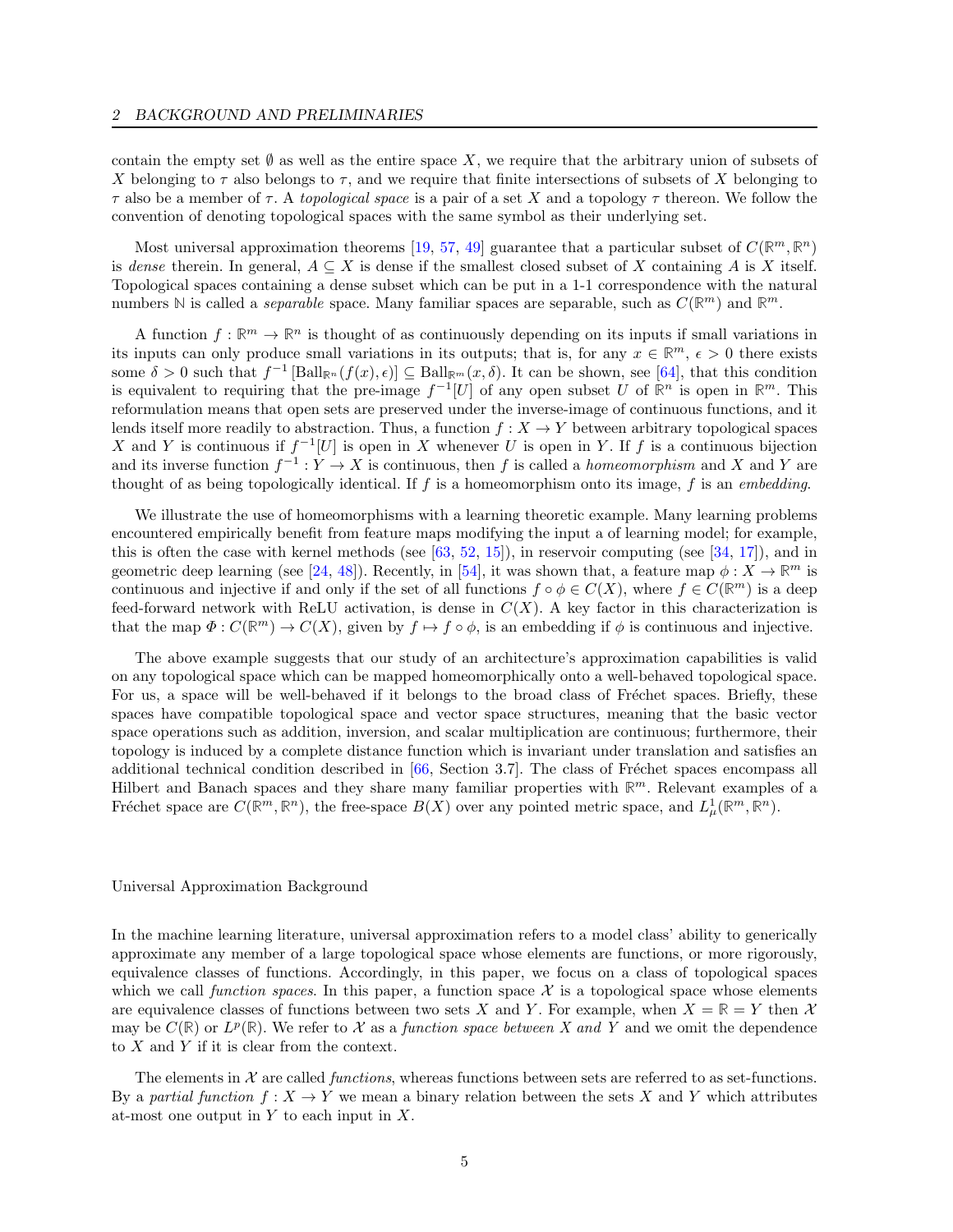contain the empty set $\emptyset$ as well as the entire space $X$, we require that the arbitrary union of subsets of $X$ belonging to $\tau$ also belongs to $\tau$, and we require that finite intersections of subsets of $X$ belonging to $\tau$ also be a member of $\tau$. A *topological space* is a pair of a set $X$ and a topology $\tau$ thereon. We follow the convention of denoting topological spaces with the same symbol as their underlying set.

Most universal approximation theorems [19, 57, 49] guarantee that a particular subset of $C(\mathbb{R}^m, \mathbb{R}^n)$ is *dense* therein. In general, $A \subseteq X$ is dense if the smallest closed subset of $X$ containing $A$ is $X$ itself. Topological spaces containing a dense subset which can be put in a 1-1 correspondence with the natural numbers $\mathbb{N}$ is called a *separable* space. Many familiar spaces are separable, such as $C(\mathbb{R}^m)$ and $\mathbb{R}^m$.

A function $f : \mathbb{R}^m \to \mathbb{R}^n$ is thought of as continuously depending on its inputs if small variations in its inputs can only produce small variations in its outputs; that is, for any $x \in \mathbb{R}^m$, $\epsilon > 0$ there exists some $\delta > 0$ such that $f^{-1}\left[\mathrm{Ball}_{\mathbb{R}^n}(f(x), \epsilon)\right] \subseteq \mathrm{Ball}_{\mathbb{R}^m}(x, \delta)$. It can be shown, see [64], that this condition is equivalent to requiring that the pre-image $f^{-1}[U]$ of any open subset $U$ of $\mathbb{R}^n$ is open in $\mathbb{R}^m$. This reformulation means that open sets are preserved under the inverse-image of continuous functions, and it lends itself more readily to abstraction. Thus, a function $f : X \to Y$ between arbitrary topological spaces $X$ and $Y$ is continuous if $f^{-1}[U]$ is open in $X$ whenever $U$ is open in $Y$. If $f$ is a continuous bijection and its inverse function $f^{-1} : Y \to X$ is continuous, then $f$ is called a *homeomorphism* and $X$ and $Y$ are thought of as being topologically identical. If $f$ is a homeomorphism onto its image, $f$ is an *embedding*.

We illustrate the use of homeomorphisms with a learning theoretic example. Many learning problems encountered empirically benefit from feature maps modifying the input a of learning model; for example, this is often the case with kernel methods (see [63, 52, 15]), in reservoir computing (see [34, 17]), and in geometric deep learning (see [24, 48]). Recently, in [54], it was shown that, a feature map $\phi : X \to \mathbb{R}^m$ is continuous and injective if and only if the set of all functions $f \circ \phi \in C(X)$, where $f \in C(\mathbb{R}^m)$ is a deep feed-forward network with ReLU activation, is dense in $C(X)$. A key factor in this characterization is that the map $\Phi : C(\mathbb{R}^m) \to C(X)$, given by $f \mapsto f \circ \phi$, is an embedding if $\phi$ is continuous and injective.

The above example suggests that our study of an architecture's approximation capabilities is valid on any topological space which can be mapped homeomorphically onto a well-behaved topological space. For us, a space will be well-behaved if it belongs to the broad class of Fréchet spaces. Briefly, these spaces have compatible topological space and vector space structures, meaning that the basic vector space operations such as addition, inversion, and scalar multiplication are continuous; furthermore, their topology is induced by a complete distance function which is invariant under translation and satisfies an additional technical condition described in [66, Section 3.7]. The class of Fréchet spaces encompass all Hilbert and Banach spaces and they share many familiar properties with $\mathbb{R}^m$. Relevant examples of a Fréchet space are $C(\mathbb{R}^m, \mathbb{R}^n)$, the free-space $B(X)$ over any pointed metric space, and $L^1_\mu(\mathbb{R}^m, \mathbb{R}^n)$.

Universal Approximation Background

In the machine learning literature, universal approximation refers to a model class' ability to generically approximate any member of a large topological space whose elements are functions, or more rigorously, equivalence classes of functions. Accordingly, in this paper, we focus on a class of topological spaces which we call *function spaces*. In this paper, a function space $\mathcal{X}$ is a topological space whose elements are equivalence classes of functions between two sets $X$ and $Y$. For example, when $X = \mathbb{R} = Y$ then $\mathcal{X}$ may be $C(\mathbb{R})$ or $L^p(\mathbb{R})$. We refer to $\mathcal{X}$ as a *function space between* $X$ *and* $Y$ and we omit the dependence to $X$ and $Y$ if it is clear from the context.

The elements in $\mathcal{X}$ are called *functions*, whereas functions between sets are referred to as set-functions. By a *partial function* $f : X \to Y$ we mean a binary relation between the sets $X$ and $Y$ which attributes at-most one output in $Y$ to each input in $X$.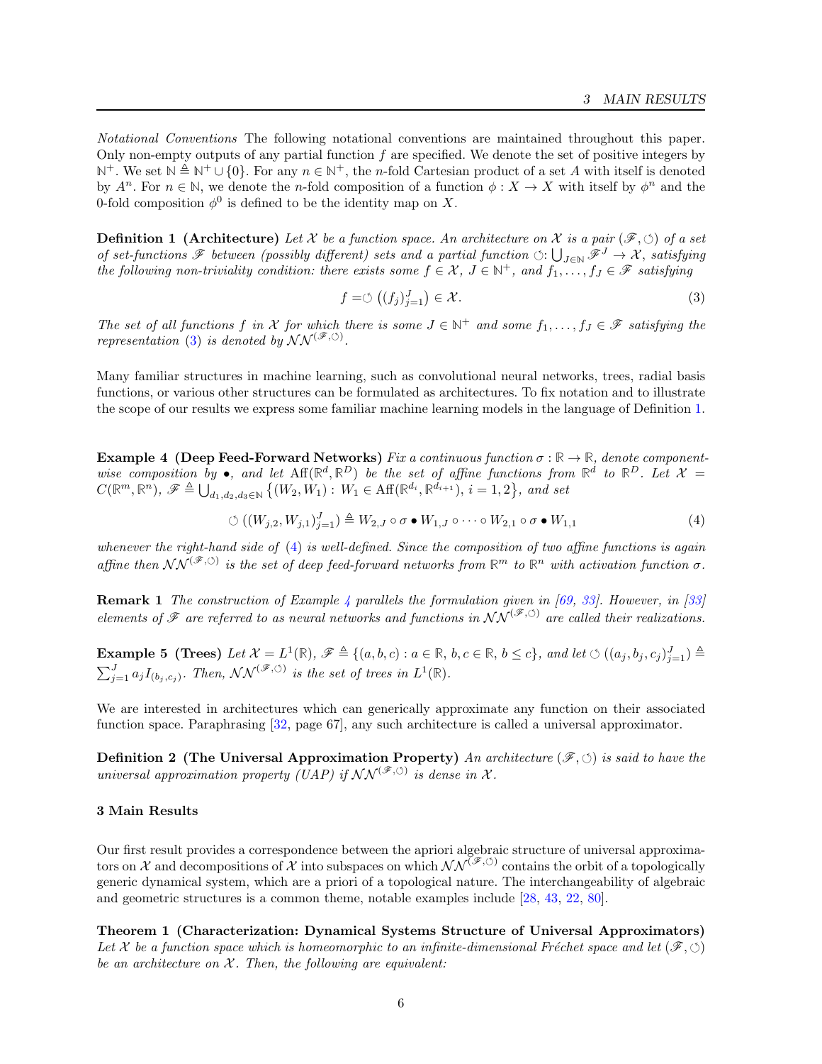*Notational Conventions* The following notational conventions are maintained throughout this paper. Only non-empty outputs of any partial function $f$ are specified. We denote the set of positive integers by $\mathbb{N}^+$. We set $\mathbb{N} \triangleq \mathbb{N}^+ \cup \{0\}$. For any $n \in \mathbb{N}^+$, the $n$-fold Cartesian product of a set $A$ with itself is denoted by $A^n$. For $n \in \mathbb{N}$, we denote the $n$-fold composition of a function $\phi : X \to X$ with itself by $\phi^n$ and the 0-fold composition $\phi^0$ is defined to be the identity map on $X$.

**Definition 1 (Architecture)** *Let $\mathcal{X}$ be a function space. An architecture on $\mathcal{X}$ is a pair $(\mathscr{F}, \circlearrowleft)$ of a set of set-functions $\mathscr{F}$ between (possibly different) sets and a partial function $\circlearrowleft : \bigcup_{J \in \mathbb{N}} \mathscr{F}^J \to \mathcal{X}$, satisfying the following non-triviality condition: there exists some $f \in \mathcal{X}$, $J \in \mathbb{N}^+$, and $f_1, \ldots, f_J \in \mathscr{F}$ satisfying*

$$f = \circlearrowleft \left((f_j)_{j=1}^J\right) \in \mathcal{X}. \tag{3}$$

*The set of all functions $f$ in $\mathcal{X}$ for which there is some $J \in \mathbb{N}^+$ and some $f_1, \ldots, f_J \in \mathscr{F}$ satisfying the representation (3) is denoted by $\mathcal{NN}^{(\mathscr{F}, \circlearrowleft)}$.*

Many familiar structures in machine learning, such as convolutional neural networks, trees, radial basis functions, or various other structures can be formulated as architectures. To fix notation and to illustrate the scope of our results we express some familiar machine learning models in the language of Definition 1.

**Example 4 (Deep Feed-Forward Networks)** *Fix a continuous function $\sigma : \mathbb{R} \to \mathbb{R}$, denote component-wise composition by $\bullet$, and let $\mathrm{Aff}(\mathbb{R}^d, \mathbb{R}^D)$ be the set of affine functions from $\mathbb{R}^d$ to $\mathbb{R}^D$. Let $\mathcal{X} = C(\mathbb{R}^m, \mathbb{R}^n)$, $\mathscr{F} \triangleq \bigcup_{d_1, d_2, d_3 \in \mathbb{N}} \left\{(W_2, W_1) : W_1 \in \mathrm{Aff}(\mathbb{R}^{d_i}, \mathbb{R}^{d_{i+1}}),\ i = 1, 2\right\}$, and set*

$$\circlearrowleft \left((W_{j,2}, W_{j,1})_{j=1}^J\right) \triangleq W_{2,J} \circ \sigma \bullet W_{1,J} \circ \cdots \circ W_{2,1} \circ \sigma \bullet W_{1,1} \tag{4}$$

*whenever the right-hand side of (4) is well-defined. Since the composition of two affine functions is again affine then $\mathcal{NN}^{(\mathscr{F}, \circlearrowleft)}$ is the set of deep feed-forward networks from $\mathbb{R}^m$ to $\mathbb{R}^n$ with activation function $\sigma$.*

**Remark 1** *The construction of Example 4 parallels the formulation given in [69, 33]. However, in [33] elements of $\mathscr{F}$ are referred to as neural networks and functions in $\mathcal{NN}^{(\mathscr{F}, \circlearrowleft)}$ are called their realizations.*

**Example 5 (Trees)** *Let $\mathcal{X} = L^1(\mathbb{R})$, $\mathscr{F} \triangleq \{(a, b, c) : a \in \mathbb{R},\ b, c \in \mathbb{R},\ b \leq c\}$, and let $\circlearrowleft \left((a_j, b_j, c_j)_{j=1}^J\right) \triangleq \sum_{j=1}^J a_j I_{(b_j, c_j)}$. Then, $\mathcal{NN}^{(\mathscr{F}, \circlearrowleft)}$ is the set of trees in $L^1(\mathbb{R})$.*

We are interested in architectures which can generically approximate any function on their associated function space. Paraphrasing [32, page 67], any such architecture is called a universal approximator.

**Definition 2 (The Universal Approximation Property)** *An architecture $(\mathscr{F}, \circlearrowleft)$ is said to have the universal approximation property (UAP) if $\mathcal{NN}^{(\mathscr{F}, \circlearrowleft)}$ is dense in $\mathcal{X}$.*

## 3 Main Results

Our first result provides a correspondence between the apriori algebraic structure of universal approximators on $\mathcal{X}$ and decompositions of $\mathcal{X}$ into subspaces on which $\mathcal{NN}^{(\mathscr{F}, \circlearrowleft)}$ contains the orbit of a topologically generic dynamical system, which are a priori of a topological nature. The interchangeability of algebraic and geometric structures is a common theme, notable examples include [28, 43, 22, 80].

**Theorem 1 (Characterization: Dynamical Systems Structure of Universal Approximators)** *Let $\mathcal{X}$ be a function space which is homeomorphic to an infinite-dimensional Fréchet space and let $(\mathscr{F}, \circlearrowleft)$ be an architecture on $\mathcal{X}$. Then, the following are equivalent:*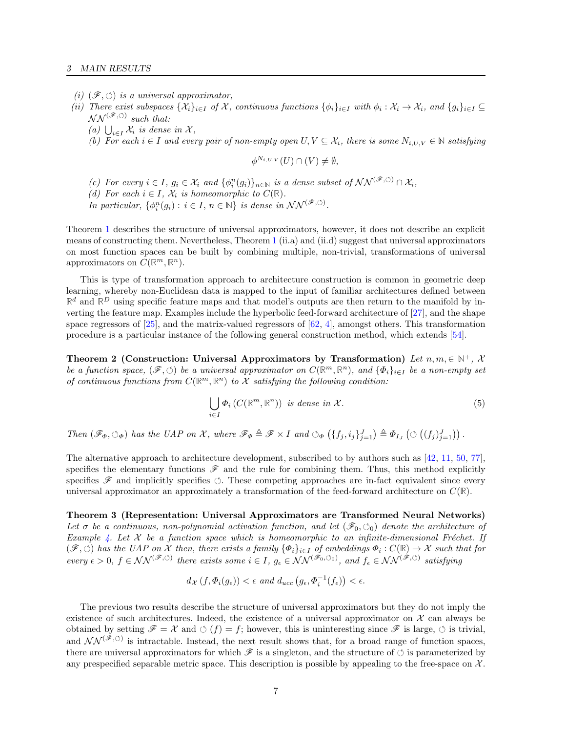*(i)* $(\mathscr{F}, \circlearrowleft)$ *is a universal approximator,*

*(ii) There exist subspaces* $\{\mathcal{X}_i\}_{i\in I}$ *of* $\mathcal{X}$*, continuous functions* $\{\phi_i\}_{i\in I}$ *with* $\phi_i : \mathcal{X}_i \to \mathcal{X}_i$*, and* $\{g_i\}_{i\in I} \subseteq \mathcal{NN}^{(\mathscr{F},\circlearrowleft)}$ *such that:*

*(a)* $\bigcup_{i\in I} \mathcal{X}_i$ *is dense in* $\mathcal{X}$*,*

*(b) For each* $i \in I$ *and every pair of non-empty open* $U, V \subseteq \mathcal{X}_i$*, there is some* $N_{i,U,V} \in \mathbb{N}$ *satisfying*

$$\phi^{N_{i,U,V}}(U) \cap (V) \neq \emptyset,$$

*(c) For every* $i \in I$*,* $g_i \in \mathcal{X}_i$ *and* $\{\phi_i^n(g_i)\}_{n\in\mathbb{N}}$ *is a dense subset of* $\mathcal{NN}^{(\mathscr{F},\circlearrowleft)} \cap \mathcal{X}_i$*,*

*(d) For each* $i \in I$*,* $\mathcal{X}_i$ *is homeomorphic to* $C(\mathbb{R})$*.*

*In particular,* $\{\phi_i^n(g_i) : i \in I, n \in \mathbb{N}\}$ *is dense in* $\mathcal{NN}^{(\mathscr{F},\circlearrowleft)}$*.*

Theorem 1 describes the structure of universal approximators, however, it does not describe an explicit means of constructing them. Nevertheless, Theorem 1 (ii.a) and (ii.d) suggest that universal approximators on most function spaces can be built by combining multiple, non-trivial, transformations of universal approximators on $C(\mathbb{R}^m, \mathbb{R}^n)$.

This is type of transformation approach to architecture construction is common in geometric deep learning, whereby non-Euclidean data is mapped to the input of familiar architectures defined between $\mathbb{R}^d$ and $\mathbb{R}^D$ using specific feature maps and that model's outputs are then return to the manifold by inverting the feature map. Examples include the hyperbolic feed-forward architecture of [27], and the shape space regressors of [25], and the matrix-valued regressors of [62, 4], amongst others. This transformation procedure is a particular instance of the following general construction method, which extends [54].

**Theorem 2 (Construction: Universal Approximators by Transformation)** *Let* $n, m, \in \mathbb{N}^+$*,* $\mathcal{X}$ *be a function space,* $(\mathscr{F}, \circlearrowleft)$ *be a universal approximator on* $C(\mathbb{R}^m, \mathbb{R}^n)$*, and* $\{\Phi_i\}_{i\in I}$ *be a non-empty set of continuous functions from* $C(\mathbb{R}^m, \mathbb{R}^n)$ *to* $\mathcal{X}$ *satisfying the following condition:*

$$\bigcup_{i\in I} \Phi_i\left(C(\mathbb{R}^m, \mathbb{R}^n)\right) \text{ is dense in } \mathcal{X}. \tag{5}$$

*Then* $(\mathscr{F}_\Phi, \circlearrowleft_\Phi)$ *has the UAP on* $\mathcal{X}$*, where* $\mathscr{F}_\Phi \triangleq \mathscr{F} \times I$ *and* $\circlearrowleft_\Phi\left(\{f_j, i_j\}_{j=1}^J\right) \triangleq \Phi_{I_J}\left(\circlearrowleft\left((f_j)_{j=1}^J\right)\right)$*.*

The alternative approach to architecture development, subscribed to by authors such as [42, 11, 50, 77], specifies the elementary functions $\mathscr{F}$ and the rule for combining them. Thus, this method explicitly specifies $\mathscr{F}$ and implicitly specifies $\circlearrowleft$. These competing approaches are in-fact equivalent since every universal approximator an approximately a transformation of the feed-forward architecture on $C(\mathbb{R})$.

**Theorem 3 (Representation: Universal Approximators are Transformed Neural Networks)** *Let* $\sigma$ *be a continuous, non-polynomial activation function, and let* $(\mathscr{F}_0, \circlearrowleft_0)$ *denote the architecture of Example 4. Let* $\mathcal{X}$ *be a function space which is homeomorphic to an infinite-dimensional Fréchet. If* $(\mathscr{F}, \circlearrowleft)$ *has the UAP on* $\mathcal{X}$ *then, there exists a family* $\{\Phi_i\}_{i\in I}$ *of embeddings* $\Phi_i : C(\mathbb{R}) \to \mathcal{X}$ *such that for every* $\epsilon > 0$*,* $f \in \mathcal{NN}^{(\mathscr{F},\circlearrowleft)}$ *there exists some* $i \in I$*,* $g_\epsilon \in \mathcal{NN}^{(\mathscr{F}_0,\circlearrowleft_0)}$*, and* $f_\epsilon \in \mathcal{NN}^{(\mathscr{F},\circlearrowleft)}$ *satisfying*

$$d_{\mathcal{X}}\left(f, \Phi_i(g_\epsilon)\right) < \epsilon \text{ and } d_{ucc}\left(g_\epsilon, \Phi_i^{-1}(f_\epsilon)\right) < \epsilon.$$

The previous two results describe the structure of universal approximators but they do not imply the existence of such architectures. Indeed, the existence of a universal approximator on $\mathcal{X}$ can always be obtained by setting $\mathscr{F} = \mathcal{X}$ and $\circlearrowleft(f) = f$; however, this is uninteresting since $\mathscr{F}$ is large, $\circlearrowleft$ is trivial, and $\mathcal{NN}^{(\mathscr{F},\circlearrowleft)}$ is intractable. Instead, the next result shows that, for a broad range of function spaces, there are universal approximators for which $\mathscr{F}$ is a singleton, and the structure of $\circlearrowleft$ is parameterized by any prespecified separable metric space. This description is possible by appealing to the free-space on $\mathcal{X}$.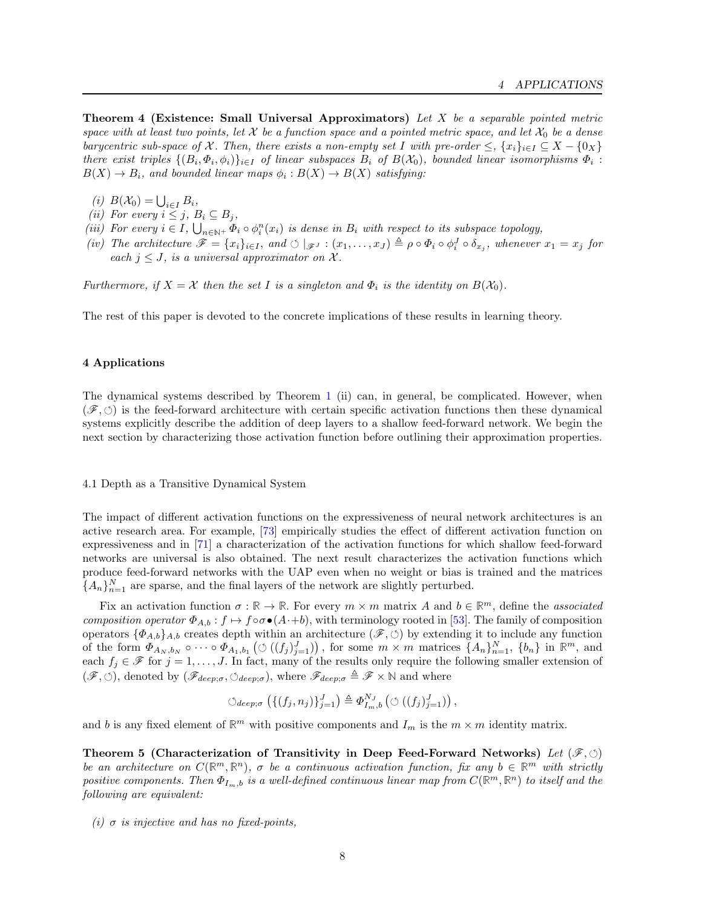**Theorem 4 (Existence: Small Universal Approximators)** *Let $X$ be a separable pointed metric space with at least two points, let $\mathcal{X}$ be a function space and a pointed metric space, and let $\mathcal{X}_0$ be a dense barycentric sub-space of $\mathcal{X}$. Then, there exists a non-empty set $I$ with pre-order $\leq$, $\{x_i\}_{i\in I} \subseteq X - \{0_X\}$ there exist triples $\{(B_i, \Phi_i, \phi_i)\}_{i\in I}$ of linear subspaces $B_i$ of $B(\mathcal{X}_0)$, bounded linear isomorphisms $\Phi_i : B(X) \to B_i$, and bounded linear maps $\phi_i : B(X) \to B(X)$ satisfying:*

- *(i)* $B(\mathcal{X}_0) = \bigcup_{i\in I} B_i$,
- *(ii)* *For every $i \leq j$, $B_i \subseteq B_j$,*
- *(iii)* *For every $i \in I$, $\bigcup_{n\in\mathbb{N}^+} \Phi_i \circ \phi_i^n(x_i)$ is dense in $B_i$ with respect to its subspace topology,*
- *(iv)* *The architecture $\mathscr{F} = \{x_i\}_{i\in I}$, and $\circlearrowleft|_{\mathscr{F}^J} : (x_1, \ldots, x_J) \triangleq \rho \circ \Phi_i \circ \phi_i^J \circ \delta_{x_j}$, whenever $x_1 = x_j$ for each $j \leq J$, is a universal approximator on $\mathcal{X}$.*

*Furthermore, if $X = \mathcal{X}$ then the set $I$ is a singleton and $\Phi_i$ is the identity on $B(\mathcal{X}_0)$.*

The rest of this paper is devoted to the concrete implications of these results in learning theory.

## 4 Applications

The dynamical systems described by Theorem 1 (ii) can, in general, be complicated. However, when $(\mathscr{F}, \circlearrowleft)$ is the feed-forward architecture with certain specific activation functions then these dynamical systems explicitly describe the addition of deep layers to a shallow feed-forward network. We begin the next section by characterizing those activation function before outlining their approximation properties.

### 4.1 Depth as a Transitive Dynamical System

The impact of different activation functions on the expressiveness of neural network architectures is an active research area. For example, [73] empirically studies the effect of different activation function on expressiveness and in [71] a characterization of the activation functions for which shallow feed-forward networks are universal is also obtained. The next result characterizes the activation functions which produce feed-forward networks with the UAP even when no weight or bias is trained and the matrices $\{A_n\}_{n=1}^N$ are sparse, and the final layers of the network are slightly perturbed.

Fix an activation function $\sigma : \mathbb{R} \to \mathbb{R}$. For every $m \times m$ matrix $A$ and $b \in \mathbb{R}^m$, define the *associated composition operator* $\Phi_{A,b} : f \mapsto f \circ \sigma \bullet (A \cdot + b)$, with terminology rooted in [53]. The family of composition operators $\{\Phi_{A,b}\}_{A,b}$ creates depth within an architecture $(\mathscr{F}, \circlearrowleft)$ by extending it to include any function of the form $\Phi_{A_N,b_N} \circ \cdots \circ \Phi_{A_1,b_1}\left(\circlearrowleft\left((f_j)_{j=1}^J\right)\right)$, for some $m \times m$ matrices $\{A_n\}_{n=1}^N$, $\{b_n\}$ in $\mathbb{R}^m$, and each $f_j \in \mathscr{F}$ for $j = 1, \ldots, J$. In fact, many of the results only require the following smaller extension of $(\mathscr{F}, \circlearrowleft)$, denoted by $(\mathscr{F}_{deep;\sigma}, \circlearrowleft_{deep;\sigma})$, where $\mathscr{F}_{deep;\sigma} \triangleq \mathscr{F} \times \mathbb{N}$ and where

$$\circlearrowleft_{deep;\sigma}\left(\{(f_j, n_j)\}_{j=1}^J\right) \triangleq \Phi_{I_m,b}^{N_J}\left(\circlearrowleft\left((f_j)_{j=1}^J\right)\right),$$

and $b$ is any fixed element of $\mathbb{R}^m$ with positive components and $I_m$ is the $m \times m$ identity matrix.

**Theorem 5 (Characterization of Transitivity in Deep Feed-Forward Networks)** *Let $(\mathscr{F}, \circlearrowleft)$ be an architecture on $C(\mathbb{R}^m, \mathbb{R}^n)$, $\sigma$ be a continuous activation function, fix any $b \in \mathbb{R}^m$ with strictly positive components. Then $\Phi_{I_m,b}$ is a well-defined continuous linear map from $C(\mathbb{R}^m, \mathbb{R}^n)$ to itself and the following are equivalent:*

- *(i)* *$\sigma$ is injective and has no fixed-points,*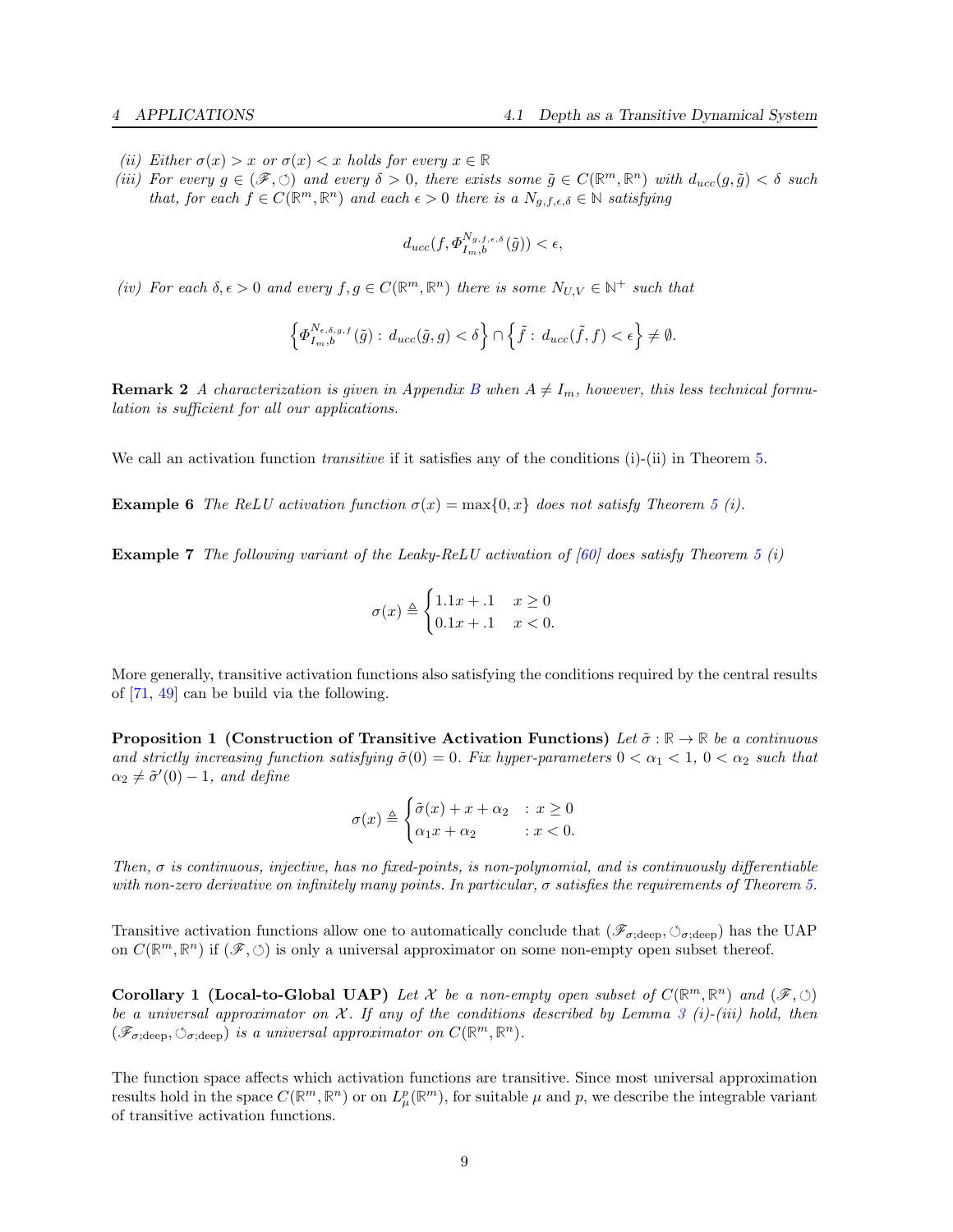*(ii) Either $\sigma(x) > x$ or $\sigma(x) < x$ holds for every $x \in \mathbb{R}$*

*(iii) For every $g \in (\mathscr{F}, \circlearrowleft)$ and every $\delta > 0$, there exists some $\tilde{g} \in C(\mathbb{R}^m, \mathbb{R}^n)$ with $d_{ucc}(g, \tilde{g}) < \delta$ such that, for each $f \in C(\mathbb{R}^m, \mathbb{R}^n)$ and each $\epsilon > 0$ there is a $N_{g,f,\epsilon,\delta} \in \mathbb{N}$ satisfying*

$$d_{ucc}(f, \Phi_{I_m,b}^{N_{g,f,\epsilon,\delta}}(\tilde{g})) < \epsilon,$$

*(iv) For each $\delta, \epsilon > 0$ and every $f, g \in C(\mathbb{R}^m, \mathbb{R}^n)$ there is some $N_{U,V} \in \mathbb{N}^+$ such that*

$$\left\{ \Phi_{I_m,b}^{N_{\epsilon,\delta,g,f}}(\tilde{g}) : d_{ucc}(\tilde{g}, g) < \delta \right\} \cap \left\{ \tilde{f} : d_{ucc}(\tilde{f}, f) < \epsilon \right\} \neq \emptyset.$$

**Remark 2** *A characterization is given in Appendix B when $A \neq I_m$, however, this less technical formulation is sufficient for all our applications.*

We call an activation function *transitive* if it satisfies any of the conditions (i)-(ii) in Theorem 5.

**Example 6** *The ReLU activation function $\sigma(x) = \max\{0, x\}$ does not satisfy Theorem 5 (i).*

**Example 7** *The following variant of the Leaky-ReLU activation of [60] does satisfy Theorem 5 (i)*

$$\sigma(x) \triangleq \begin{cases} 1.1x + .1 & x \geq 0 \\ 0.1x + .1 & x < 0. \end{cases}$$

More generally, transitive activation functions also satisfying the conditions required by the central results of [71, 49] can be build via the following.

**Proposition 1 (Construction of Transitive Activation Functions)** *Let $\tilde{\sigma} : \mathbb{R} \to \mathbb{R}$ be a continuous and strictly increasing function satisfying $\tilde{\sigma}(0) = 0$. Fix hyper-parameters $0 < \alpha_1 < 1$, $0 < \alpha_2$ such that $\alpha_2 \neq \tilde{\sigma}'(0) - 1$, and define*

$$\sigma(x) \triangleq \begin{cases} \tilde{\sigma}(x) + x + \alpha_2 & : x \geq 0 \\ \alpha_1 x + \alpha_2 & : x < 0. \end{cases}$$

*Then, $\sigma$ is continuous, injective, has no fixed-points, is non-polynomial, and is continuously differentiable with non-zero derivative on infinitely many points. In particular, $\sigma$ satisfies the requirements of Theorem 5.*

Transitive activation functions allow one to automatically conclude that $(\mathscr{F}_{\sigma;\text{deep}}, \circlearrowleft_{\sigma;\text{deep}})$ has the UAP on $C(\mathbb{R}^m, \mathbb{R}^n)$ if $(\mathscr{F}, \circlearrowleft)$ is only a universal approximator on some non-empty open subset thereof.

**Corollary 1 (Local-to-Global UAP)** *Let $\mathcal{X}$ be a non-empty open subset of $C(\mathbb{R}^m, \mathbb{R}^n)$ and $(\mathscr{F}, \circlearrowleft)$ be a universal approximator on $\mathcal{X}$. If any of the conditions described by Lemma 3 (i)-(iii) hold, then $(\mathscr{F}_{\sigma;\text{deep}}, \circlearrowleft_{\sigma;\text{deep}})$ is a universal approximator on $C(\mathbb{R}^m, \mathbb{R}^n)$.*

The function space affects which activation functions are transitive. Since most universal approximation results hold in the space $C(\mathbb{R}^m, \mathbb{R}^n)$ or on $L^p_\mu(\mathbb{R}^m)$, for suitable $\mu$ and $p$, we describe the integrable variant of transitive activation functions.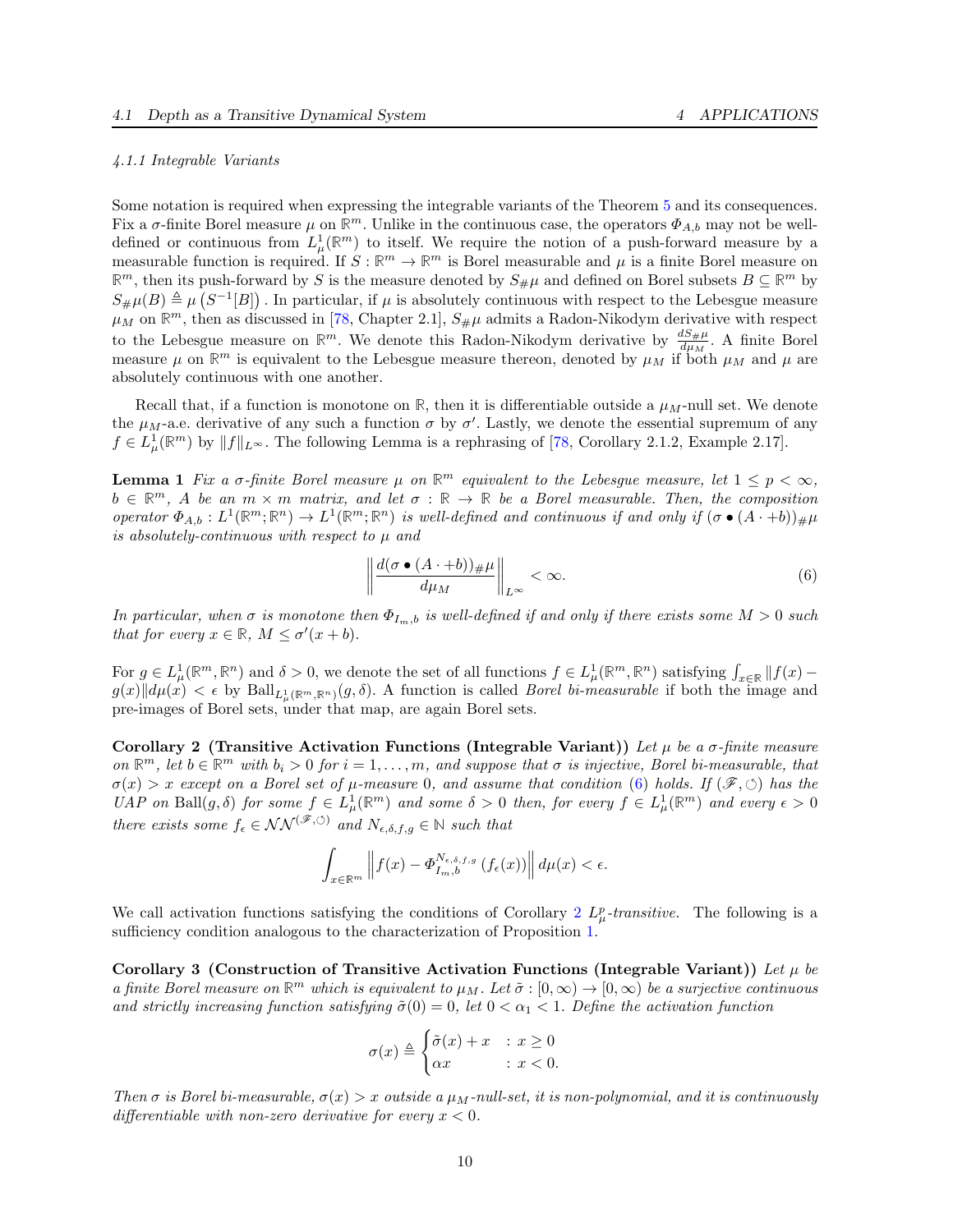#### 4.1.1 Integrable Variants

Some notation is required when expressing the integrable variants of the Theorem 5 and its consequences. Fix a $\sigma$-finite Borel measure $\mu$ on $\mathbb{R}^m$. Unlike in the continuous case, the operators $\Phi_{A,b}$ may not be well-defined or continuous from $L^1_\mu(\mathbb{R}^m)$ to itself. We require the notion of a push-forward measure by a measurable function is required. If $S : \mathbb{R}^m \to \mathbb{R}^m$ is Borel measurable and $\mu$ is a finite Borel measure on $\mathbb{R}^m$, then its push-forward by $S$ is the measure denoted by $S_\# \mu$ and defined on Borel subsets $B \subseteq \mathbb{R}^m$ by $S_\#\mu(B) \triangleq \mu\left(S^{-1}[B]\right)$. In particular, if $\mu$ is absolutely continuous with respect to the Lebesgue measure $\mu_M$ on $\mathbb{R}^m$, then as discussed in [78, Chapter 2.1], $S_\#\mu$ admits a Radon-Nikodym derivative with respect to the Lebesgue measure on $\mathbb{R}^m$. We denote this Radon-Nikodym derivative by $\frac{dS_\#\mu}{d\mu_M}$. A finite Borel measure $\mu$ on $\mathbb{R}^m$ is equivalent to the Lebesgue measure thereon, denoted by $\mu_M$ if both $\mu_M$ and $\mu$ are absolutely continuous with one another.

Recall that, if a function is monotone on $\mathbb{R}$, then it is differentiable outside a $\mu_M$-null set. We denote the $\mu_M$-a.e. derivative of any such a function $\sigma$ by $\sigma'$. Lastly, we denote the essential supremum of any $f \in L^1_\mu(\mathbb{R}^m)$ by $\|f\|_{L^\infty}$. The following Lemma is a rephrasing of [78, Corollary 2.1.2, Example 2.17].

**Lemma 1** *Fix a $\sigma$-finite Borel measure $\mu$ on $\mathbb{R}^m$ equivalent to the Lebesgue measure, let $1 \leq p < \infty$, $b \in \mathbb{R}^m$, $A$ be an $m \times m$ matrix, and let $\sigma : \mathbb{R} \to \mathbb{R}$ be a Borel measurable. Then, the composition operator $\Phi_{A,b} : L^1(\mathbb{R}^m; \mathbb{R}^n) \to L^1(\mathbb{R}^m; \mathbb{R}^n)$ is well-defined and continuous if and only if $(\sigma \bullet (A \cdot +b))_\#\mu$ is absolutely-continuous with respect to $\mu$ and*

$$\left\| \frac{d(\sigma \bullet (A \cdot +b))_\#\mu}{d\mu_M} \right\|_{L^\infty} < \infty. \tag{6}$$

*In particular, when $\sigma$ is monotone then $\Phi_{I_m,b}$ is well-defined if and only if there exists some $M > 0$ such that for every $x \in \mathbb{R}$, $M \leq \sigma'(x+b)$.*

For $g \in L^1_\mu(\mathbb{R}^m, \mathbb{R}^n)$ and $\delta > 0$, we denote the set of all functions $f \in L^1_\mu(\mathbb{R}^m, \mathbb{R}^n)$ satisfying $\int_{x\in\mathbb{R}} \|f(x) - g(x)\| d\mu(x) < \epsilon$ by $\mathrm{Ball}_{L^1_\mu(\mathbb{R}^m,\mathbb{R}^n)}(g, \delta)$. A function is called *Borel bi-measurable* if both the image and pre-images of Borel sets, under that map, are again Borel sets.

**Corollary 2 (Transitive Activation Functions (Integrable Variant))** *Let $\mu$ be a $\sigma$-finite measure on $\mathbb{R}^m$, let $b \in \mathbb{R}^m$ with $b_i > 0$ for $i = 1, \dots, m$, and suppose that $\sigma$ is injective, Borel bi-measurable, that $\sigma(x) > x$ except on a Borel set of $\mu$-measure 0, and assume that condition (6) holds. If $(\mathscr{F}, \circlearrowleft)$ has the UAP on $\mathrm{Ball}(g, \delta)$ for some $f \in L^1_\mu(\mathbb{R}^m)$ and some $\delta > 0$ then, for every $f \in L^1_\mu(\mathbb{R}^m)$ and every $\epsilon > 0$ there exists some $f_\epsilon \in \mathcal{NN}^{(\mathscr{F},\circlearrowleft)}$ and $N_{\epsilon,\delta,f,g} \in \mathbb{N}$ such that*

$$\int_{x\in\mathbb{R}^m} \left\| f(x) - \Phi_{I_m,b}^{N_{\epsilon,\delta,f,g}}\left(f_\epsilon(x)\right)\right\| d\mu(x) < \epsilon.$$

We call activation functions satisfying the conditions of Corollary 2 *$L^p_\mu$-transitive*. The following is a sufficiency condition analogous to the characterization of Proposition 1.

**Corollary 3 (Construction of Transitive Activation Functions (Integrable Variant))** *Let $\mu$ be a finite Borel measure on $\mathbb{R}^m$ which is equivalent to $\mu_M$. Let $\tilde{\sigma} : [0, \infty) \to [0, \infty)$ be a surjective continuous and strictly increasing function satisfying $\tilde{\sigma}(0) = 0$, let $0 < \alpha_1 < 1$. Define the activation function*

$$\sigma(x) \triangleq \begin{cases} \tilde{\sigma}(x) + x & : x \geq 0 \\ \alpha x & : x < 0. \end{cases}$$

*Then $\sigma$ is Borel bi-measurable, $\sigma(x) > x$ outside a $\mu_M$-null-set, it is non-polynomial, and it is continuously differentiable with non-zero derivative for every $x < 0$.*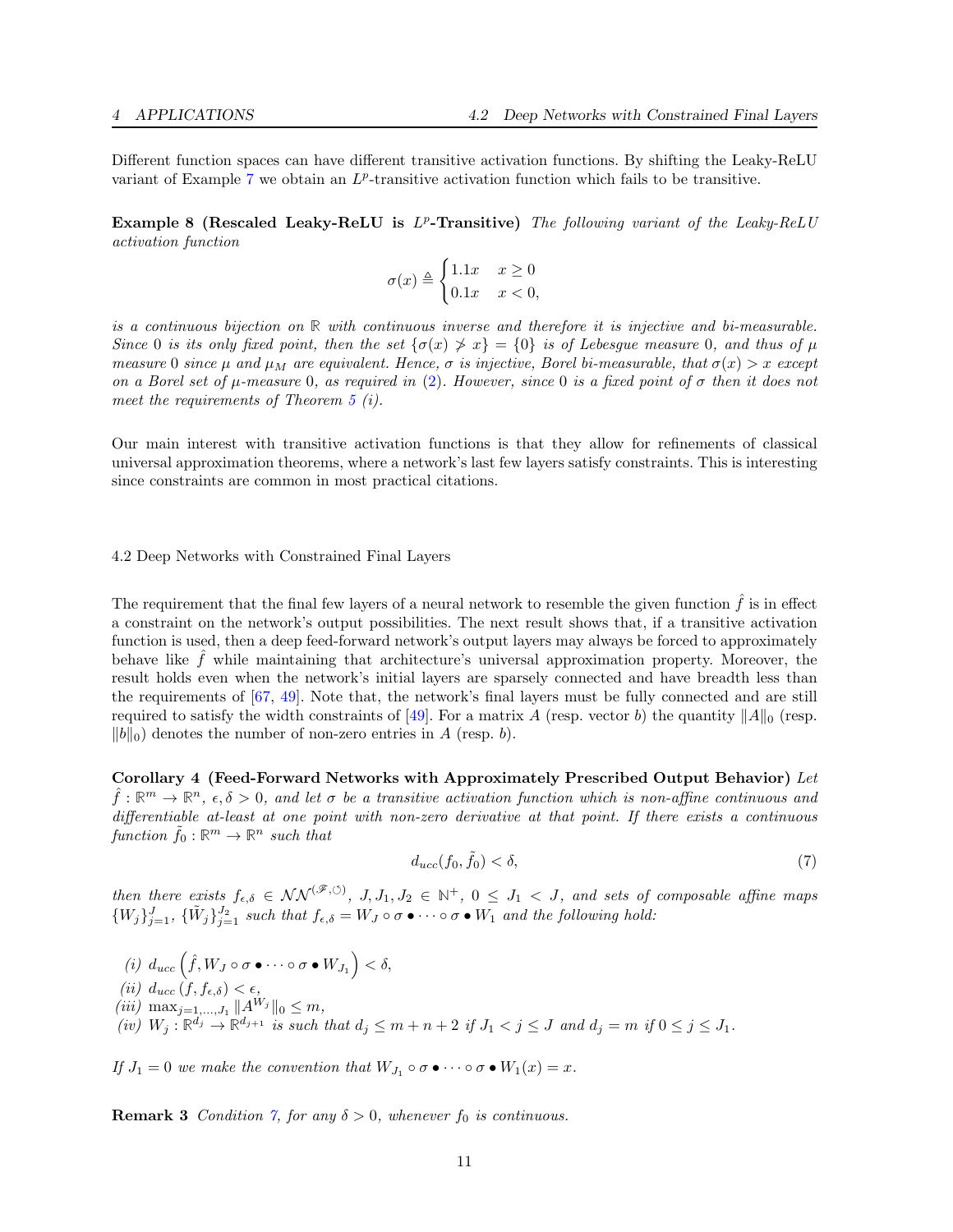Different function spaces can have different transitive activation functions. By shifting the Leaky-ReLU variant of Example 7 we obtain an $L^p$-transitive activation function which fails to be transitive.

**Example 8 (Rescaled Leaky-ReLU is $L^p$-Transitive)** *The following variant of the Leaky-ReLU activation function*

$$\sigma(x) \triangleq \begin{cases} 1.1x & x \geq 0 \\ 0.1x & x < 0, \end{cases}$$

*is a continuous bijection on $\mathbb{R}$ with continuous inverse and therefore it is injective and bi-measurable. Since 0 is its only fixed point, then the set $\{\sigma(x) \not> x\} = \{0\}$ is of Lebesgue measure 0, and thus of $\mu$ measure 0 since $\mu$ and $\mu_M$ are equivalent. Hence, $\sigma$ is injective, Borel bi-measurable, that $\sigma(x) > x$ except on a Borel set of $\mu$-measure 0, as required in (2). However, since 0 is a fixed point of $\sigma$ then it does not meet the requirements of Theorem 5 (i).*

Our main interest with transitive activation functions is that they allow for refinements of classical universal approximation theorems, where a network's last few layers satisfy constraints. This is interesting since constraints are common in most practical citations.

## 4.2 Deep Networks with Constrained Final Layers

The requirement that the final few layers of a neural network to resemble the given function $\hat{f}$ is in effect a constraint on the network's output possibilities. The next result shows that, if a transitive activation function is used, then a deep feed-forward network's output layers may always be forced to approximately behave like $\hat{f}$ while maintaining that architecture's universal approximation property. Moreover, the result holds even when the network's initial layers are sparsely connected and have breadth less than the requirements of [67, 49]. Note that, the network's final layers must be fully connected and are still required to satisfy the width constraints of [49]. For a matrix $A$ (resp. vector $b$) the quantity $\|A\|_0$ (resp. $\|b\|_0$) denotes the number of non-zero entries in $A$ (resp. $b$).

**Corollary 4 (Feed-Forward Networks with Approximately Prescribed Output Behavior)** *Let $\hat{f} : \mathbb{R}^m \to \mathbb{R}^n$, $\epsilon, \delta > 0$, and let $\sigma$ be a transitive activation function which is non-affine continuous and differentiable at-least at one point with non-zero derivative at that point. If there exists a continuous function $\tilde{f}_0 : \mathbb{R}^m \to \mathbb{R}^n$ such that*

$$d_{ucc}(f_0, \tilde{f}_0) < \delta, \tag{7}$$

*then there exists $f_{\epsilon,\delta} \in \mathcal{NN}^{(\mathscr{F},\circlearrowleft)}$, $J, J_1, J_2 \in \mathbb{N}^+$, $0 \leq J_1 < J$, and sets of composable affine maps $\{W_j\}_{j=1}^J$, $\{\tilde{W}_j\}_{j=1}^{J_2}$ such that $f_{\epsilon,\delta} = W_J \circ \sigma \bullet \cdots \circ \sigma \bullet W_1$ and the following hold:*

*(i)* $d_{ucc}\left(\hat{f}, W_J \circ \sigma \bullet \cdots \circ \sigma \bullet W_{J_1}\right) < \delta$,
*(ii)* $d_{ucc}\left(f, f_{\epsilon,\delta}\right) < \epsilon$,
*(iii)* $\max_{j=1,\ldots,J_1} \|A^{W_j}\|_0 \leq m$,
*(iv)* $W_j : \mathbb{R}^{d_j} \to \mathbb{R}^{d_{j+1}}$ *is such that* $d_j \leq m + n + 2$ *if* $J_1 < j \leq J$ *and* $d_j = m$ *if* $0 \leq j \leq J_1$.

*If $J_1 = 0$ we make the convention that $W_{J_1} \circ \sigma \bullet \cdots \circ \sigma \bullet W_1(x) = x$.*

**Remark 3** *Condition 7, for any $\delta > 0$, whenever $f_0$ is continuous.*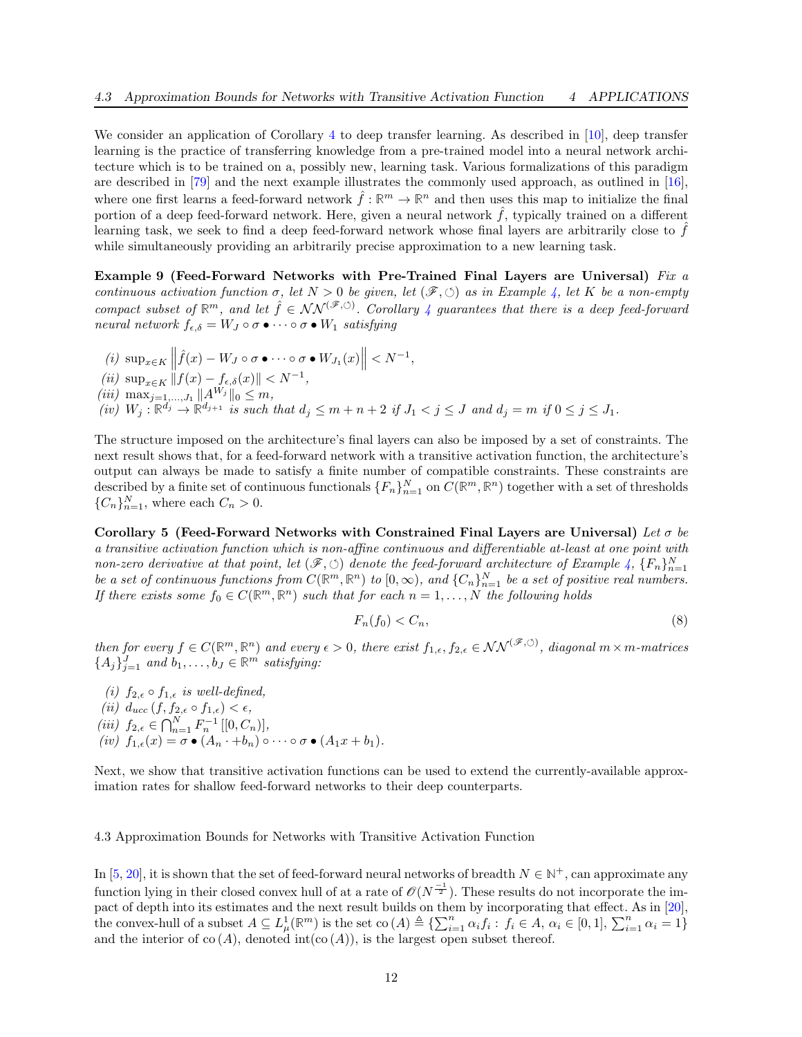We consider an application of Corollary 4 to deep transfer learning. As described in [10], deep transfer learning is the practice of transferring knowledge from a pre-trained model into a neural network architecture which is to be trained on a, possibly new, learning task. Various formalizations of this paradigm are described in [79] and the next example illustrates the commonly used approach, as outlined in [16], where one first learns a feed-forward network $\hat{f}: \mathbb{R}^m \to \mathbb{R}^n$ and then uses this map to initialize the final portion of a deep feed-forward network. Here, given a neural network $\hat{f}$, typically trained on a different learning task, we seek to find a deep feed-forward network whose final layers are arbitrarily close to $\hat{f}$ while simultaneously providing an arbitrarily precise approximation to a new learning task.

**Example 9 (Feed-Forward Networks with Pre-Trained Final Layers are Universal)** *Fix a continuous activation function $\sigma$, let $N > 0$ be given, let $(\mathscr{F}, \circlearrowleft)$ as in Example 4, let $K$ be a non-empty compact subset of $\mathbb{R}^m$, and let $\hat{f} \in \mathcal{NN}^{(\mathscr{F},\circlearrowleft)}$. Corollary 4 guarantees that there is a deep feed-forward neural network $f_{\epsilon,\delta} = W_J \circ \sigma \bullet \cdots \circ \sigma \bullet W_1$ satisfying*

*(i)* $\sup_{x \in K} \left\| \hat{f}(x) - W_J \circ \sigma \bullet \cdots \circ \sigma \bullet W_{J_1}(x) \right\| < N^{-1}$,

*(ii)* $\sup_{x \in K} \| f(x) - f_{\epsilon,\delta}(x) \| < N^{-1}$,

*(iii)* $\max_{j=1,\ldots,J_1} \| A^{W_j} \|_0 \leq m$,

*(iv)* $W_j : \mathbb{R}^{d_j} \to \mathbb{R}^{d_{j+1}}$ *is such that* $d_j \leq m + n + 2$ *if* $J_1 < j \leq J$ *and* $d_j = m$ *if* $0 \leq j \leq J_1$.

The structure imposed on the architecture's final layers can also be imposed by a set of constraints. The next result shows that, for a feed-forward network with a transitive activation function, the architecture's output can always be made to satisfy a finite number of compatible constraints. These constraints are described by a finite set of continuous functionals $\{F_n\}_{n=1}^N$ on $C(\mathbb{R}^m, \mathbb{R}^n)$ together with a set of thresholds $\{C_n\}_{n=1}^N$, where each $C_n > 0$.

**Corollary 5 (Feed-Forward Networks with Constrained Final Layers are Universal)** *Let $\sigma$ be a transitive activation function which is non-affine continuous and differentiable at-least at one point with non-zero derivative at that point, let $(\mathscr{F}, \circlearrowleft)$ denote the feed-forward architecture of Example 4, $\{F_n\}_{n=1}^N$ be a set of continuous functions from $C(\mathbb{R}^m, \mathbb{R}^n)$ to $[0, \infty)$, and $\{C_n\}_{n=1}^N$ be a set of positive real numbers. If there exists some $f_0 \in C(\mathbb{R}^m, \mathbb{R}^n)$ such that for each $n = 1, \ldots, N$ the following holds*

$$F_n(f_0) < C_n, \tag{8}$$

*then for every $f \in C(\mathbb{R}^m, \mathbb{R}^n)$ and every $\epsilon > 0$, there exist $f_{1,\epsilon}, f_{2,\epsilon} \in \mathcal{NN}^{(\mathscr{F},\circlearrowleft)}$, diagonal $m \times m$-matrices $\{A_j\}_{j=1}^J$ and $b_1, \ldots, b_J \in \mathbb{R}^m$ satisfying:*

*(i)* $f_{2,\epsilon} \circ f_{1,\epsilon}$ *is well-defined,*

*(ii)* $d_{ucc}(f, f_{2,\epsilon} \circ f_{1,\epsilon}) < \epsilon$,

*(iii)* $f_{2,\epsilon} \in \bigcap_{n=1}^N F_n^{-1}[[0, C_n)]$,

*(iv)* $f_{1,\epsilon}(x) = \sigma \bullet (A_n \cdot +b_n) \circ \cdots \circ \sigma \bullet (A_1 x + b_1)$.

Next, we show that transitive activation functions can be used to extend the currently-available approximation rates for shallow feed-forward networks to their deep counterparts.

### 4.3 Approximation Bounds for Networks with Transitive Activation Function

In [5, 20], it is shown that the set of feed-forward neural networks of breadth $N \in \mathbb{N}^+$, can approximate any function lying in their closed convex hull of at a rate of $\mathscr{O}(N^{\frac{-1}{2}})$. These results do not incorporate the impact of depth into its estimates and the next result builds on them by incorporating that effect. As in [20], the convex-hull of a subset $A \subseteq L^1_\mu(\mathbb{R}^m)$ is the set $\operatorname{co}(A) \triangleq \{\sum_{i=1}^n \alpha_i f_i : f_i \in A, \alpha_i \in [0,1], \sum_{i=1}^n \alpha_i = 1\}$ and the interior of $\operatorname{co}(A)$, denoted $\operatorname{int}(\operatorname{co}(A))$, is the largest open subset thereof.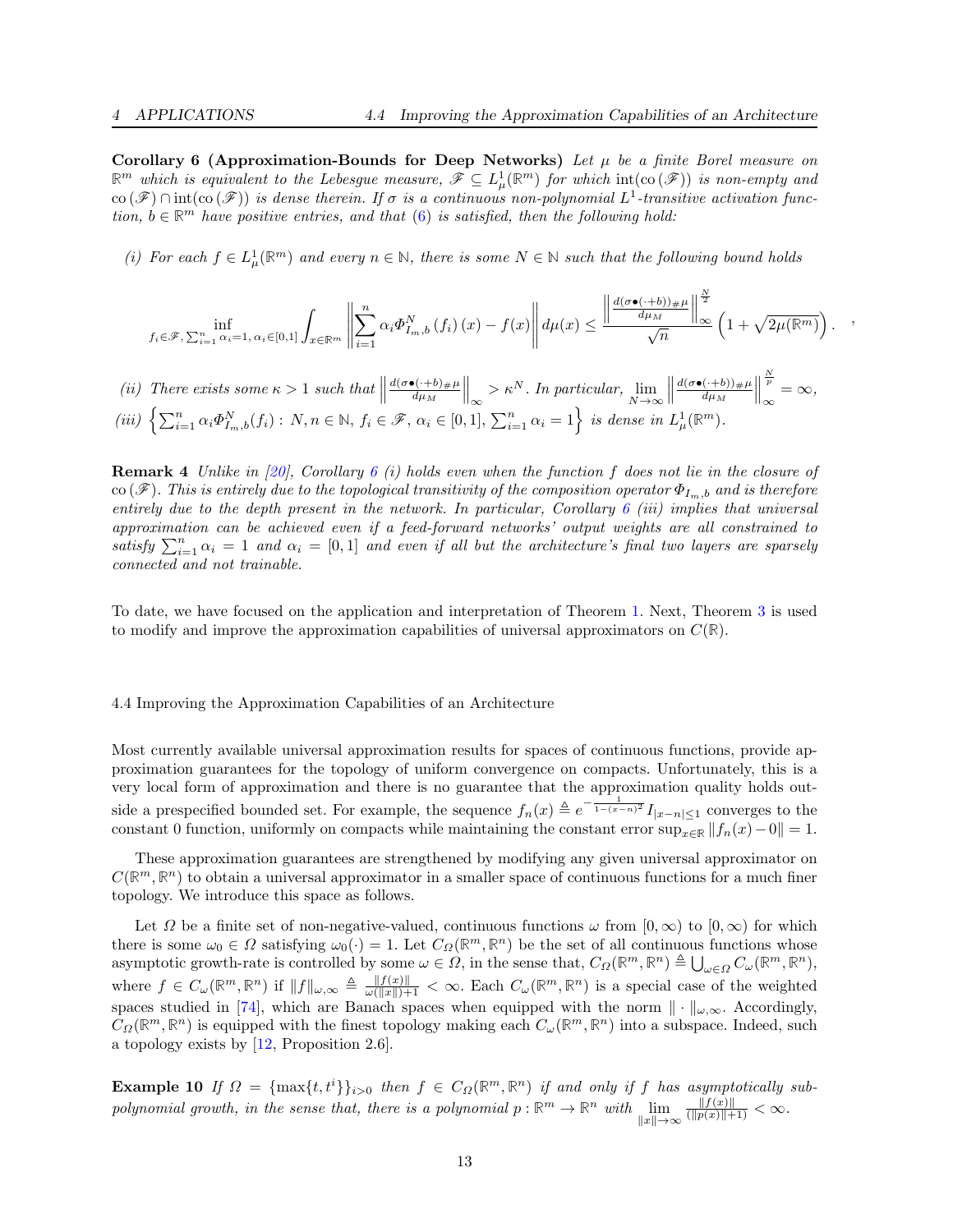**Corollary 6 (Approximation-Bounds for Deep Networks)** *Let $\mu$ be a finite Borel measure on $\mathbb{R}^m$ which is equivalent to the Lebesgue measure, $\mathscr{F} \subseteq L^1_\mu(\mathbb{R}^m)$ for which $\operatorname{int}(\operatorname{co}(\mathscr{F}))$ is non-empty and $\operatorname{co}(\mathscr{F}) \cap \operatorname{int}(\operatorname{co}(\mathscr{F}))$ is dense therein. If $\sigma$ is a continuous non-polynomial $L^1$-transitive activation function, $b \in \mathbb{R}^m$ have positive entries, and that (6) is satisfied, then the following hold:*

*(i) For each $f \in L^1_\mu(\mathbb{R}^m)$ and every $n \in \mathbb{N}$, there is some $N \in \mathbb{N}$ such that the following bound holds*

$$
\inf_{f_i \in \mathscr{F},\, \sum_{i=1}^n \alpha_i = 1,\, \alpha_i \in [0,1]} \int_{x \in \mathbb{R}^m} \left\| \sum_{i=1}^n \alpha_i \Phi^N_{I_m,b}(f_i)(x) - f(x) \right\| d\mu(x) \leq \frac{\left\| \frac{d(\sigma \bullet (\cdot + b))_{\#}\mu}{d\mu_M} \right\|_\infty^{\frac{N}{2}}}{\sqrt{n}} \left(1 + \sqrt{2\mu(\mathbb{R}^m)}\right). \quad ,
$$

*(ii) There exists some $\kappa > 1$ such that $\left\| \frac{d(\sigma \bullet (\cdot + b))_{\#}\mu}{d\mu_M} \right\|_\infty > \kappa^N$. In particular, $\lim_{N \to \infty} \left\| \frac{d(\sigma \bullet (\cdot + b))_{\#}\mu}{d\mu_M} \right\|_\infty^{\frac{N}{p}} = \infty$,*

*(iii) $\left\{ \sum_{i=1}^n \alpha_i \Phi^N_{I_m,b}(f_i) : N, n \in \mathbb{N},\, f_i \in \mathscr{F},\, \alpha_i \in [0,1],\, \sum_{i=1}^n \alpha_i = 1 \right\}$ is dense in $L^1_\mu(\mathbb{R}^m)$.*

**Remark 4** *Unlike in [20], Corollary 6 (i) holds even when the function $f$ does not lie in the closure of $\operatorname{co}(\mathscr{F})$. This is entirely due to the topological transitivity of the composition operator $\Phi_{I_m,b}$ and is therefore entirely due to the depth present in the network. In particular, Corollary 6 (iii) implies that universal approximation can be achieved even if a feed-forward networks' output weights are all constrained to satisfy $\sum_{i=1}^n \alpha_i = 1$ and $\alpha_i = [0,1]$ and even if all but the architecture's final two layers are sparsely connected and not trainable.*

To date, we have focused on the application and interpretation of Theorem 1. Next, Theorem 3 is used to modify and improve the approximation capabilities of universal approximators on $C(\mathbb{R})$.

### 4.4 Improving the Approximation Capabilities of an Architecture

Most currently available universal approximation results for spaces of continuous functions, provide approximation guarantees for the topology of uniform convergence on compacts. Unfortunately, this is a very local form of approximation and there is no guarantee that the approximation quality holds outside a prespecified bounded set. For example, the sequence $f_n(x) \triangleq e^{-\frac{1}{1-(x-n)^2}} I_{|x-n|\leq 1}$ converges to the constant 0 function, uniformly on compacts while maintaining the constant error $\sup_{x\in\mathbb{R}} \|f_n(x) - 0\| = 1$.

These approximation guarantees are strengthened by modifying any given universal approximator on $C(\mathbb{R}^m, \mathbb{R}^n)$ to obtain a universal approximator in a smaller space of continuous functions for a much finer topology. We introduce this space as follows.

Let $\Omega$ be a finite set of non-negative-valued, continuous functions $\omega$ from $[0,\infty)$ to $[0,\infty)$ for which there is some $\omega_0 \in \Omega$ satisfying $\omega_0(\cdot) = 1$. Let $C_\Omega(\mathbb{R}^m, \mathbb{R}^n)$ be the set of all continuous functions whose asymptotic growth-rate is controlled by some $\omega \in \Omega$, in the sense that, $C_\Omega(\mathbb{R}^m, \mathbb{R}^n) \triangleq \bigcup_{\omega \in \Omega} C_\omega(\mathbb{R}^m, \mathbb{R}^n)$, where $f \in C_\omega(\mathbb{R}^m, \mathbb{R}^n)$ if $\|f\|_{\omega,\infty} \triangleq \frac{\|f(x)\|}{\omega(\|x\|)+1} < \infty$. Each $C_\omega(\mathbb{R}^m, \mathbb{R}^n)$ is a special case of the weighted spaces studied in [74], which are Banach spaces when equipped with the norm $\|\cdot\|_{\omega,\infty}$. Accordingly, $C_\Omega(\mathbb{R}^m, \mathbb{R}^n)$ is equipped with the finest topology making each $C_\omega(\mathbb{R}^m, \mathbb{R}^n)$ into a subspace. Indeed, such a topology exists by [12, Proposition 2.6].

**Example 10** *If $\Omega = \{\max\{t, t^i\}\}_{i>0}$ then $f \in C_\Omega(\mathbb{R}^m, \mathbb{R}^n)$ if and only if $f$ has asymptotically sub-polynomial growth, in the sense that, there is a polynomial $p : \mathbb{R}^m \to \mathbb{R}^n$ with $\lim_{\|x\|\to\infty} \frac{\|f(x)\|}{(\|p(x)\|+1)} < \infty$.*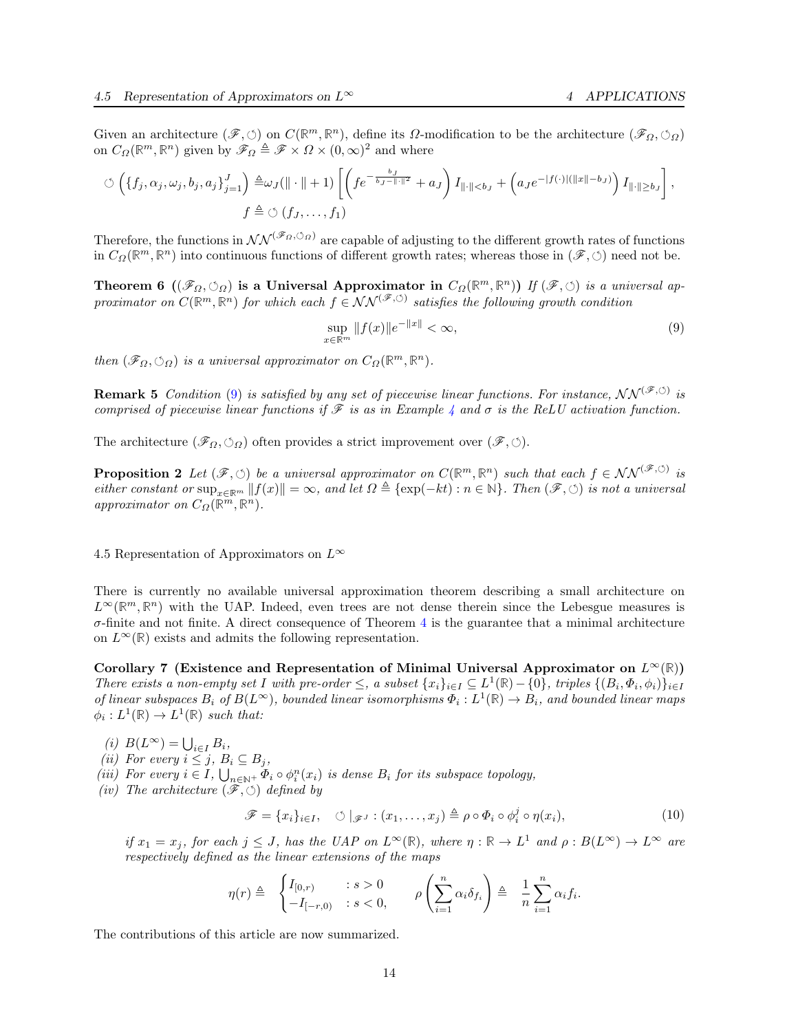Given an architecture $(\mathscr{F}, \circlearrowleft)$ on $C(\mathbb{R}^m, \mathbb{R}^n)$, define its $\Omega$-modification to be the architecture $(\mathscr{F}_\Omega, \circlearrowleft_\Omega)$ on $C_\Omega(\mathbb{R}^m, \mathbb{R}^n)$ given by $\mathscr{F}_\Omega \triangleq \mathscr{F} \times \Omega \times (0,\infty)^2$ and where

$$\circlearrowleft \left(\{f_j, \alpha_j, \omega_j, b_j, a_j\}_{j=1}^J\right) \triangleq \omega_J(\|\cdot\| + 1)\left[\left(f e^{-\frac{b_J}{b_J - \|\cdot\|^2}} + a_J\right) I_{\|\cdot\| < b_J} + \left(a_J e^{-|f(\cdot)|(\|x\| - b_J)}\right) I_{\|\cdot\| \geq b_J}\right],$$
$$f \triangleq \circlearrowleft (f_J, \ldots, f_1)$$

Therefore, the functions in $\mathcal{NN}^{(\mathscr{F}_\Omega, \circlearrowleft_\Omega)}$ are capable of adjusting to the different growth rates of functions in $C_\Omega(\mathbb{R}^m, \mathbb{R}^n)$ into continuous functions of different growth rates; whereas those in $(\mathscr{F}, \circlearrowleft)$ need not be.

**Theorem 6 ($(\mathscr{F}_\Omega, \circlearrowleft_\Omega)$ is a Universal Approximator in $C_\Omega(\mathbb{R}^m, \mathbb{R}^n)$)** *If $(\mathscr{F}, \circlearrowleft)$ is a universal approximator on $C(\mathbb{R}^m, \mathbb{R}^n)$ for which each $f \in \mathcal{NN}^{(\mathscr{F}, \circlearrowleft)}$ satisfies the following growth condition*

$$\sup_{x \in \mathbb{R}^m} \|f(x)\| e^{-\|x\|} < \infty, \tag{9}$$

*then $(\mathscr{F}_\Omega, \circlearrowleft_\Omega)$ is a universal approximator on $C_\Omega(\mathbb{R}^m, \mathbb{R}^n)$.*

**Remark 5** *Condition (9) is satisfied by any set of piecewise linear functions. For instance, $\mathcal{NN}^{(\mathscr{F}, \circlearrowleft)}$ is comprised of piecewise linear functions if $\mathscr{F}$ is as in Example 4 and $\sigma$ is the ReLU activation function.*

The architecture $(\mathscr{F}_\Omega, \circlearrowleft_\Omega)$ often provides a strict improvement over $(\mathscr{F}, \circlearrowleft)$.

**Proposition 2** *Let $(\mathscr{F}, \circlearrowleft)$ be a universal approximator on $C(\mathbb{R}^m, \mathbb{R}^n)$ such that each $f \in \mathcal{NN}^{(\mathscr{F}, \circlearrowleft)}$ is either constant or $\sup_{x \in \mathbb{R}^m} \|f(x)\| = \infty$, and let $\Omega \triangleq \{\exp(-kt) : n \in \mathbb{N}\}$. Then $(\mathscr{F}, \circlearrowleft)$ is not a universal approximator on $C_\Omega(\mathbb{R}^m, \mathbb{R}^n)$.*

## 4.5 Representation of Approximators on $L^\infty$

There is currently no available universal approximation theorem describing a small architecture on $L^\infty(\mathbb{R}^m, \mathbb{R}^n)$ with the UAP. Indeed, even trees are not dense therein since the Lebesgue measures is $\sigma$-finite and not finite. A direct consequence of Theorem 4 is the guarantee that a minimal architecture on $L^\infty(\mathbb{R})$ exists and admits the following representation.

**Corollary 7 (Existence and Representation of Minimal Universal Approximator on $L^\infty(\mathbb{R})$)** *There exists a non-empty set $I$ with pre-order $\leq$, a subset $\{x_i\}_{i \in I} \subseteq L^1(\mathbb{R}) - \{0\}$, triples $\{(B_i, \Phi_i, \phi_i)\}_{i \in I}$ of linear subspaces $B_i$ of $B(L^\infty)$, bounded linear isomorphisms $\Phi_i : L^1(\mathbb{R}) \to B_i$, and bounded linear maps $\phi_i : L^1(\mathbb{R}) \to L^1(\mathbb{R})$ such that:*

*(i) $B(L^\infty) = \bigcup_{i \in I} B_i$,*
*(ii) For every $i \leq j$, $B_i \subseteq B_j$,*
*(iii) For every $i \in I$, $\bigcup_{n \in \mathbb{N}^+} \Phi_i \circ \phi_i^n(x_i)$ is dense $B_i$ for its subspace topology,*
*(iv) The architecture $(\mathscr{F}, \circlearrowleft)$ defined by*

$$\mathscr{F} = \{x_i\}_{i \in I}, \quad \circlearrowleft|_{\mathscr{F}^J} : (x_1, \ldots, x_j) \triangleq \rho \circ \Phi_i \circ \phi_i^j \circ \eta(x_i), \tag{10}$$

*if $x_1 = x_j$, for each $j \leq J$, has the UAP on $L^\infty(\mathbb{R})$, where $\eta : \mathbb{R} \to L^1$ and $\rho : B(L^\infty) \to L^\infty$ are respectively defined as the linear extensions of the maps*

$$\eta(r) \triangleq \begin{cases} I_{[0,r)} & : s > 0 \\ -I_{[-r,0)} & : s < 0, \end{cases} \qquad \rho\left(\sum_{i=1}^n \alpha_i \delta_{f_i}\right) \triangleq \frac{1}{n} \sum_{i=1}^n \alpha_i f_i.$$

The contributions of this article are now summarized.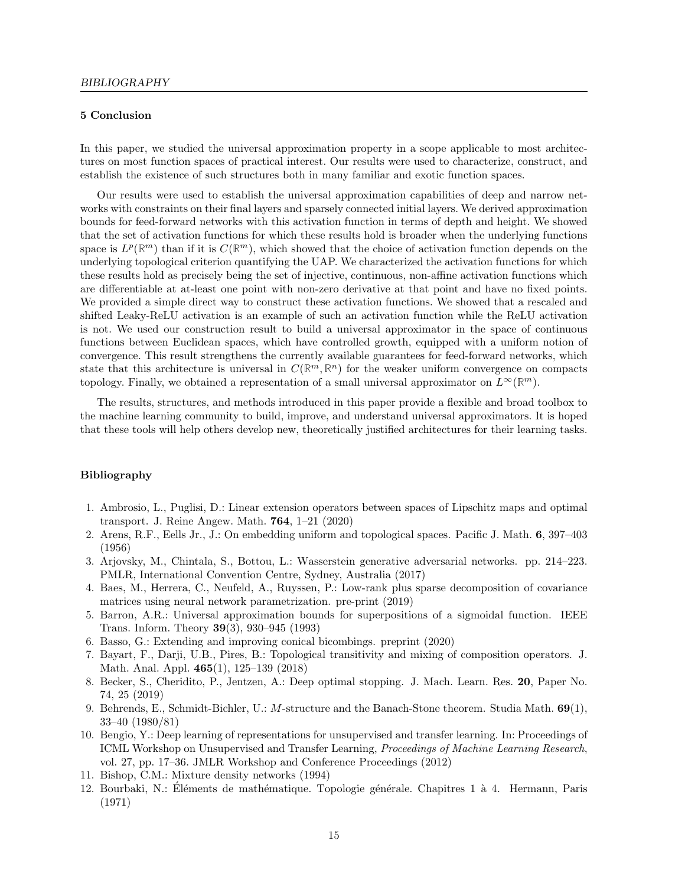## 5 Conclusion

In this paper, we studied the universal approximation property in a scope applicable to most architectures on most function spaces of practical interest. Our results were used to characterize, construct, and establish the existence of such structures both in many familiar and exotic function spaces.

Our results were used to establish the universal approximation capabilities of deep and narrow networks with constraints on their final layers and sparsely connected initial layers. We derived approximation bounds for feed-forward networks with this activation function in terms of depth and height. We showed that the set of activation functions for which these results hold is broader when the underlying functions space is $L^p(\mathbb{R}^m)$ than if it is $C(\mathbb{R}^m)$, which showed that the choice of activation function depends on the underlying topological criterion quantifying the UAP. We characterized the activation functions for which these results hold as precisely being the set of injective, continuous, non-affine activation functions which are differentiable at at-least one point with non-zero derivative at that point and have no fixed points. We provided a simple direct way to construct these activation functions. We showed that a rescaled and shifted Leaky-ReLU activation is an example of such an activation function while the ReLU activation is not. We used our construction result to build a universal approximator in the space of continuous functions between Euclidean spaces, which have controlled growth, equipped with a uniform notion of convergence. This result strengthens the currently available guarantees for feed-forward networks, which state that this architecture is universal in $C(\mathbb{R}^m, \mathbb{R}^n)$ for the weaker uniform convergence on compacts topology. Finally, we obtained a representation of a small universal approximator on $L^\infty(\mathbb{R}^m)$.

The results, structures, and methods introduced in this paper provide a flexible and broad toolbox to the machine learning community to build, improve, and understand universal approximators. It is hoped that these tools will help others develop new, theoretically justified architectures for their learning tasks.

## Bibliography

1. Ambrosio, L., Puglisi, D.: Linear extension operators between spaces of Lipschitz maps and optimal transport. J. Reine Angew. Math. **764**, 1–21 (2020)
2. Arens, R.F., Eells Jr., J.: On embedding uniform and topological spaces. Pacific J. Math. **6**, 397–403 (1956)
3. Arjovsky, M., Chintala, S., Bottou, L.: Wasserstein generative adversarial networks. pp. 214–223. PMLR, International Convention Centre, Sydney, Australia (2017)
4. Baes, M., Herrera, C., Neufeld, A., Ruyssen, P.: Low-rank plus sparse decomposition of covariance matrices using neural network parametrization. pre-print (2019)
5. Barron, A.R.: Universal approximation bounds for superpositions of a sigmoidal function. IEEE Trans. Inform. Theory **39**(3), 930–945 (1993)
6. Basso, G.: Extending and improving conical bicombings. preprint (2020)
7. Bayart, F., Darji, U.B., Pires, B.: Topological transitivity and mixing of composition operators. J. Math. Anal. Appl. **465**(1), 125–139 (2018)
8. Becker, S., Cheridito, P., Jentzen, A.: Deep optimal stopping. J. Mach. Learn. Res. **20**, Paper No. 74, 25 (2019)
9. Behrends, E., Schmidt-Bichler, U.: *M*-structure and the Banach-Stone theorem. Studia Math. **69**(1), 33–40 (1980/81)
10. Bengio, Y.: Deep learning of representations for unsupervised and transfer learning. In: Proceedings of ICML Workshop on Unsupervised and Transfer Learning, *Proceedings of Machine Learning Research*, vol. 27, pp. 17–36. JMLR Workshop and Conference Proceedings (2012)
11. Bishop, C.M.: Mixture density networks (1994)
12. Bourbaki, N.: Éléments de mathématique. Topologie générale. Chapitres 1 à 4. Hermann, Paris (1971)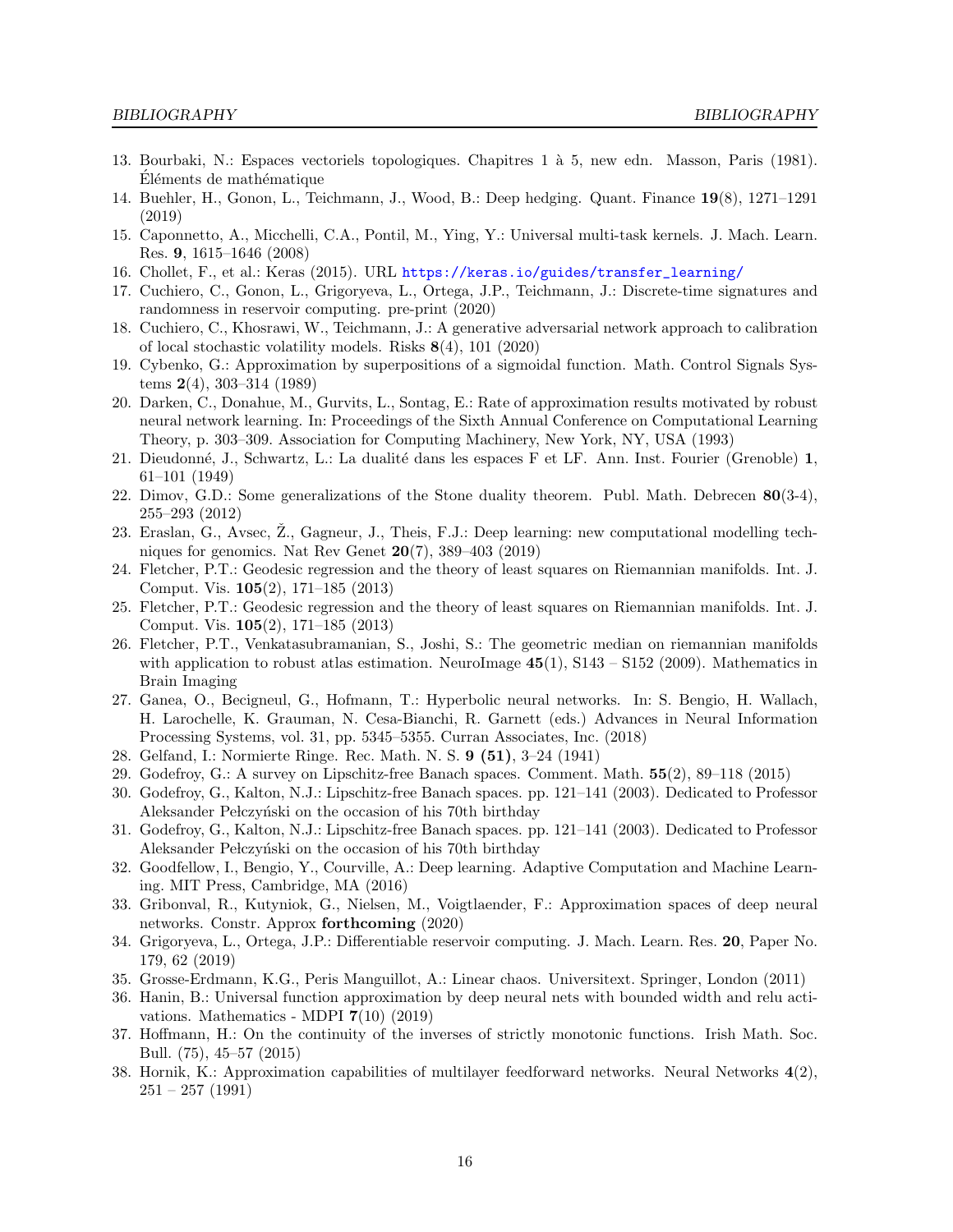13. Bourbaki, N.: Espaces vectoriels topologiques. Chapitres 1 à 5, new edn. Masson, Paris (1981). Éléments de mathématique
14. Buehler, H., Gonon, L., Teichmann, J., Wood, B.: Deep hedging. Quant. Finance **19**(8), 1271–1291 (2019)
15. Caponnetto, A., Micchelli, C.A., Pontil, M., Ying, Y.: Universal multi-task kernels. J. Mach. Learn. Res. **9**, 1615–1646 (2008)
16. Chollet, F., et al.: Keras (2015). URL https://keras.io/guides/transfer_learning/
17. Cuchiero, C., Gonon, L., Grigoryeva, L., Ortega, J.P., Teichmann, J.: Discrete-time signatures and randomness in reservoir computing. pre-print (2020)
18. Cuchiero, C., Khosrawi, W., Teichmann, J.: A generative adversarial network approach to calibration of local stochastic volatility models. Risks **8**(4), 101 (2020)
19. Cybenko, G.: Approximation by superpositions of a sigmoidal function. Math. Control Signals Systems **2**(4), 303–314 (1989)
20. Darken, C., Donahue, M., Gurvits, L., Sontag, E.: Rate of approximation results motivated by robust neural network learning. In: Proceedings of the Sixth Annual Conference on Computational Learning Theory, p. 303–309. Association for Computing Machinery, New York, NY, USA (1993)
21. Dieudonné, J., Schwartz, L.: La dualité dans les espaces F et LF. Ann. Inst. Fourier (Grenoble) **1**, 61–101 (1949)
22. Dimov, G.D.: Some generalizations of the Stone duality theorem. Publ. Math. Debrecen **80**(3-4), 255–293 (2012)
23. Eraslan, G., Avsec, Ž., Gagneur, J., Theis, F.J.: Deep learning: new computational modelling techniques for genomics. Nat Rev Genet **20**(7), 389–403 (2019)
24. Fletcher, P.T.: Geodesic regression and the theory of least squares on Riemannian manifolds. Int. J. Comput. Vis. **105**(2), 171–185 (2013)
25. Fletcher, P.T.: Geodesic regression and the theory of least squares on Riemannian manifolds. Int. J. Comput. Vis. **105**(2), 171–185 (2013)
26. Fletcher, P.T., Venkatasubramanian, S., Joshi, S.: The geometric median on riemannian manifolds with application to robust atlas estimation. NeuroImage **45**(1), S143 – S152 (2009). Mathematics in Brain Imaging
27. Ganea, O., Becigneul, G., Hofmann, T.: Hyperbolic neural networks. In: S. Bengio, H. Wallach, H. Larochelle, K. Grauman, N. Cesa-Bianchi, R. Garnett (eds.) Advances in Neural Information Processing Systems, vol. 31, pp. 5345–5355. Curran Associates, Inc. (2018)
28. Gelfand, I.: Normierte Ringe. Rec. Math. N. S. **9 (51)**, 3–24 (1941)
29. Godefroy, G.: A survey on Lipschitz-free Banach spaces. Comment. Math. **55**(2), 89–118 (2015)
30. Godefroy, G., Kalton, N.J.: Lipschitz-free Banach spaces. pp. 121–141 (2003). Dedicated to Professor Aleksander Pełczyński on the occasion of his 70th birthday
31. Godefroy, G., Kalton, N.J.: Lipschitz-free Banach spaces. pp. 121–141 (2003). Dedicated to Professor Aleksander Pełczyński on the occasion of his 70th birthday
32. Goodfellow, I., Bengio, Y., Courville, A.: Deep learning. Adaptive Computation and Machine Learning. MIT Press, Cambridge, MA (2016)
33. Gribonval, R., Kutyniok, G., Nielsen, M., Voigtlaender, F.: Approximation spaces of deep neural networks. Constr. Approx **forthcoming** (2020)
34. Grigoryeva, L., Ortega, J.P.: Differentiable reservoir computing. J. Mach. Learn. Res. **20**, Paper No. 179, 62 (2019)
35. Grosse-Erdmann, K.G., Peris Manguillot, A.: Linear chaos. Universitext. Springer, London (2011)
36. Hanin, B.: Universal function approximation by deep neural nets with bounded width and relu activations. Mathematics - MDPI **7**(10) (2019)
37. Hoffmann, H.: On the continuity of the inverses of strictly monotonic functions. Irish Math. Soc. Bull. (75), 45–57 (2015)
38. Hornik, K.: Approximation capabilities of multilayer feedforward networks. Neural Networks **4**(2), 251 – 257 (1991)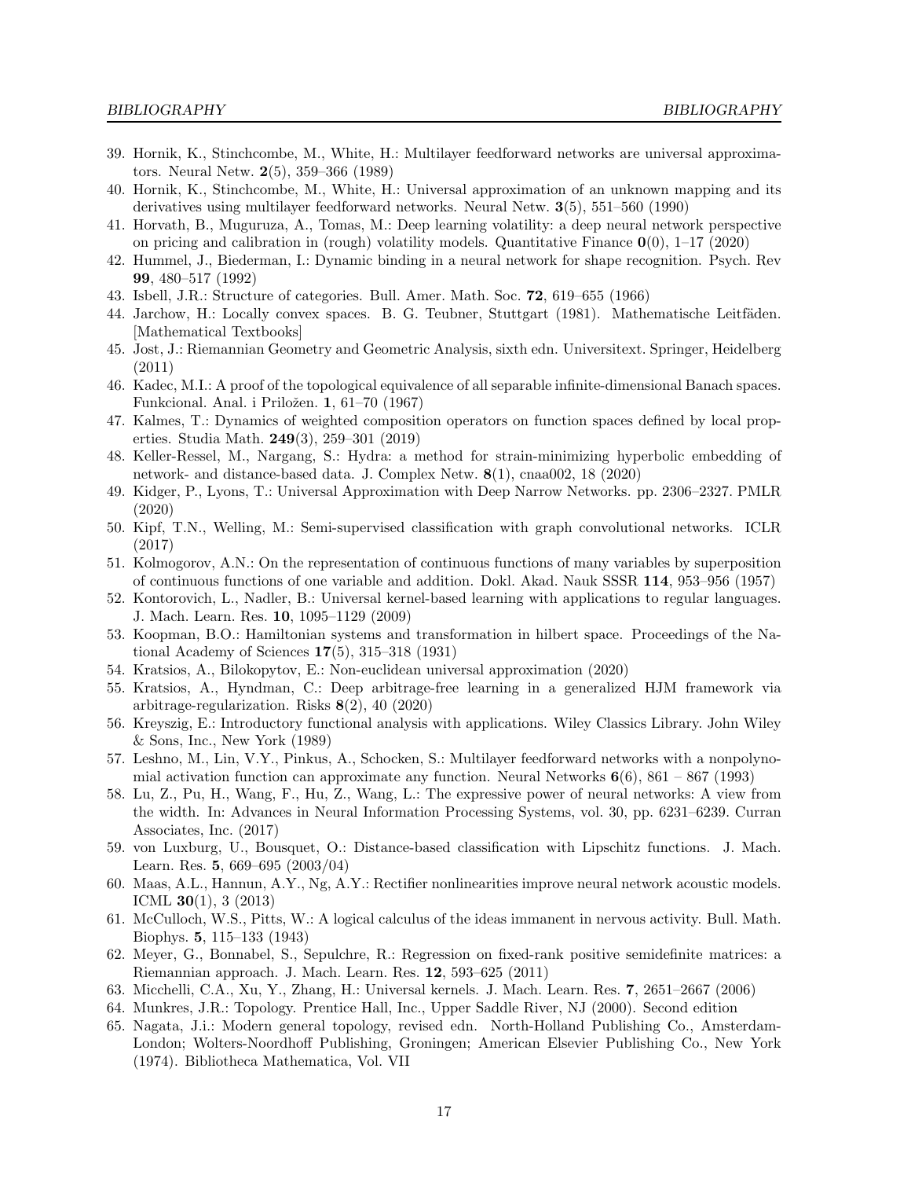39. Hornik, K., Stinchcombe, M., White, H.: Multilayer feedforward networks are universal approximators. Neural Netw. **2**(5), 359–366 (1989)
40. Hornik, K., Stinchcombe, M., White, H.: Universal approximation of an unknown mapping and its derivatives using multilayer feedforward networks. Neural Netw. **3**(5), 551–560 (1990)
41. Horvath, B., Muguruza, A., Tomas, M.: Deep learning volatility: a deep neural network perspective on pricing and calibration in (rough) volatility models. Quantitative Finance **0**(0), 1–17 (2020)
42. Hummel, J., Biederman, I.: Dynamic binding in a neural network for shape recognition. Psych. Rev **99**, 480–517 (1992)
43. Isbell, J.R.: Structure of categories. Bull. Amer. Math. Soc. **72**, 619–655 (1966)
44. Jarchow, H.: Locally convex spaces. B. G. Teubner, Stuttgart (1981). Mathematische Leitfäden. [Mathematical Textbooks]
45. Jost, J.: Riemannian Geometry and Geometric Analysis, sixth edn. Universitext. Springer, Heidelberg (2011)
46. Kadec, M.I.: A proof of the topological equivalence of all separable infinite-dimensional Banach spaces. Funkcional. Anal. i Priložen. **1**, 61–70 (1967)
47. Kalmes, T.: Dynamics of weighted composition operators on function spaces defined by local properties. Studia Math. **249**(3), 259–301 (2019)
48. Keller-Ressel, M., Nargang, S.: Hydra: a method for strain-minimizing hyperbolic embedding of network- and distance-based data. J. Complex Netw. **8**(1), cnaa002, 18 (2020)
49. Kidger, P., Lyons, T.: Universal Approximation with Deep Narrow Networks. pp. 2306–2327. PMLR (2020)
50. Kipf, T.N., Welling, M.: Semi-supervised classification with graph convolutional networks. ICLR (2017)
51. Kolmogorov, A.N.: On the representation of continuous functions of many variables by superposition of continuous functions of one variable and addition. Dokl. Akad. Nauk SSSR **114**, 953–956 (1957)
52. Kontorovich, L., Nadler, B.: Universal kernel-based learning with applications to regular languages. J. Mach. Learn. Res. **10**, 1095–1129 (2009)
53. Koopman, B.O.: Hamiltonian systems and transformation in hilbert space. Proceedings of the National Academy of Sciences **17**(5), 315–318 (1931)
54. Kratsios, A., Bilokopytov, E.: Non-euclidean universal approximation (2020)
55. Kratsios, A., Hyndman, C.: Deep arbitrage-free learning in a generalized HJM framework via arbitrage-regularization. Risks **8**(2), 40 (2020)
56. Kreyszig, E.: Introductory functional analysis with applications. Wiley Classics Library. John Wiley & Sons, Inc., New York (1989)
57. Leshno, M., Lin, V.Y., Pinkus, A., Schocken, S.: Multilayer feedforward networks with a nonpolynomial activation function can approximate any function. Neural Networks **6**(6), 861 – 867 (1993)
58. Lu, Z., Pu, H., Wang, F., Hu, Z., Wang, L.: The expressive power of neural networks: A view from the width. In: Advances in Neural Information Processing Systems, vol. 30, pp. 6231–6239. Curran Associates, Inc. (2017)
59. von Luxburg, U., Bousquet, O.: Distance-based classification with Lipschitz functions. J. Mach. Learn. Res. **5**, 669–695 (2003/04)
60. Maas, A.L., Hannun, A.Y., Ng, A.Y.: Rectifier nonlinearities improve neural network acoustic models. ICML **30**(1), 3 (2013)
61. McCulloch, W.S., Pitts, W.: A logical calculus of the ideas immanent in nervous activity. Bull. Math. Biophys. **5**, 115–133 (1943)
62. Meyer, G., Bonnabel, S., Sepulchre, R.: Regression on fixed-rank positive semidefinite matrices: a Riemannian approach. J. Mach. Learn. Res. **12**, 593–625 (2011)
63. Micchelli, C.A., Xu, Y., Zhang, H.: Universal kernels. J. Mach. Learn. Res. **7**, 2651–2667 (2006)
64. Munkres, J.R.: Topology. Prentice Hall, Inc., Upper Saddle River, NJ (2000). Second edition
65. Nagata, J.i.: Modern general topology, revised edn. North-Holland Publishing Co., Amsterdam-London; Wolters-Noordhoff Publishing, Groningen; American Elsevier Publishing Co., New York (1974). Bibliotheca Mathematica, Vol. VII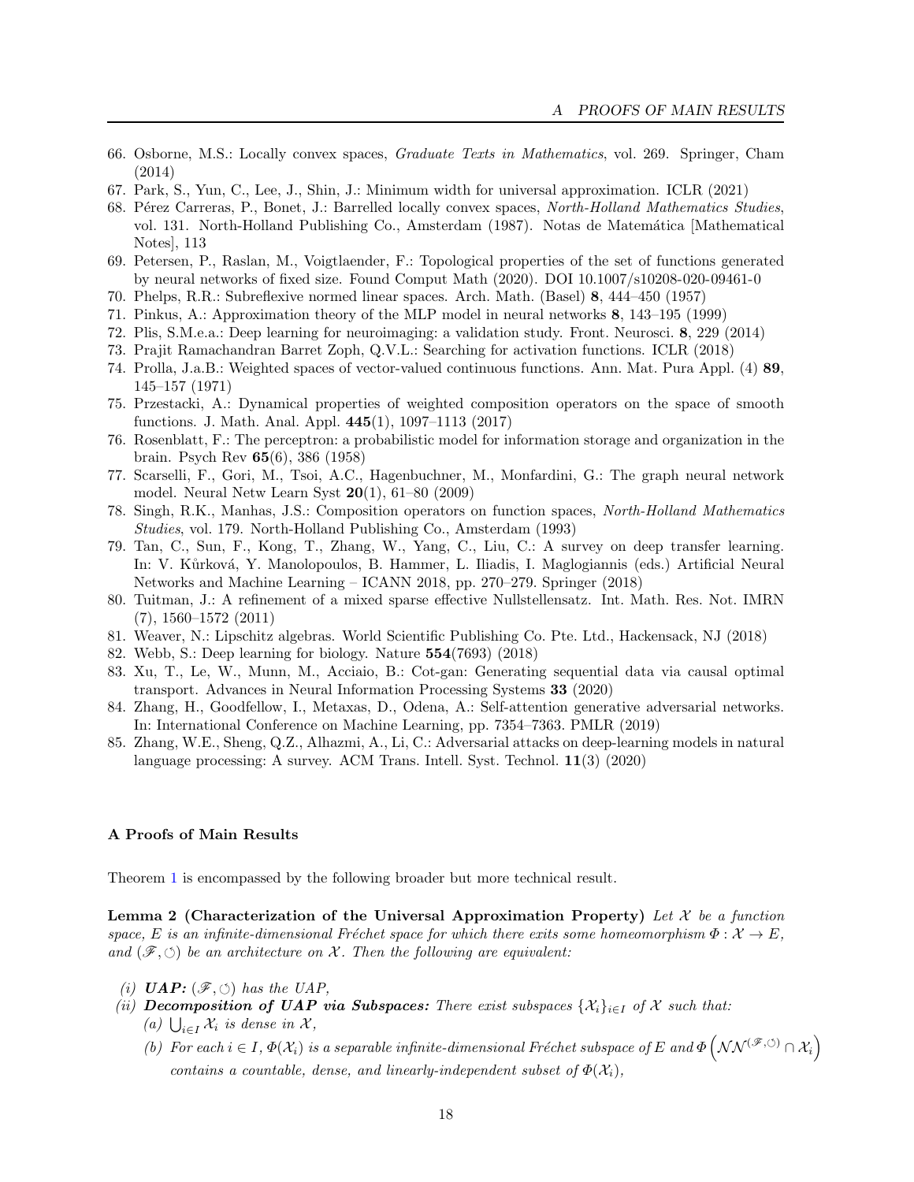66. Osborne, M.S.: Locally convex spaces, *Graduate Texts in Mathematics*, vol. 269. Springer, Cham (2014)
67. Park, S., Yun, C., Lee, J., Shin, J.: Minimum width for universal approximation. ICLR (2021)
68. Pérez Carreras, P., Bonet, J.: Barrelled locally convex spaces, *North-Holland Mathematics Studies*, vol. 131. North-Holland Publishing Co., Amsterdam (1987). Notas de Matemática [Mathematical Notes], 113
69. Petersen, P., Raslan, M., Voigtlaender, F.: Topological properties of the set of functions generated by neural networks of fixed size. Found Comput Math (2020). DOI 10.1007/s10208-020-09461-0
70. Phelps, R.R.: Subreflexive normed linear spaces. Arch. Math. (Basel) **8**, 444–450 (1957)
71. Pinkus, A.: Approximation theory of the MLP model in neural networks **8**, 143–195 (1999)
72. Plis, S.M.e.a.: Deep learning for neuroimaging: a validation study. Front. Neurosci. **8**, 229 (2014)
73. Prajit Ramachandran Barret Zoph, Q.V.L.: Searching for activation functions. ICLR (2018)
74. Prolla, J.a.B.: Weighted spaces of vector-valued continuous functions. Ann. Mat. Pura Appl. (4) **89**, 145–157 (1971)
75. Przestacki, A.: Dynamical properties of weighted composition operators on the space of smooth functions. J. Math. Anal. Appl. **445**(1), 1097–1113 (2017)
76. Rosenblatt, F.: The perceptron: a probabilistic model for information storage and organization in the brain. Psych Rev **65**(6), 386 (1958)
77. Scarselli, F., Gori, M., Tsoi, A.C., Hagenbuchner, M., Monfardini, G.: The graph neural network model. Neural Netw Learn Syst **20**(1), 61–80 (2009)
78. Singh, R.K., Manhas, J.S.: Composition operators on function spaces, *North-Holland Mathematics Studies*, vol. 179. North-Holland Publishing Co., Amsterdam (1993)
79. Tan, C., Sun, F., Kong, T., Zhang, W., Yang, C., Liu, C.: A survey on deep transfer learning. In: V. Kůrková, Y. Manolopoulos, B. Hammer, L. Iliadis, I. Maglogiannis (eds.) Artificial Neural Networks and Machine Learning – ICANN 2018, pp. 270–279. Springer (2018)
80. Tuitman, J.: A refinement of a mixed sparse effective Nullstellensatz. Int. Math. Res. Not. IMRN (7), 1560–1572 (2011)
81. Weaver, N.: Lipschitz algebras. World Scientific Publishing Co. Pte. Ltd., Hackensack, NJ (2018)
82. Webb, S.: Deep learning for biology. Nature **554**(7693) (2018)
83. Xu, T., Le, W., Munn, M., Acciaio, B.: Cot-gan: Generating sequential data via causal optimal transport. Advances in Neural Information Processing Systems **33** (2020)
84. Zhang, H., Goodfellow, I., Metaxas, D., Odena, A.: Self-attention generative adversarial networks. In: International Conference on Machine Learning, pp. 7354–7363. PMLR (2019)
85. Zhang, W.E., Sheng, Q.Z., Alhazmi, A., Li, C.: Adversarial attacks on deep-learning models in natural language processing: A survey. ACM Trans. Intell. Syst. Technol. **11**(3) (2020)

## A Proofs of Main Results

Theorem 1 is encompassed by the following broader but more technical result.

**Lemma 2 (Characterization of the Universal Approximation Property)** *Let $\mathcal{X}$ be a function space, $E$ is an infinite-dimensional Fréchet space for which there exits some homeomorphism $\Phi : \mathcal{X} \to E$, and $(\mathscr{F}, \circlearrowleft)$ be an architecture on $\mathcal{X}$. Then the following are equivalent:*

*(i)* ***UAP:*** *$(\mathscr{F}, \circlearrowleft)$ has the UAP,*

*(ii)* ***Decomposition of UAP via Subspaces:*** *There exist subspaces $\{\mathcal{X}_i\}_{i\in I}$ of $\mathcal{X}$ such that:*

*(a) $\bigcup_{i\in I} \mathcal{X}_i$ is dense in $\mathcal{X}$,*

*(b) For each $i \in I$, $\Phi(\mathcal{X}_i)$ is a separable infinite-dimensional Fréchet subspace of $E$ and $\Phi\left(\mathcal{NN}^{(\mathscr{F},\circlearrowleft)} \cap \mathcal{X}_i\right)$ contains a countable, dense, and linearly-independent subset of $\Phi(\mathcal{X}_i)$,*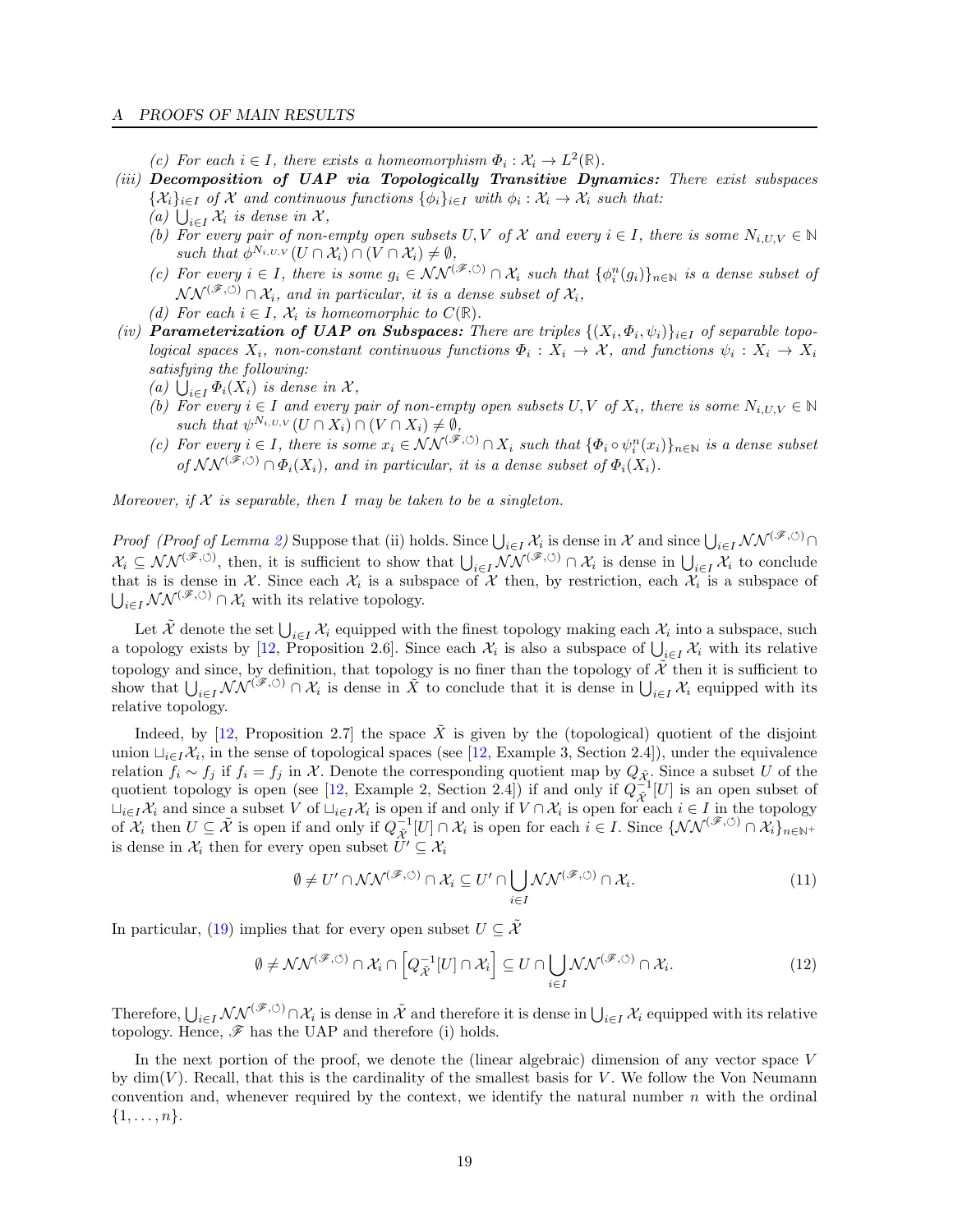*(c) For each $i \in I$, there exists a homeomorphism $\Phi_i : \mathcal{X}_i \to L^2(\mathbb{R})$.*

*(iii)* ***Decomposition of UAP via Topologically Transitive Dynamics:*** *There exist subspaces $\{\mathcal{X}_i\}_{i\in I}$ of $\mathcal{X}$ and continuous functions $\{\phi_i\}_{i\in I}$ with $\phi_i : \mathcal{X}_i \to \mathcal{X}_i$ such that:*

*(a) $\bigcup_{i\in I} \mathcal{X}_i$ is dense in $\mathcal{X}$,*

*(b) For every pair of non-empty open subsets $U, V$ of $\mathcal{X}$ and every $i \in I$, there is some $N_{i,U,V} \in \mathbb{N}$ such that $\phi^{N_{i,U,V}}(U \cap \mathcal{X}_i) \cap (V \cap \mathcal{X}_i) \neq \emptyset$,*

*(c) For every $i \in I$, there is some $g_i \in \mathcal{NN}^{(\mathscr{F},\circlearrowleft)} \cap \mathcal{X}_i$ such that $\{\phi_i^n(g_i)\}_{n\in\mathbb{N}}$ is a dense subset of $\mathcal{NN}^{(\mathscr{F},\circlearrowleft)} \cap \mathcal{X}_i$, and in particular, it is a dense subset of $\mathcal{X}_i$,*

*(d) For each $i \in I$, $\mathcal{X}_i$ is homeomorphic to $C(\mathbb{R})$.*

*(iv)* ***Parameterization of UAP on Subspaces:*** *There are triples $\{(X_i, \Phi_i, \psi_i)\}_{i\in I}$ of separable topological spaces $X_i$, non-constant continuous functions $\Phi_i : X_i \to \mathcal{X}$, and functions $\psi_i : X_i \to X_i$ satisfying the following:*

*(a) $\bigcup_{i\in I} \Phi_i(X_i)$ is dense in $\mathcal{X}$,*

*(b) For every $i \in I$ and every pair of non-empty open subsets $U, V$ of $X_i$, there is some $N_{i,U,V} \in \mathbb{N}$ such that $\psi^{N_{i,U,V}}(U \cap X_i) \cap (V \cap X_i) \neq \emptyset$,*

*(c) For every $i \in I$, there is some $x_i \in \mathcal{NN}^{(\mathscr{F},\circlearrowleft)} \cap X_i$ such that $\{\Phi_i \circ \psi_i^n(x_i)\}_{n\in\mathbb{N}}$ is a dense subset of $\mathcal{NN}^{(\mathscr{F},\circlearrowleft)} \cap \Phi_i(X_i)$, and in particular, it is a dense subset of $\Phi_i(X_i)$.*

*Moreover, if $\mathcal{X}$ is separable, then $I$ may be taken to be a singleton.*

*Proof (Proof of Lemma 2)* Suppose that (ii) holds. Since $\bigcup_{i\in I} \mathcal{X}_i$ is dense in $\mathcal{X}$ and since $\bigcup_{i\in I} \mathcal{NN}^{(\mathscr{F},\circlearrowleft)} \cap \mathcal{X}_i \subseteq \mathcal{NN}^{(\mathscr{F},\circlearrowleft)}$, then, it is sufficient to show that $\bigcup_{i\in I} \mathcal{NN}^{(\mathscr{F},\circlearrowleft)} \cap \mathcal{X}_i$ is dense in $\bigcup_{i\in I} \mathcal{X}_i$ to conclude that is is dense in $\mathcal{X}$. Since each $\mathcal{X}_i$ is a subspace of $\mathcal{X}$ then, by restriction, each $\mathcal{X}_i$ is a subspace of $\bigcup_{i\in I} \mathcal{NN}^{(\mathscr{F},\circlearrowleft)} \cap \mathcal{X}_i$ with its relative topology.

Let $\tilde{\mathcal{X}}$ denote the set $\bigcup_{i\in I} \mathcal{X}_i$ equipped with the finest topology making each $\mathcal{X}_i$ into a subspace, such a topology exists by [12, Proposition 2.6]. Since each $\mathcal{X}_i$ is also a subspace of $\bigcup_{i\in I} \mathcal{X}_i$ with its relative topology and since, by definition, that topology is no finer than the topology of $\tilde{\mathcal{X}}$ then it is sufficient to show that $\bigcup_{i\in I} \mathcal{NN}^{(\mathscr{F},\circlearrowleft)} \cap \mathcal{X}_i$ is dense in $\tilde{X}$ to conclude that it is dense in $\bigcup_{i\in I} \mathcal{X}_i$ equipped with its relative topology.

Indeed, by [12, Proposition 2.7] the space $\tilde{X}$ is given by the (topological) quotient of the disjoint union $\sqcup_{i\in I}\mathcal{X}_i$, in the sense of topological spaces (see [12, Example 3, Section 2.4]), under the equivalence relation $f_i \sim f_j$ if $f_i = f_j$ in $\mathcal{X}$. Denote the corresponding quotient map by $Q_{\tilde{\mathcal{X}}}$. Since a subset $U$ of the quotient topology is open (see [12, Example 2, Section 2.4]) if and only if $Q_{\tilde{\mathcal{X}}}^{-1}[U]$ is an open subset of $\sqcup_{i\in I}\mathcal{X}_i$ and since a subset $V$ of $\sqcup_{i\in I}\mathcal{X}_i$ is open if and only if $V \cap \mathcal{X}_i$ is open for each $i \in I$ in the topology of $\mathcal{X}_i$ then $U \subseteq \tilde{\mathcal{X}}$ is open if and only if $Q_{\tilde{\mathcal{X}}}^{-1}[U] \cap \mathcal{X}_i$ is open for each $i \in I$. Since $\{\mathcal{NN}^{(\mathscr{F},\circlearrowleft)} \cap \mathcal{X}_i\}_{n\in\mathbb{N}^+}$ is dense in $\mathcal{X}_i$ then for every open subset $U' \subseteq \mathcal{X}_i$

$$\emptyset \neq U' \cap \mathcal{NN}^{(\mathscr{F},\circlearrowleft)} \cap \mathcal{X}_i \subseteq U' \cap \bigcup_{i\in I} \mathcal{NN}^{(\mathscr{F},\circlearrowleft)} \cap \mathcal{X}_i. \tag{11}$$

In particular, (19) implies that for every open subset $U \subseteq \tilde{\mathcal{X}}$

$$\emptyset \neq \mathcal{NN}^{(\mathscr{F},\circlearrowleft)} \cap \mathcal{X}_i \cap \left[Q_{\tilde{\mathcal{X}}}^{-1}[U] \cap \mathcal{X}_i\right] \subseteq U \cap \bigcup_{i\in I} \mathcal{NN}^{(\mathscr{F},\circlearrowleft)} \cap \mathcal{X}_i. \tag{12}$$

Therefore, $\bigcup_{i\in I} \mathcal{NN}^{(\mathscr{F},\circlearrowleft)} \cap \mathcal{X}_i$ is dense in $\tilde{\mathcal{X}}$ and therefore it is dense in $\bigcup_{i\in I} \mathcal{X}_i$ equipped with its relative topology. Hence, $\mathscr{F}$ has the UAP and therefore (i) holds.

In the next portion of the proof, we denote the (linear algebraic) dimension of any vector space $V$ by $\dim(V)$. Recall, that this is the cardinality of the smallest basis for $V$. We follow the Von Neumann convention and, whenever required by the context, we identify the natural number $n$ with the ordinal $\{1, \ldots, n\}$.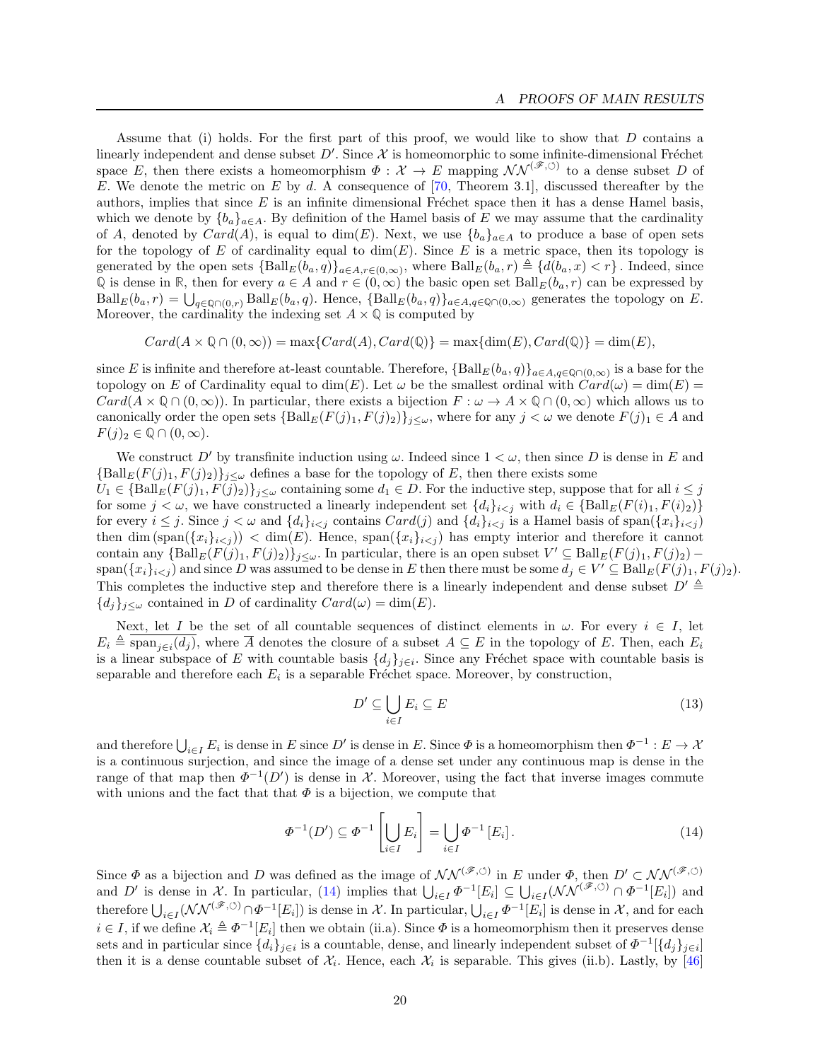Assume that (i) holds. For the first part of this proof, we would like to show that $D$ contains a linearly independent and dense subset $D'$. Since $\mathcal{X}$ is homeomorphic to some infinite-dimensional Fréchet space $E$, then there exists a homeomorphism $\Phi : \mathcal{X} \to E$ mapping $\mathcal{NN}^{(\mathscr{F},\circlearrowleft)}$ to a dense subset $D$ of $E$. We denote the metric on $E$ by $d$. A consequence of [70, Theorem 3.1], discussed thereafter by the authors, implies that since $E$ is an infinite dimensional Fréchet space then it has a dense Hamel basis, which we denote by $\{b_a\}_{a \in A}$. By definition of the Hamel basis of $E$ we may assume that the cardinality of $A$, denoted by $Card(A)$, is equal to $\dim(E)$. Next, we use $\{b_a\}_{a\in A}$ to produce a base of open sets for the topology of $E$ of cardinality equal to $\dim(E)$. Since $E$ is a metric space, then its topology is generated by the open sets $\{\text{Ball}_E(b_a, q)\}_{a \in A, r \in (0,\infty)}$, where $\text{Ball}_E(b_a, r) \triangleq \{d(b_a, x) < r\}$. Indeed, since $\mathbb{Q}$ is dense in $\mathbb{R}$, then for every $a \in A$ and $r \in (0, \infty)$ the basic open set $\text{Ball}_E(b_a, r)$ can be expressed by $\text{Ball}_E(b_a, r) = \bigcup_{q \in \mathbb{Q}\cap(0,r)} \text{Ball}_E(b_a, q)$. Hence, $\{\text{Ball}_E(b_a, q)\}_{a\in A, q \in \mathbb{Q}\cap(0,\infty)}$ generates the topology on $E$. Moreover, the cardinality the indexing set $A \times \mathbb{Q}$ is computed by

$$Card(A \times \mathbb{Q} \cap (0, \infty)) = \max\{Card(A), Card(\mathbb{Q})\} = \max\{\dim(E), Card(\mathbb{Q})\} = \dim(E),$$

since $E$ is infinite and therefore at-least countable. Therefore, $\{\text{Ball}_E(b_a, q)\}_{a\in A, q\in\mathbb{Q}\cap(0,\infty)}$ is a base for the topology on $E$ of Cardinality equal to $\dim(E)$. Let $\omega$ be the smallest ordinal with $Card(\omega) = \dim(E) = Card(A \times \mathbb{Q} \cap (0, \infty))$. In particular, there exists a bijection $F : \omega \to A \times \mathbb{Q} \cap (0, \infty)$ which allows us to canonically order the open sets $\{\text{Ball}_E(F(j)_1, F(j)_2)\}_{j\leq\omega}$, where for any $j < \omega$ we denote $F(j)_1 \in A$ and $F(j)_2 \in \mathbb{Q} \cap (0, \infty)$.

We construct $D'$ by transfinite induction using $\omega$. Indeed since $1 < \omega$, then since $D$ is dense in $E$ and $\{\text{Ball}_E(F(j)_1, F(j)_2)\}_{j\leq\omega}$ defines a base for the topology of $E$, then there exists some $U_1 \in \{\text{Ball}_E(F(j)_1, F(j)_2)\}_{j\leq\omega}$ containing some $d_1 \in D$. For the inductive step, suppose that for all $i \leq j$ for some $j < \omega$, we have constructed a linearly independent set $\{d_i\}_{i<j}$ with $d_i \in \{\text{Ball}_E(F(i)_1, F(i)_2)\}$ for every $i \leq j$. Since $j < \omega$ and $\{d_i\}_{i<j}$ contains $Card(j)$ and $\{d_i\}_{i<j}$ is a Hamel basis of $\text{span}(\{x_i\}_{i<j})$ then $\dim(\text{span}(\{x_i\}_{i<j})) < \dim(E)$. Hence, $\text{span}(\{x_i\}_{i<j})$ has empty interior and therefore it cannot contain any $\{\text{Ball}_E(F(j)_1, F(j)_2)\}_{j\leq\omega}$. In particular, there is an open subset $V' \subseteq \text{Ball}_E(F(j)_1, F(j)_2) - \text{span}(\{x_i\}_{i<j})$ and since $D$ was assumed to be dense in $E$ then there must be some $d_j \in V' \subseteq \text{Ball}_E(F(j)_1, F(j)_2)$. This completes the inductive step and therefore there is a linearly independent and dense subset $D' \triangleq \{d_j\}_{j\leq\omega}$ contained in $D$ of cardinality $Card(\omega) = \dim(E)$.

Next, let $I$ be the set of all countable sequences of distinct elements in $\omega$. For every $i \in I$, let $E_i \triangleq \overline{\text{span}_{j\in i}(d_j)}$, where $\overline{A}$ denotes the closure of a subset $A \subseteq E$ in the topology of $E$. Then, each $E_i$ is a linear subspace of $E$ with countable basis $\{d_j\}_{j\in i}$. Since any Fréchet space with countable basis is separable and therefore each $E_i$ is a separable Fréchet space. Moreover, by construction,

$$D' \subseteq \bigcup_{i\in I} E_i \subseteq E \tag{13}$$

and therefore $\bigcup_{i\in I} E_i$ is dense in $E$ since $D'$ is dense in $E$. Since $\Phi$ is a homeomorphism then $\Phi^{-1} : E \to \mathcal{X}$ is a continuous surjection, and since the image of a dense set under any continuous map is dense in the range of that map then $\Phi^{-1}(D')$ is dense in $\mathcal{X}$. Moreover, using the fact that inverse images commute with unions and the fact that that $\Phi$ is a bijection, we compute that

$$\Phi^{-1}(D') \subseteq \Phi^{-1}\left[\bigcup_{i\in I} E_i\right] = \bigcup_{i\in I} \Phi^{-1}[E_i]. \tag{14}$$

Since $\Phi$ as a bijection and $D$ was defined as the image of $\mathcal{NN}^{(\mathscr{F},\circlearrowleft)}$ in $E$ under $\Phi$, then $D' \subset \mathcal{NN}^{(\mathscr{F},\circlearrowleft)}$ and $D'$ is dense in $\mathcal{X}$. In particular, (14) implies that $\bigcup_{i\in I} \Phi^{-1}[E_i] \subseteq \bigcup_{i\in I}(\mathcal{NN}^{(\mathscr{F},\circlearrowleft)} \cap \Phi^{-1}[E_i])$ and therefore $\bigcup_{i\in I}(\mathcal{NN}^{(\mathscr{F},\circlearrowleft)} \cap \Phi^{-1}[E_i])$ is dense in $\mathcal{X}$. In particular, $\bigcup_{i\in I} \Phi^{-1}[E_i]$ is dense in $\mathcal{X}$, and for each $i \in I$, if we define $\mathcal{X}_i \triangleq \Phi^{-1}[E_i]$ then we obtain (ii.a). Since $\Phi$ is a homeomorphism then it preserves dense sets and in particular since $\{d_i\}_{j\in i}$ is a countable, dense, and linearly independent subset of $\Phi^{-1}[\{d_j\}_{j\in i}]$ then it is a dense countable subset of $\mathcal{X}_i$. Hence, each $\mathcal{X}_i$ is separable. This gives (ii.b). Lastly, by [46]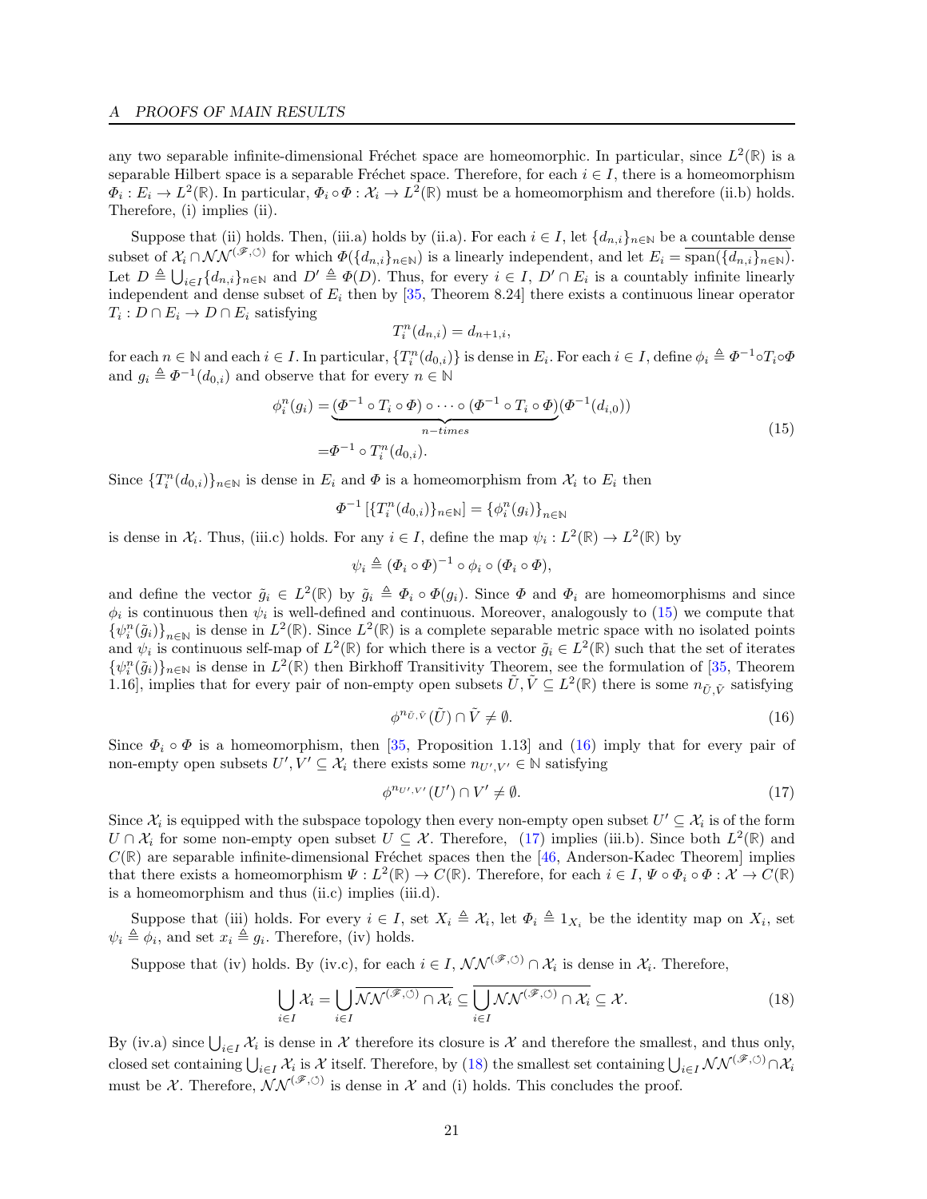any two separable infinite-dimensional Fréchet space are homeomorphic. In particular, since $L^2(\mathbb{R})$ is a separable Hilbert space is a separable Fréchet space. Therefore, for each $i \in I$, there is a homeomorphism $\Phi_i : E_i \to L^2(\mathbb{R})$. In particular, $\Phi_i \circ \Phi : \mathcal{X}_i \to L^2(\mathbb{R})$ must be a homeomorphism and therefore (ii.b) holds. Therefore, (i) implies (ii).

Suppose that (ii) holds. Then, (iii.a) holds by (ii.a). For each $i \in I$, let $\{d_{n,i}\}_{n\in\mathbb{N}}$ be a countable dense subset of $\mathcal{X}_i \cap \mathcal{NN}^{(\mathscr{F},\circlearrowleft)}$ for which $\Phi(\{d_{n,i}\}_{n\in\mathbb{N}})$ is a linearly independent, and let $E_i = \overline{\operatorname{span}(\{d_{n,i}\}_{n\in\mathbb{N}})}$. Let $D \triangleq \bigcup_{i\in I}\{d_{n,i}\}_{n\in\mathbb{N}}$ and $D' \triangleq \Phi(D)$. Thus, for every $i \in I$, $D' \cap E_i$ is a countably infinite linearly independent and dense subset of $E_i$ then by [35, Theorem 8.24] there exists a continuous linear operator $T_i : D \cap E_i \to D \cap E_i$ satisfying

$$T_i^n(d_{n,i}) = d_{n+1,i},$$

for each $n \in \mathbb{N}$ and each $i \in I$. In particular, $\{T_i^n(d_{0,i})\}$ is dense in $E_i$. For each $i \in I$, define $\phi_i \triangleq \Phi^{-1} \circ T_i \circ \Phi$ and $g_i \triangleq \Phi^{-1}(d_{0,i})$ and observe that for every $n \in \mathbb{N}$

$$\begin{aligned}
\phi_i^n(g_i) =& \underbrace{(\Phi^{-1} \circ T_i \circ \Phi) \circ \cdots \circ (\Phi^{-1} \circ T_i \circ \Phi)}_{n-times}(\Phi^{-1}(d_{i,0})) \\
=& \Phi^{-1} \circ T_i^n(d_{0,i}).
\end{aligned} \tag{15}$$

Since $\{T_i^n(d_{0,i})\}_{n\in\mathbb{N}}$ is dense in $E_i$ and $\Phi$ is a homeomorphism from $\mathcal{X}_i$ to $E_i$ then

$$\Phi^{-1}\left[\{T_i^n(d_{0,i})\}_{n\in\mathbb{N}}\right] = \{\phi_i^n(g_i)\}_{n\in\mathbb{N}}$$

is dense in $\mathcal{X}_i$. Thus, (iii.c) holds. For any $i \in I$, define the map $\psi_i : L^2(\mathbb{R}) \to L^2(\mathbb{R})$ by

$$\psi_i \triangleq (\Phi_i \circ \Phi)^{-1} \circ \phi_i \circ (\Phi_i \circ \Phi),$$

and define the vector $\tilde{g}_i \in L^2(\mathbb{R})$ by $\tilde{g}_i \triangleq \Phi_i \circ \Phi(g_i)$. Since $\Phi$ and $\Phi_i$ are homeomorphisms and since $\phi_i$ is continuous then $\psi_i$ is well-defined and continuous. Moreover, analogously to (15) we compute that $\{\psi_i^n(\tilde{g}_i)\}_{n\in\mathbb{N}}$ is dense in $L^2(\mathbb{R})$. Since $L^2(\mathbb{R})$ is a complete separable metric space with no isolated points and $\psi_i$ is continuous self-map of $L^2(\mathbb{R})$ for which there is a vector $\tilde{g}_i \in L^2(\mathbb{R})$ such that the set of iterates $\{\psi_i^n(\tilde{g}_i)\}_{n\in\mathbb{N}}$ is dense in $L^2(\mathbb{R})$ then Birkhoff Transitivity Theorem, see the formulation of [35, Theorem 1.16], implies that for every pair of non-empty open subsets $\tilde{U}, \tilde{V} \subseteq L^2(\mathbb{R})$ there is some $n_{\tilde{U},\tilde{V}}$ satisfying

$$\phi^{n_{\tilde{U},\tilde{V}}}(\tilde{U}) \cap \tilde{V} \neq \emptyset. \tag{16}$$

Since $\Phi_i \circ \Phi$ is a homeomorphism, then [35, Proposition 1.13] and (16) imply that for every pair of non-empty open subsets $U', V' \subseteq \mathcal{X}_i$ there exists some $n_{U',V'} \in \mathbb{N}$ satisfying

$$\phi^{n_{U',V'}}(U') \cap V' \neq \emptyset. \tag{17}$$

Since $\mathcal{X}_i$ is equipped with the subspace topology then every non-empty open subset $U' \subseteq \mathcal{X}_i$ is of the form $U \cap \mathcal{X}_i$ for some non-empty open subset $U \subseteq \mathcal{X}$. Therefore, (17) implies (iii.b). Since both $L^2(\mathbb{R})$ and $C(\mathbb{R})$ are separable infinite-dimensional Fréchet spaces then the [46, Anderson-Kadec Theorem] implies that there exists a homeomorphism $\Psi : L^2(\mathbb{R}) \to C(\mathbb{R})$. Therefore, for each $i \in I$, $\Psi \circ \Phi_i \circ \Phi : \mathcal{X} \to C(\mathbb{R})$ is a homeomorphism and thus (ii.c) implies (iii.d).

Suppose that (iii) holds. For every $i \in I$, set $X_i \triangleq \mathcal{X}_i$, let $\Phi_i \triangleq 1_{X_i}$ be the identity map on $X_i$, set $\psi_i \triangleq \phi_i$, and set $x_i \triangleq g_i$. Therefore, (iv) holds.

Suppose that (iv) holds. By (iv.c), for each $i \in I$, $\mathcal{NN}^{(\mathscr{F},\circlearrowleft)} \cap \mathcal{X}_i$ is dense in $\mathcal{X}_i$. Therefore,

$$\bigcup_{i\in I} \mathcal{X}_i = \bigcup_{i\in I} \overline{\mathcal{NN}^{(\mathscr{F},\circlearrowleft)} \cap \mathcal{X}_i} \subseteq \overline{\bigcup_{i\in I} \mathcal{NN}^{(\mathscr{F},\circlearrowleft)} \cap \mathcal{X}_i} \subseteq \mathcal{X}. \tag{18}$$

By (iv.a) since $\bigcup_{i\in I} \mathcal{X}_i$ is dense in $\mathcal{X}$ therefore its closure is $\mathcal{X}$ and therefore the smallest, and thus only, closed set containing $\bigcup_{i\in I} \mathcal{X}_i$ is $\mathcal{X}$ itself. Therefore, by (18) the smallest set containing $\bigcup_{i\in I} \mathcal{NN}^{(\mathscr{F},\circlearrowleft)} \cap \mathcal{X}_i$ must be $\mathcal{X}$. Therefore, $\mathcal{NN}^{(\mathscr{F},\circlearrowleft)}$ is dense in $\mathcal{X}$ and (i) holds. This concludes the proof.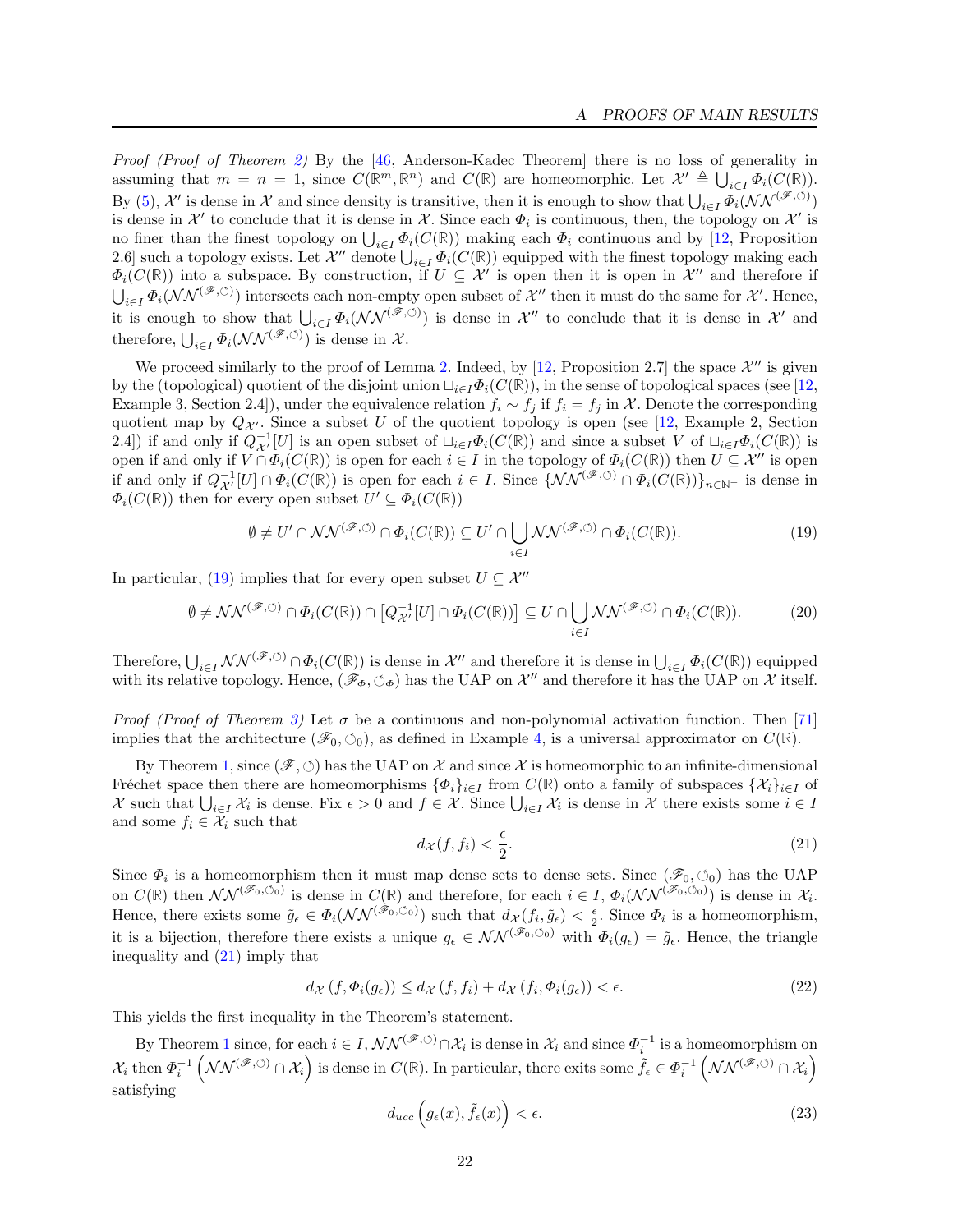*Proof (Proof of Theorem 2)* By the [46, Anderson-Kadec Theorem] there is no loss of generality in assuming that $m = n = 1$, since $C(\mathbb{R}^m, \mathbb{R}^n)$ and $C(\mathbb{R})$ are homeomorphic. Let $\mathcal{X}' \triangleq \bigcup_{i \in I} \Phi_i(C(\mathbb{R}))$. By (5), $\mathcal{X}'$ is dense in $\mathcal{X}$ and since density is transitive, then it is enough to show that $\bigcup_{i\in I} \Phi_i(\mathcal{NN}^{(\mathscr{F},\circlearrowleft)})$ is dense in $\mathcal{X}'$ to conclude that it is dense in $\mathcal{X}$. Since each $\Phi_i$ is continuous, then, the topology on $\mathcal{X}'$ is no finer than the finest topology on $\bigcup_{i\in I} \Phi_i(C(\mathbb{R}))$ making each $\Phi_i$ continuous and by [12, Proposition 2.6] such a topology exists. Let $\mathcal{X}''$ denote $\bigcup_{i\in I} \Phi_i(C(\mathbb{R}))$ equipped with the finest topology making each $\Phi_i(C(\mathbb{R}))$ into a subspace. By construction, if $U \subseteq \mathcal{X}'$ is open then it is open in $\mathcal{X}''$ and therefore if $\bigcup_{i\in I} \Phi_i(\mathcal{NN}^{(\mathscr{F},\circlearrowleft)})$ intersects each non-empty open subset of $\mathcal{X}''$ then it must do the same for $\mathcal{X}'$. Hence, it is enough to show that $\bigcup_{i\in I} \Phi_i(\mathcal{NN}^{(\mathscr{F},\circlearrowleft)})$ is dense in $\mathcal{X}''$ to conclude that it is dense in $\mathcal{X}'$ and therefore, $\bigcup_{i\in I} \Phi_i(\mathcal{NN}^{(\mathscr{F},\circlearrowleft)})$ is dense in $\mathcal{X}$.

We proceed similarly to the proof of Lemma 2. Indeed, by [12, Proposition 2.7] the space $\mathcal{X}''$ is given by the (topological) quotient of the disjoint union $\sqcup_{i\in I}\Phi_i(C(\mathbb{R}))$, in the sense of topological spaces (see [12, Example 3, Section 2.4]), under the equivalence relation $f_i \sim f_j$ if $f_i = f_j$ in $\mathcal{X}$. Denote the corresponding quotient map by $Q_{\mathcal{X}'}$. Since a subset $U$ of the quotient topology is open (see [12, Example 2, Section 2.4]) if and only if $Q_{\mathcal{X}'}^{-1}[U]$ is an open subset of $\sqcup_{i\in I}\Phi_i(C(\mathbb{R}))$ and since a subset $V$ of $\sqcup_{i\in I}\Phi_i(C(\mathbb{R}))$ is open if and only if $V \cap \Phi_i(C(\mathbb{R}))$ is open for each $i \in I$ in the topology of $\Phi_i(C(\mathbb{R}))$ then $U \subseteq \mathcal{X}''$ is open if and only if $Q_{\mathcal{X}'}^{-1}[U] \cap \Phi_i(C(\mathbb{R}))$ is open for each $i \in I$. Since $\{\mathcal{NN}^{(\mathscr{F},\circlearrowleft)} \cap \Phi_i(C(\mathbb{R}))\}_{n\in\mathbb{N}^+}$ is dense in $\Phi_i(C(\mathbb{R}))$ then for every open subset $U' \subseteq \Phi_i(C(\mathbb{R}))$

$$\emptyset \neq U' \cap \mathcal{NN}^{(\mathscr{F},\circlearrowleft)} \cap \Phi_i(C(\mathbb{R})) \subseteq U' \cap \bigcup_{i\in I} \mathcal{NN}^{(\mathscr{F},\circlearrowleft)} \cap \Phi_i(C(\mathbb{R})). \tag{19}$$

In particular, (19) implies that for every open subset $U \subseteq \mathcal{X}''$

$$\emptyset \neq \mathcal{NN}^{(\mathscr{F},\circlearrowleft)} \cap \Phi_i(C(\mathbb{R})) \cap \left[Q_{\mathcal{X}'}^{-1}[U] \cap \Phi_i(C(\mathbb{R}))\right] \subseteq U \cap \bigcup_{i\in I} \mathcal{NN}^{(\mathscr{F},\circlearrowleft)} \cap \Phi_i(C(\mathbb{R})). \tag{20}$$

Therefore, $\bigcup_{i\in I} \mathcal{NN}^{(\mathscr{F},\circlearrowleft)} \cap \Phi_i(C(\mathbb{R}))$ is dense in $\mathcal{X}''$ and therefore it is dense in $\bigcup_{i\in I} \Phi_i(C(\mathbb{R}))$ equipped with its relative topology. Hence, $(\mathscr{F}_\Phi, \circlearrowleft_\Phi)$ has the UAP on $\mathcal{X}''$ and therefore it has the UAP on $\mathcal{X}$ itself.

*Proof (Proof of Theorem 3)* Let $\sigma$ be a continuous and non-polynomial activation function. Then [71] implies that the architecture $(\mathscr{F}_0, \circlearrowleft_0)$, as defined in Example 4, is a universal approximator on $C(\mathbb{R})$.

By Theorem 1, since $(\mathscr{F}, \circlearrowleft)$ has the UAP on $\mathcal{X}$ and since $\mathcal{X}$ is homeomorphic to an infinite-dimensional Fréchet space then there are homeomorphisms $\{\Phi_i\}_{i\in I}$ from $C(\mathbb{R})$ onto a family of subspaces $\{\mathcal{X}_i\}_{i\in I}$ of $\mathcal{X}$ such that $\bigcup_{i\in I} \mathcal{X}_i$ is dense. Fix $\epsilon > 0$ and $f \in \mathcal{X}$. Since $\bigcup_{i\in I} \mathcal{X}_i$ is dense in $\mathcal{X}$ there exists some $i \in I$ and some $f_i \in \mathcal{X}_i$ such that

$$d_{\mathcal{X}}(f, f_i) < \frac{\epsilon}{2}. \tag{21}$$

Since $\Phi_i$ is a homeomorphism then it must map dense sets to dense sets. Since $(\mathscr{F}_0, \circlearrowleft_0)$ has the UAP on $C(\mathbb{R})$ then $\mathcal{NN}^{(\mathscr{F}_0,\circlearrowleft_0)}$ is dense in $C(\mathbb{R})$ and therefore, for each $i \in I$, $\Phi_i(\mathcal{NN}^{(\mathscr{F}_0,\circlearrowleft_0)})$ is dense in $\mathcal{X}_i$. Hence, there exists some $\tilde{g}_\epsilon \in \Phi_i(\mathcal{NN}^{(\mathscr{F}_0,\circlearrowleft_0)})$ such that $d_{\mathcal{X}}(f_i, \tilde{g}_\epsilon) < \frac{\epsilon}{2}$. Since $\Phi_i$ is a homeomorphism, it is a bijection, therefore there exists a unique $g_\epsilon \in \mathcal{NN}^{(\mathscr{F}_0,\circlearrowleft_0)}$ with $\Phi_i(g_\epsilon) = \tilde{g}_\epsilon$. Hence, the triangle inequality and (21) imply that

$$d_{\mathcal{X}}\left(f, \Phi_i(g_\epsilon)\right) \leq d_{\mathcal{X}}\left(f, f_i\right) + d_{\mathcal{X}}\left(f_i, \Phi_i(g_\epsilon)\right) < \epsilon. \tag{22}$$

This yields the first inequality in the Theorem's statement.

By Theorem 1 since, for each $i \in I$, $\mathcal{NN}^{(\mathscr{F},\circlearrowleft)} \cap \mathcal{X}_i$ is dense in $\mathcal{X}_i$ and since $\Phi_i^{-1}$ is a homeomorphism on $\mathcal{X}_i$ then $\Phi_i^{-1}\left(\mathcal{NN}^{(\mathscr{F},\circlearrowleft)} \cap \mathcal{X}_i\right)$ is dense in $C(\mathbb{R})$. In particular, there exits some $\tilde{f}_\epsilon \in \Phi_i^{-1}\left(\mathcal{NN}^{(\mathscr{F},\circlearrowleft)} \cap \mathcal{X}_i\right)$ satisfying

$$d_{ucc}\left(g_\epsilon(x), \tilde{f}_\epsilon(x)\right) < \epsilon. \tag{23}$$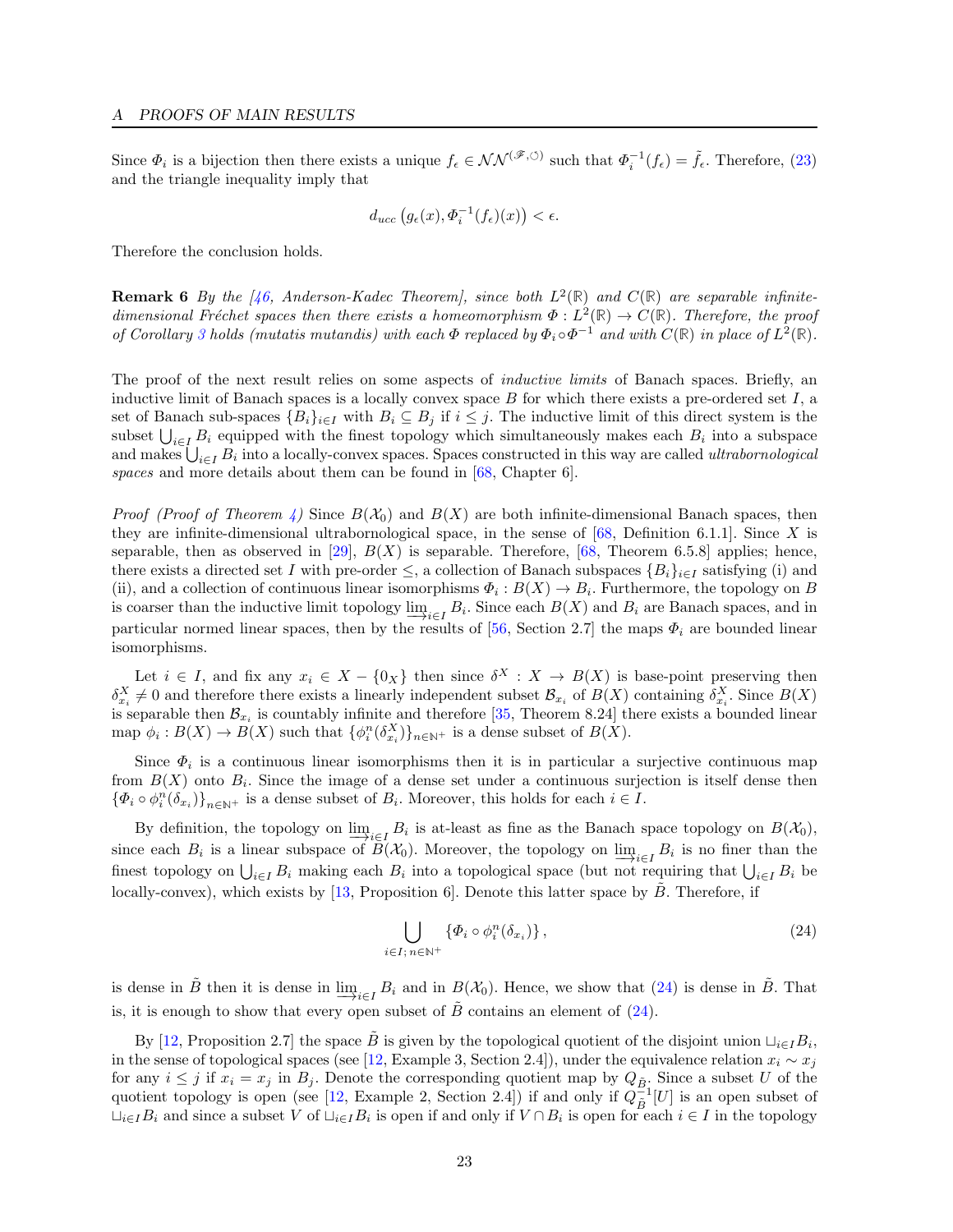Since $\Phi_i$ is a bijection then there exists a unique $f_\epsilon \in \mathcal{NN}^{(\mathscr{F},\circlearrowleft)}$ such that $\Phi_i^{-1}(f_\epsilon) = \tilde{f}_\epsilon$. Therefore, (23) and the triangle inequality imply that

$$d_{ucc}\left(g_\epsilon(x), \Phi_i^{-1}(f_\epsilon)(x)\right) < \epsilon.$$

Therefore the conclusion holds.

**Remark 6** *By the [46, Anderson-Kadec Theorem], since both $L^2(\mathbb{R})$ and $C(\mathbb{R})$ are separable infinite-dimensional Fréchet spaces then there exists a homeomorphism $\Phi : L^2(\mathbb{R}) \to C(\mathbb{R})$. Therefore, the proof of Corollary 3 holds (mutatis mutandis) with each $\Phi$ replaced by $\Phi_i \circ \Phi^{-1}$ and with $C(\mathbb{R})$ in place of $L^2(\mathbb{R})$.*

The proof of the next result relies on some aspects of *inductive limits* of Banach spaces. Briefly, an inductive limit of Banach spaces is a locally convex space $B$ for which there exists a pre-ordered set $I$, a set of Banach sub-spaces $\{B_i\}_{i\in I}$ with $B_i \subseteq B_j$ if $i \leq j$. The inductive limit of this direct system is the subset $\bigcup_{i\in I} B_i$ equipped with the finest topology which simultaneously makes each $B_i$ into a subspace and makes $\bigcup_{i\in I} B_i$ into a locally-convex spaces. Spaces constructed in this way are called *ultrabornological spaces* and more details about them can be found in [68, Chapter 6].

*Proof (Proof of Theorem 4)* Since $B(\mathcal{X}_0)$ and $B(X)$ are both infinite-dimensional Banach spaces, then they are infinite-dimensional ultrabornological space, in the sense of [68, Definition 6.1.1]. Since $X$ is separable, then as observed in [29], $B(X)$ is separable. Therefore, [68, Theorem 6.5.8] applies; hence, there exists a directed set $I$ with pre-order $\leq$, a collection of Banach subspaces $\{B_i\}_{i\in I}$ satisfying (i) and (ii), and a collection of continuous linear isomorphisms $\Phi_i : B(X) \to B_i$. Furthermore, the topology on $B$ is coarser than the inductive limit topology $\varinjlim_{i\in I} B_i$. Since each $B(X)$ and $B_i$ are Banach spaces, and in particular normed linear spaces, then by the results of [56, Section 2.7] the maps $\Phi_i$ are bounded linear isomorphisms.

Let $i \in I$, and fix any $x_i \in X - \{0_X\}$ then since $\delta^X : X \to B(X)$ is base-point preserving then $\delta^X_{x_i} \neq 0$ and therefore there exists a linearly independent subset $\mathcal{B}_{x_i}$ of $B(X)$ containing $\delta^X_{x_i}$. Since $B(X)$ is separable then $\mathcal{B}_{x_i}$ is countably infinite and therefore [35, Theorem 8.24] there exists a bounded linear map $\phi_i : B(X) \to B(X)$ such that $\{\phi_i^n(\delta^X_{x_i})\}_{n\in\mathbb{N}^+}$ is a dense subset of $B(X)$.

Since $\Phi_i$ is a continuous linear isomorphisms then it is in particular a surjective continuous map from $B(X)$ onto $B_i$. Since the image of a dense set under a continuous surjection is itself dense then $\{\Phi_i \circ \phi_i^n(\delta_{x_i})\}_{n\in\mathbb{N}^+}$ is a dense subset of $B_i$. Moreover, this holds for each $i \in I$.

By definition, the topology on $\varinjlim_{i\in I} B_i$ is at-least as fine as the Banach space topology on $B(\mathcal{X}_0)$, since each $B_i$ is a linear subspace of $B(\mathcal{X}_0)$. Moreover, the topology on $\varinjlim_{i\in I} B_i$ is no finer than the finest topology on $\bigcup_{i\in I} B_i$ making each $B_i$ into a topological space (but not requiring that $\bigcup_{i\in I} B_i$ be locally-convex), which exists by [13, Proposition 6]. Denote this latter space by $\tilde{B}$. Therefore, if

$$\bigcup_{i\in I;\, n\in\mathbb{N}^+} \{\Phi_i \circ \phi_i^n(\delta_{x_i})\}, \tag{24}$$

is dense in $\tilde{B}$ then it is dense in $\varinjlim_{i\in I} B_i$ and in $B(\mathcal{X}_0)$. Hence, we show that (24) is dense in $\tilde{B}$. That is, it is enough to show that every open subset of $\tilde{B}$ contains an element of (24).

By [12, Proposition 2.7] the space $\tilde{B}$ is given by the topological quotient of the disjoint union $\sqcup_{i\in I} B_i$, in the sense of topological spaces (see [12, Example 3, Section 2.4]), under the equivalence relation $x_i \sim x_j$ for any $i \leq j$ if $x_i = x_j$ in $B_j$. Denote the corresponding quotient map by $Q_{\tilde{B}}$. Since a subset $U$ of the quotient topology is open (see [12, Example 2, Section 2.4]) if and only if $Q_{\tilde{B}}^{-1}[U]$ is an open subset of $\sqcup_{i\in I} B_i$ and since a subset $V$ of $\sqcup_{i\in I} B_i$ is open if and only if $V \cap B_i$ is open for each $i \in I$ in the topology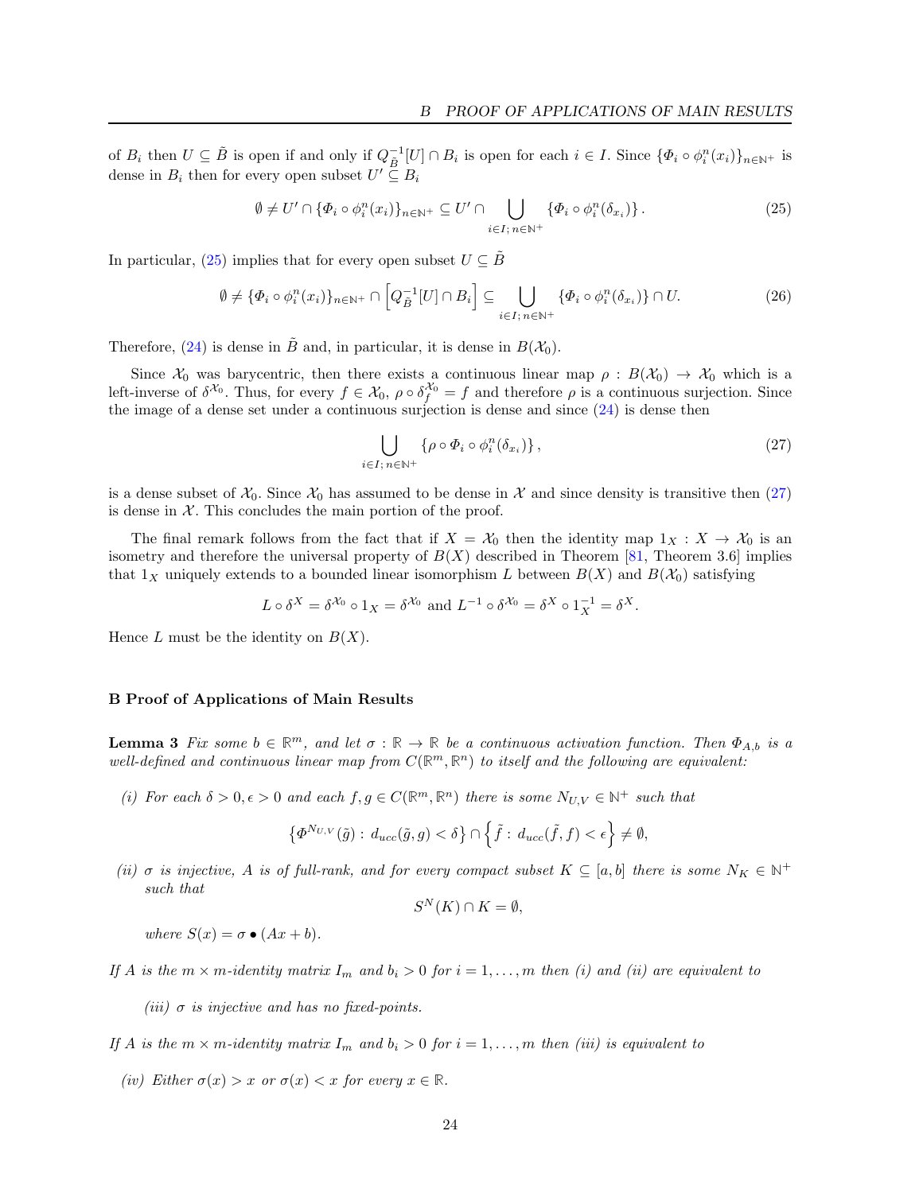of $B_i$ then $U \subseteq \tilde{B}$ is open if and only if $Q_{\tilde{B}}^{-1}[U] \cap B_i$ is open for each $i \in I$. Since $\{\Phi_i \circ \phi_i^n(x_i)\}_{n \in \mathbb{N}^+}$ is dense in $B_i$ then for every open subset $U' \subseteq B_i$

$$\emptyset \neq U' \cap \{\Phi_i \circ \phi_i^n(x_i)\}_{n \in \mathbb{N}^+} \subseteq U' \cap \bigcup_{i \in I;\, n \in \mathbb{N}^+} \{\Phi_i \circ \phi_i^n(\delta_{x_i})\}. \tag{25}$$

In particular, (25) implies that for every open subset $U \subseteq \tilde{B}$

$$\emptyset \neq \{\Phi_i \circ \phi_i^n(x_i)\}_{n \in \mathbb{N}^+} \cap \left[Q_{\tilde{B}}^{-1}[U] \cap B_i\right] \subseteq \bigcup_{i \in I;\, n \in \mathbb{N}^+} \{\Phi_i \circ \phi_i^n(\delta_{x_i})\} \cap U. \tag{26}$$

Therefore, (24) is dense in $\tilde{B}$ and, in particular, it is dense in $B(\mathcal{X}_0)$.

Since $\mathcal{X}_0$ was barycentric, then there exists a continuous linear map $\rho : B(\mathcal{X}_0) \to \mathcal{X}_0$ which is a left-inverse of $\delta^{\mathcal{X}_0}$. Thus, for every $f \in \mathcal{X}_0$, $\rho \circ \delta_f^{\mathcal{X}_0} = f$ and therefore $\rho$ is a continuous surjection. Since the image of a dense set under a continuous surjection is dense and since (24) is dense then

$$\bigcup_{i \in I;\, n \in \mathbb{N}^+} \{\rho \circ \Phi_i \circ \phi_i^n(\delta_{x_i})\}, \tag{27}$$

is a dense subset of $\mathcal{X}_0$. Since $\mathcal{X}_0$ has assumed to be dense in $\mathcal{X}$ and since density is transitive then (27) is dense in $\mathcal{X}$. This concludes the main portion of the proof.

The final remark follows from the fact that if $X = \mathcal{X}_0$ then the identity map $1_X : X \to \mathcal{X}_0$ is an isometry and therefore the universal property of $B(X)$ described in Theorem [81, Theorem 3.6] implies that $1_X$ uniquely extends to a bounded linear isomorphism $L$ between $B(X)$ and $B(\mathcal{X}_0)$ satisfying

$$L \circ \delta^X = \delta^{\mathcal{X}_0} \circ 1_X = \delta^{\mathcal{X}_0} \text{ and } L^{-1} \circ \delta^{\mathcal{X}_0} = \delta^X \circ 1_X^{-1} = \delta^X.$$

Hence $L$ must be the identity on $B(X)$.

## B Proof of Applications of Main Results

**Lemma 3** *Fix some $b \in \mathbb{R}^m$, and let $\sigma : \mathbb{R} \to \mathbb{R}$ be a continuous activation function. Then $\Phi_{A,b}$ is a well-defined and continuous linear map from $C(\mathbb{R}^m, \mathbb{R}^n)$ to itself and the following are equivalent:*

*(i) For each $\delta > 0, \epsilon > 0$ and each $f, g \in C(\mathbb{R}^m, \mathbb{R}^n)$ there is some $N_{U,V} \in \mathbb{N}^+$ such that*

$$\left\{\Phi^{N_{U,V}}(\tilde{g}) : d_{ucc}(\tilde{g}, g) < \delta\right\} \cap \left\{\tilde{f} : d_{ucc}(\tilde{f}, f) < \epsilon\right\} \neq \emptyset,$$

*(ii) $\sigma$ is injective, $A$ is of full-rank, and for every compact subset $K \subseteq [a, b]$ there is some $N_K \in \mathbb{N}^+$ such that*

$$S^N(K) \cap K = \emptyset,$$

*where $S(x) = \sigma \bullet (Ax + b)$.*

*If $A$ is the $m \times m$-identity matrix $I_m$ and $b_i > 0$ for $i = 1, \ldots, m$ then (i) and (ii) are equivalent to*

*(iii) $\sigma$ is injective and has no fixed-points.*

*If $A$ is the $m \times m$-identity matrix $I_m$ and $b_i > 0$ for $i = 1, \ldots, m$ then (iii) is equivalent to*

*(iv) Either $\sigma(x) > x$ or $\sigma(x) < x$ for every $x \in \mathbb{R}$.*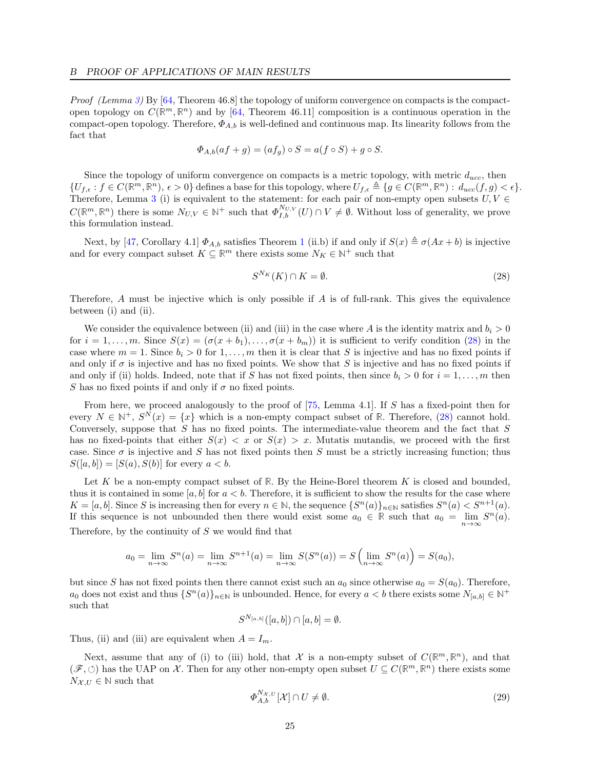*Proof (Lemma 3)* By [64, Theorem 46.8] the topology of uniform convergence on compacts is the compact-open topology on $C(\mathbb{R}^m, \mathbb{R}^n)$ and by [64, Theorem 46.11] composition is a continuous operation in the compact-open topology. Therefore, $\Phi_{A,b}$ is well-defined and continuous map. Its linearity follows from the fact that

$$\Phi_{A,b}(af + g) = (af_g) \circ S = a(f \circ S) + g \circ S.$$

Since the topology of uniform convergence on compacts is a metric topology, with metric $d_{ucc}$, then $\{U_{f,\epsilon} : f \in C(\mathbb{R}^m, \mathbb{R}^n),\, \epsilon > 0\}$ defines a base for this topology, where $U_{f,\epsilon} \triangleq \{g \in C(\mathbb{R}^m, \mathbb{R}^n) :\, d_{ucc}(f, g) < \epsilon\}$. Therefore, Lemma 3 (i) is equivalent to the statement: for each pair of non-empty open subsets $U, V \in C(\mathbb{R}^m, \mathbb{R}^n)$ there is some $N_{U,V} \in \mathbb{N}^+$ such that $\Phi_{I,b}^{N_{U,V}}(U) \cap V \neq \emptyset$. Without loss of generality, we prove this formulation instead.

Next, by [47, Corollary 4.1] $\Phi_{A,b}$ satisfies Theorem 1 (ii.b) if and only if $S(x) \triangleq \sigma(Ax + b)$ is injective and for every compact subset $K \subseteq \mathbb{R}^m$ there exists some $N_K \in \mathbb{N}^+$ such that

$$S^{N_K}(K) \cap K = \emptyset. \tag{28}$$

Therefore, $A$ must be injective which is only possible if $A$ is of full-rank. This gives the equivalence between (i) and (ii).

We consider the equivalence between (ii) and (iii) in the case where $A$ is the identity matrix and $b_i > 0$ for $i = 1, \ldots, m$. Since $S(x) = (\sigma(x + b_1), \ldots, \sigma(x + b_m))$ it is sufficient to verify condition (28) in the case where $m = 1$. Since $b_i > 0$ for $1, \ldots, m$ then it is clear that $S$ is injective and has no fixed points if and only if $\sigma$ is injective and has no fixed points. We show that $S$ is injective and has no fixed points if and only if (ii) holds. Indeed, note that if $S$ has not fixed points, then since $b_i > 0$ for $i = 1, \ldots, m$ then $S$ has no fixed points if and only if $\sigma$ no fixed points.

From here, we proceed analogously to the proof of [75, Lemma 4.1]. If $S$ has a fixed-point then for every $N \in \mathbb{N}^+$, $S^N(x) = \{x\}$ which is a non-empty compact subset of $\mathbb{R}$. Therefore, (28) cannot hold. Conversely, suppose that $S$ has no fixed points. The intermediate-value theorem and the fact that $S$ has no fixed-points that either $S(x) < x$ or $S(x) > x$. Mutatis mutandis, we proceed with the first case. Since $\sigma$ is injective and $S$ has not fixed points then $S$ must be a strictly increasing function; thus $S([a, b]) = [S(a), S(b)]$ for every $a < b$.

Let $K$ be a non-empty compact subset of $\mathbb{R}$. By the Heine-Borel theorem $K$ is closed and bounded, thus it is contained in some $[a, b]$ for $a < b$. Therefore, it is sufficient to show the results for the case where $K = [a, b]$. Since $S$ is increasing then for every $n \in \mathbb{N}$, the sequence $\{S^n(a)\}_{n\in\mathbb{N}}$ satisfies $S^n(a) < S^{n+1}(a)$. If this sequence is not unbounded then there would exist some $a_0 \in \mathbb{R}$ such that $a_0 = \lim_{n\to\infty} S^n(a)$. Therefore, by the continuity of $S$ we would find that

$$a_0 = \lim_{n\to\infty} S^n(a) = \lim_{n\to\infty} S^{n+1}(a) = \lim_{n\to\infty} S(S^n(a)) = S\left(\lim_{n\to\infty} S^n(a)\right) = S(a_0),$$

but since $S$ has not fixed points then there cannot exist such an $a_0$ since otherwise $a_0 = S(a_0)$. Therefore, $a_0$ does not exist and thus $\{S^n(a)\}_{n\in\mathbb{N}}$ is unbounded. Hence, for every $a < b$ there exists some $N_{[a,b]} \in \mathbb{N}^+$ such that

$$S^{N_{[a,b]}}([a, b]) \cap [a, b] = \emptyset.$$

Thus, (ii) and (iii) are equivalent when $A = I_m$.

Next, assume that any of (i) to (iii) hold, that $\mathcal{X}$ is a non-empty subset of $C(\mathbb{R}^m, \mathbb{R}^n)$, and that $(\mathscr{F}, \circlearrowleft)$ has the UAP on $\mathcal{X}$. Then for any other non-empty open subset $U \subseteq C(\mathbb{R}^m, \mathbb{R}^n)$ there exists some $N_{\mathcal{X},U} \in \mathbb{N}$ such that

$$\Phi_{A,b}^{N_{\mathcal{X},U}}[\mathcal{X}] \cap U \neq \emptyset. \tag{29}$$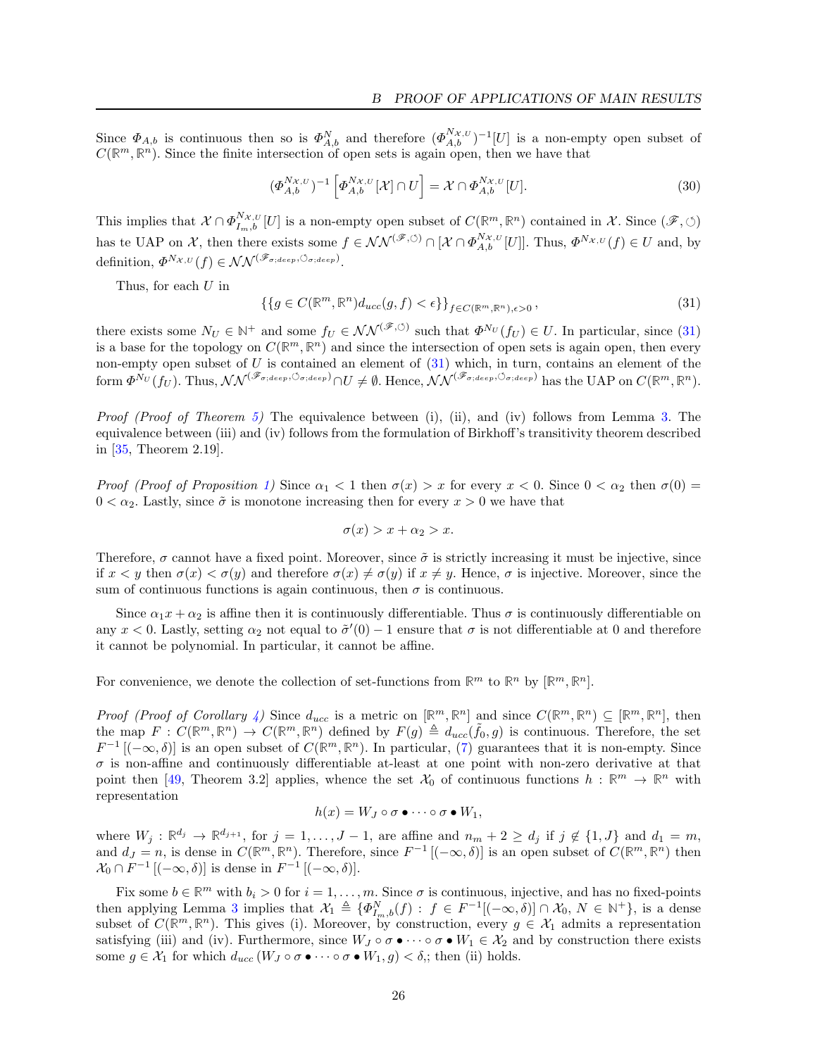Since $\Phi_{A,b}$ is continuous then so is $\Phi_{A,b}^{N}$ and therefore $(\Phi_{A,b}^{N_{\mathcal{X},U}})^{-1}[U]$ is a non-empty open subset of $C(\mathbb{R}^m, \mathbb{R}^n)$. Since the finite intersection of open sets is again open, then we have that

$$(\Phi_{A,b}^{N_{\mathcal{X},U}})^{-1}\left[\Phi_{A,b}^{N_{\mathcal{X},U}}[\mathcal{X}] \cap U\right] = \mathcal{X} \cap \Phi_{A,b}^{N_{\mathcal{X},U}}[U]. \tag{30}$$

This implies that $\mathcal{X} \cap \Phi_{I_m,b}^{N_{\mathcal{X},U}}[U]$ is a non-empty open subset of $C(\mathbb{R}^m, \mathbb{R}^n)$ contained in $\mathcal{X}$. Since $(\mathscr{F}, \circlearrowleft)$ has te UAP on $\mathcal{X}$, then there exists some $f \in \mathcal{NN}^{(\mathscr{F},\circlearrowleft)} \cap [\mathcal{X} \cap \Phi_{A,b}^{N_{\mathcal{X},U}}[U]]$. Thus, $\Phi^{N_{\mathcal{X},U}}(f) \in U$ and, by definition, $\Phi^{N_{\mathcal{X},U}}(f) \in \mathcal{NN}^{(\mathscr{F}_{\sigma;deep},\circlearrowleft_{\sigma;deep})}$.

Thus, for each $U$ in

$$\left\{\{g \in C(\mathbb{R}^m, \mathbb{R}^n) d_{ucc}(g, f) < \epsilon\}\right\}_{f \in C(\mathbb{R}^m,\mathbb{R}^n), \epsilon > 0}, \tag{31}$$

there exists some $N_U \in \mathbb{N}^+$ and some $f_U \in \mathcal{NN}^{(\mathscr{F},\circlearrowleft)}$ such that $\Phi^{N_U}(f_U) \in U$. In particular, since (31) is a base for the topology on $C(\mathbb{R}^m, \mathbb{R}^n)$ and since the intersection of open sets is again open, then every non-empty open subset of $U$ is contained an element of (31) which, in turn, contains an element of the form $\Phi^{N_U}(f_U)$. Thus, $\mathcal{NN}^{(\mathscr{F}_{\sigma;deep},\circlearrowleft_{\sigma;deep})} \cap U \neq \emptyset$. Hence, $\mathcal{NN}^{(\mathscr{F}_{\sigma;deep},\circlearrowleft_{\sigma;deep})}$ has the UAP on $C(\mathbb{R}^m, \mathbb{R}^n)$.

*Proof (Proof of Theorem 5)* The equivalence between (i), (ii), and (iv) follows from Lemma 3. The equivalence between (iii) and (iv) follows from the formulation of Birkhoff's transitivity theorem described in [35, Theorem 2.19].

*Proof (Proof of Proposition 1)* Since $\alpha_1 < 1$ then $\sigma(x) > x$ for every $x < 0$. Since $0 < \alpha_2$ then $\sigma(0) = 0 < \alpha_2$. Lastly, since $\tilde{\sigma}$ is monotone increasing then for every $x > 0$ we have that

$$\sigma(x) > x + \alpha_2 > x.$$

Therefore, $\sigma$ cannot have a fixed point. Moreover, since $\tilde{\sigma}$ is strictly increasing it must be injective, since if $x < y$ then $\sigma(x) < \sigma(y)$ and therefore $\sigma(x) \neq \sigma(y)$ if $x \neq y$. Hence, $\sigma$ is injective. Moreover, since the sum of continuous functions is again continuous, then $\sigma$ is continuous.

Since $\alpha_1 x + \alpha_2$ is affine then it is continuously differentiable. Thus $\sigma$ is continuously differentiable on any $x < 0$. Lastly, setting $\alpha_2$ not equal to $\tilde{\sigma}'(0) - 1$ ensure that $\sigma$ is not differentiable at 0 and therefore it cannot be polynomial. In particular, it cannot be affine.

For convenience, we denote the collection of set-functions from $\mathbb{R}^m$ to $\mathbb{R}^n$ by $[\mathbb{R}^m, \mathbb{R}^n]$.

*Proof (Proof of Corollary 4)* Since $d_{ucc}$ is a metric on $[\mathbb{R}^m, \mathbb{R}^n]$ and since $C(\mathbb{R}^m, \mathbb{R}^n) \subseteq [\mathbb{R}^m, \mathbb{R}^n]$, then the map $F : C(\mathbb{R}^m, \mathbb{R}^n) \to C(\mathbb{R}^m, \mathbb{R}^n)$ defined by $F(g) \triangleq d_{ucc}(\tilde{f}_0, g)$ is continuous. Therefore, the set $F^{-1}[(-\infty, \delta)]$ is an open subset of $C(\mathbb{R}^m, \mathbb{R}^n)$. In particular, (7) guarantees that it is non-empty. Since $\sigma$ is non-affine and continuously differentiable at-least at one point with non-zero derivative at that point then [49, Theorem 3.2] applies, whence the set $\mathcal{X}_0$ of continuous functions $h : \mathbb{R}^m \to \mathbb{R}^n$ with representation

$$h(x) = W_J \circ \sigma \bullet \cdots \circ \sigma \bullet W_1,$$

where $W_j : \mathbb{R}^{d_j} \to \mathbb{R}^{d_{j+1}}$, for $j = 1, \ldots, J-1$, are affine and $n_m + 2 \geq d_j$ if $j \notin \{1, J\}$ and $d_1 = m$, and $d_J = n$, is dense in $C(\mathbb{R}^m, \mathbb{R}^n)$. Therefore, since $F^{-1}[(-\infty, \delta)]$ is an open subset of $C(\mathbb{R}^m, \mathbb{R}^n)$ then $\mathcal{X}_0 \cap F^{-1}[(-\infty, \delta)]$ is dense in $F^{-1}[(-\infty, \delta)]$.

Fix some $b \in \mathbb{R}^m$ with $b_i > 0$ for $i = 1, \ldots, m$. Since $\sigma$ is continuous, injective, and has no fixed-points then applying Lemma 3 implies that $\mathcal{X}_1 \triangleq \{\Phi_{I_m,b}^N(f) : f \in F^{-1}[(-\infty, \delta)] \cap \mathcal{X}_0, N \in \mathbb{N}^+\}$, is a dense subset of $C(\mathbb{R}^m, \mathbb{R}^n)$. This gives (i). Moreover, by construction, every $g \in \mathcal{X}_1$ admits a representation satisfying (iii) and (iv). Furthermore, since $W_J \circ \sigma \bullet \cdots \circ \sigma \bullet W_1 \in \mathcal{X}_2$ and by construction there exists some $g \in \mathcal{X}_1$ for which $d_{ucc}(W_J \circ \sigma \bullet \cdots \circ \sigma \bullet W_1, g) < \delta$,; then (ii) holds.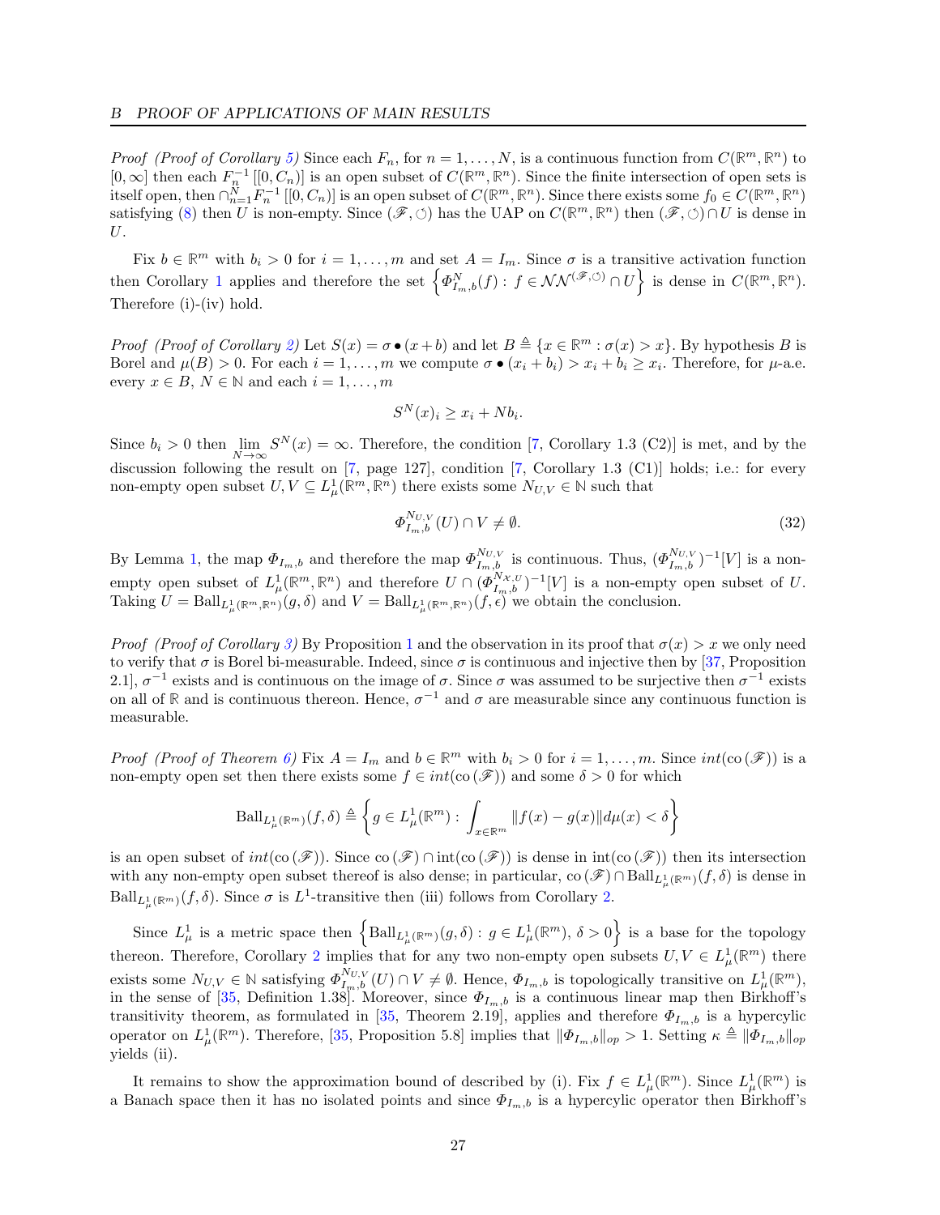*Proof (Proof of Corollary 5)* Since each $F_n$, for $n = 1, \ldots, N$, is a continuous function from $C(\mathbb{R}^m, \mathbb{R}^n)$ to $[0, \infty]$ then each $F_n^{-1}[[0, C_n)]$ is an open subset of $C(\mathbb{R}^m, \mathbb{R}^n)$. Since the finite intersection of open sets is itself open, then $\cap_{n=1}^N F_n^{-1}[[0, C_n)]$ is an open subset of $C(\mathbb{R}^m, \mathbb{R}^n)$. Since there exists some $f_0 \in C(\mathbb{R}^m, \mathbb{R}^n)$ satisfying (8) then $U$ is non-empty. Since $(\mathscr{F}, \circlearrowleft)$ has the UAP on $C(\mathbb{R}^m, \mathbb{R}^n)$ then $(\mathscr{F}, \circlearrowleft) \cap U$ is dense in $U$.

Fix $b \in \mathbb{R}^m$ with $b_i > 0$ for $i = 1, \ldots, m$ and set $A = I_m$. Since $\sigma$ is a transitive activation function then Corollary 1 applies and therefore the set $\left\{\Phi_{I_m,b}^N(f) : f \in \mathcal{NN}^{(\mathscr{F},\circlearrowleft)} \cap U\right\}$ is dense in $C(\mathbb{R}^m, \mathbb{R}^n)$. Therefore (i)-(iv) hold.

*Proof (Proof of Corollary 2)* Let $S(x) = \sigma \bullet (x + b)$ and let $B \triangleq \{x \in \mathbb{R}^m : \sigma(x) > x\}$. By hypothesis $B$ is Borel and $\mu(B) > 0$. For each $i = 1, \ldots, m$ we compute $\sigma \bullet (x_i + b_i) > x_i + b_i \geq x_i$. Therefore, for $\mu$-a.e. every $x \in B$, $N \in \mathbb{N}$ and each $i = 1, \ldots, m$

$$S^N(x)_i \geq x_i + N b_i.$$

Since $b_i > 0$ then $\lim_{N \to \infty} S^N(x) = \infty$. Therefore, the condition [7, Corollary 1.3 (C2)] is met, and by the discussion following the result on [7, page 127], condition [7, Corollary 1.3 (C1)] holds; i.e.: for every non-empty open subset $U, V \subseteq L^1_\mu(\mathbb{R}^m, \mathbb{R}^n)$ there exists some $N_{U,V} \in \mathbb{N}$ such that

$$\Phi_{I_m,b}^{N_{U,V}}(U) \cap V \neq \emptyset. \tag{32}$$

By Lemma 1, the map $\Phi_{I_m,b}$ and therefore the map $\Phi_{I_m,b}^{N_{U,V}}$ is continuous. Thus, $(\Phi_{I_m,b}^{N_{U,V}})^{-1}[V]$ is a non-empty open subset of $L^1_\mu(\mathbb{R}^m, \mathbb{R}^n)$ and therefore $U \cap (\Phi_{I_m,b}^{N_{\mathcal{X},U}})^{-1}[V]$ is a non-empty open subset of $U$. Taking $U = \mathrm{Ball}_{L^1_\mu(\mathbb{R}^m,\mathbb{R}^n)}(g, \delta)$ and $V = \mathrm{Ball}_{L^1_\mu(\mathbb{R}^m,\mathbb{R}^n)}(f, \epsilon)$ we obtain the conclusion.

*Proof (Proof of Corollary 3)* By Proposition 1 and the observation in its proof that $\sigma(x) > x$ we only need to verify that $\sigma$ is Borel bi-measurable. Indeed, since $\sigma$ is continuous and injective then by [37, Proposition 2.1], $\sigma^{-1}$ exists and is continuous on the image of $\sigma$. Since $\sigma$ was assumed to be surjective then $\sigma^{-1}$ exists on all of $\mathbb{R}$ and is continuous thereon. Hence, $\sigma^{-1}$ and $\sigma$ are measurable since any continuous function is measurable.

*Proof (Proof of Theorem 6)* Fix $A = I_m$ and $b \in \mathbb{R}^m$ with $b_i > 0$ for $i = 1, \ldots, m$. Since $int(\mathrm{co}(\mathscr{F}))$ is a non-empty open set then there exists some $f \in int(\mathrm{co}(\mathscr{F}))$ and some $\delta > 0$ for which

$$\mathrm{Ball}_{L^1_\mu(\mathbb{R}^m)}(f, \delta) \triangleq \left\{g \in L^1_\mu(\mathbb{R}^m) : \int_{x \in \mathbb{R}^m} \|f(x) - g(x)\| d\mu(x) < \delta\right\}$$

is an open subset of $int(\mathrm{co}(\mathscr{F}))$. Since $\mathrm{co}(\mathscr{F}) \cap \mathrm{int}(\mathrm{co}(\mathscr{F}))$ is dense in $\mathrm{int}(\mathrm{co}(\mathscr{F}))$ then its intersection with any non-empty open subset thereof is also dense; in particular, $\mathrm{co}(\mathscr{F}) \cap \mathrm{Ball}_{L^1_\mu(\mathbb{R}^m)}(f, \delta)$ is dense in $\mathrm{Ball}_{L^1_\mu(\mathbb{R}^m)}(f, \delta)$. Since $\sigma$ is $L^1$-transitive then (iii) follows from Corollary 2.

Since $L^1_\mu$ is a metric space then $\left\{\mathrm{Ball}_{L^1_\mu(\mathbb{R}^m)}(g, \delta) : g \in L^1_\mu(\mathbb{R}^m),\, \delta > 0\right\}$ is a base for the topology thereon. Therefore, Corollary 2 implies that for any two non-empty open subsets $U, V \in L^1_\mu(\mathbb{R}^m)$ there exists some $N_{U,V} \in \mathbb{N}$ satisfying $\Phi_{I_m,b}^{N_{U,V}}(U) \cap V \neq \emptyset$. Hence, $\Phi_{I_m,b}$ is topologically transitive on $L^1_\mu(\mathbb{R}^m)$, in the sense of [35, Definition 1.38]. Moreover, since $\Phi_{I_m,b}$ is a continuous linear map then Birkhoff's transitivity theorem, as formulated in [35, Theorem 2.19], applies and therefore $\Phi_{I_m,b}$ is a hypercyclic operator on $L^1_\mu(\mathbb{R}^m)$. Therefore, [35, Proposition 5.8] implies that $\|\Phi_{I_m,b}\|_{op} > 1$. Setting $\kappa \triangleq \|\Phi_{I_m,b}\|_{op}$ yields (ii).

It remains to show the approximation bound of described by (i). Fix $f \in L^1_\mu(\mathbb{R}^m)$. Since $L^1_\mu(\mathbb{R}^m)$ is a Banach space then it has no isolated points and since $\Phi_{I_m,b}$ is a hypercylic operator then Birkhoff's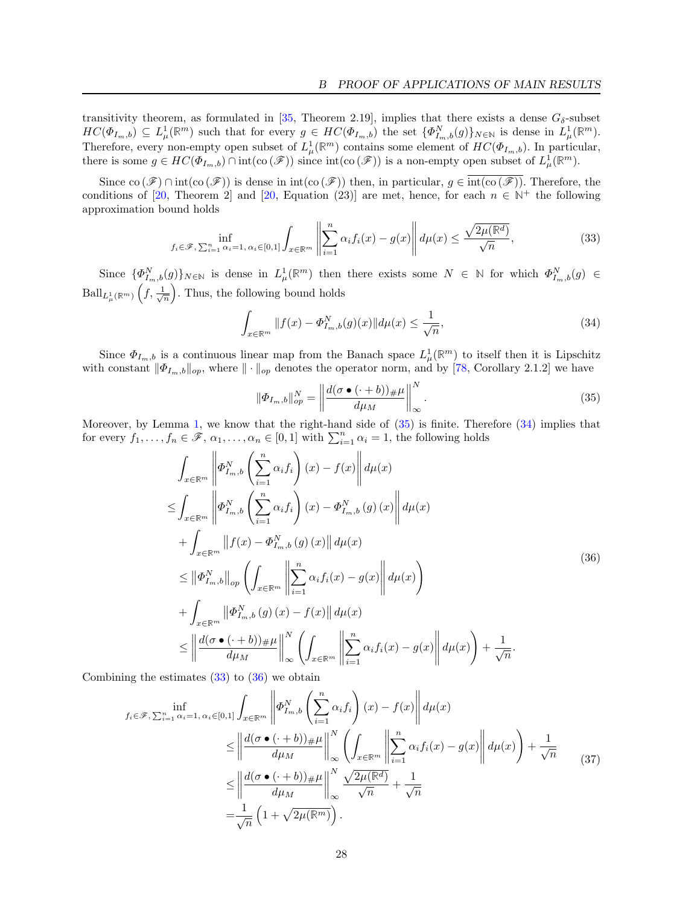transitivity theorem, as formulated in [35, Theorem 2.19], implies that there exists a dense $G_\delta$-subset $HC(\Phi_{I_m,b}) \subseteq L^1_\mu(\mathbb{R}^m)$ such that for every $g \in HC(\Phi_{I_m,b})$ the set $\{\Phi^N_{I_m,b}(g)\}_{N\in\mathbb{N}}$ is dense in $L^1_\mu(\mathbb{R}^m)$. Therefore, every non-empty open subset of $L^1_\mu(\mathbb{R}^m)$ contains some element of $HC(\Phi_{I_m,b})$. In particular, there is some $g \in HC(\Phi_{I_m,b}) \cap \operatorname{int}(\operatorname{co}(\mathscr{F}))$ since $\operatorname{int}(\operatorname{co}(\mathscr{F}))$ is a non-empty open subset of $L^1_\mu(\mathbb{R}^m)$.

Since $\operatorname{co}(\mathscr{F}) \cap \operatorname{int}(\operatorname{co}(\mathscr{F}))$ is dense in $\operatorname{int}(\operatorname{co}(\mathscr{F}))$ then, in particular, $g \in \overline{\operatorname{int}(\operatorname{co}(\mathscr{F}))}$. Therefore, the conditions of [20, Theorem 2] and [20, Equation (23)] are met, hence, for each $n \in \mathbb{N}^+$ the following approximation bound holds

$$\inf_{f_i\in\mathscr{F},\, \sum_{i=1}^n \alpha_i=1,\, \alpha_i\in[0,1]} \int_{x\in\mathbb{R}^m} \left\| \sum_{i=1}^n \alpha_i f_i(x) - g(x) \right\| d\mu(x) \leq \frac{\sqrt{2\mu(\mathbb{R}^d)}}{\sqrt{n}}, \tag{33}$$

Since $\{\Phi^N_{I_m,b}(g)\}_{N\in\mathbb{N}}$ is dense in $L^1_\mu(\mathbb{R}^m)$ then there exists some $N \in \mathbb{N}$ for which $\Phi^N_{I_m,b}(g) \in \operatorname{Ball}_{L^1_\mu(\mathbb{R}^m)}\left(f, \frac{1}{\sqrt{n}}\right)$. Thus, the following bound holds

$$\int_{x\in\mathbb{R}^m} \|f(x) - \Phi^N_{I_m,b}(g)(x)\| d\mu(x) \leq \frac{1}{\sqrt{n}}, \tag{34}$$

Since $\Phi_{I_m,b}$ is a continuous linear map from the Banach space $L^1_\mu(\mathbb{R}^m)$ to itself then it is Lipschitz with constant $\|\Phi_{I_m,b}\|_{op}$, where $\|\cdot\|_{op}$ denotes the operator norm, and by [78, Corollary 2.1.2] we have

$$\|\Phi_{I_m,b}\|^N_{op} = \left\| \frac{d(\sigma \bullet (\cdot + b))_{\#}\mu}{d\mu_M} \right\|^N_\infty. \tag{35}$$

Moreover, by Lemma 1, we know that the right-hand side of (35) is finite. Therefore (34) implies that for every $f_1, \dots, f_n \in \mathscr{F}$, $\alpha_1, \dots, \alpha_n \in [0,1]$ with $\sum_{i=1}^n \alpha_i = 1$, the following holds

$$\begin{aligned}
&\int_{x\in\mathbb{R}^m} \left\| \Phi^N_{I_m,b}\left(\sum_{i=1}^n \alpha_i f_i\right)(x) - f(x) \right\| d\mu(x) \\
\leq &\int_{x\in\mathbb{R}^m} \left\| \Phi^N_{I_m,b}\left(\sum_{i=1}^n \alpha_i f_i\right)(x) - \Phi^N_{I_m,b}(g)(x) \right\| d\mu(x) \\
&+ \int_{x\in\mathbb{R}^m} \left\| f(x) - \Phi^N_{I_m,b}(g)(x) \right\| d\mu(x) \\
\leq &\left\| \Phi^N_{I_m,b} \right\|_{op} \left( \int_{x\in\mathbb{R}^m} \left\| \sum_{i=1}^n \alpha_i f_i(x) - g(x) \right\| d\mu(x) \right) \\
&+ \int_{x\in\mathbb{R}^m} \left\| \Phi^N_{I_m,b}(g)(x) - f(x) \right\| d\mu(x) \\
\leq &\left\| \frac{d(\sigma \bullet (\cdot + b))_{\#}\mu}{d\mu_M} \right\|^N_\infty \left( \int_{x\in\mathbb{R}^m} \left\| \sum_{i=1}^n \alpha_i f_i(x) - g(x) \right\| d\mu(x) \right) + \frac{1}{\sqrt{n}}.
\end{aligned} \tag{36}$$

Combining the estimates (33) to (36) we obtain

$$\begin{aligned}
\inf_{f_i\in\mathscr{F},\, \sum_{i=1}^n \alpha_i=1,\, \alpha_i\in[0,1]} &\int_{x\in\mathbb{R}^m} \left\| \Phi^N_{I_m,b}\left(\sum_{i=1}^n \alpha_i f_i\right)(x) - f(x) \right\| d\mu(x) \\
&\leq \left\| \frac{d(\sigma \bullet (\cdot + b))_{\#}\mu}{d\mu_M} \right\|^N_\infty \left( \int_{x\in\mathbb{R}^m} \left\| \sum_{i=1}^n \alpha_i f_i(x) - g(x) \right\| d\mu(x) \right) + \frac{1}{\sqrt{n}} \\
&\leq \left\| \frac{d(\sigma \bullet (\cdot + b))_{\#}\mu}{d\mu_M} \right\|^N_\infty \frac{\sqrt{2\mu(\mathbb{R}^d)}}{\sqrt{n}} + \frac{1}{\sqrt{n}} \\
&= \frac{1}{\sqrt{n}} \left(1 + \sqrt{2\mu(\mathbb{R}^m)}\right).
\end{aligned} \tag{37}$$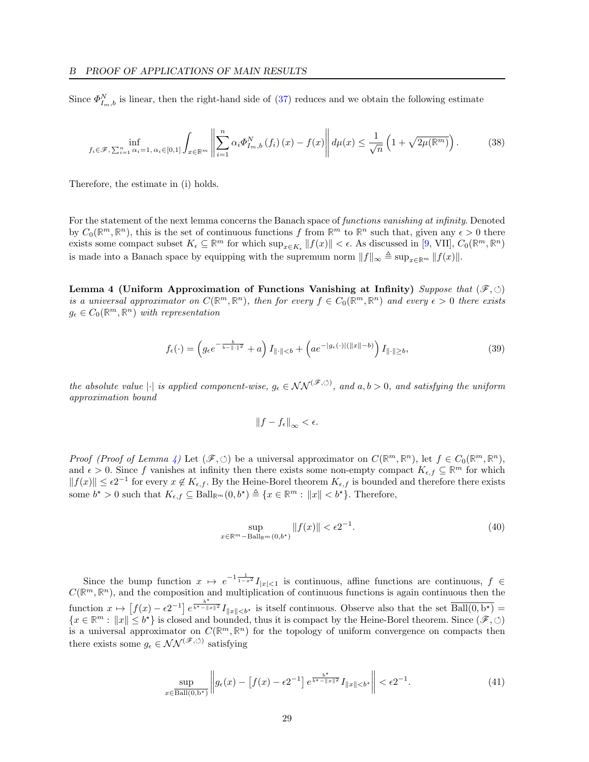Since $\Phi^N_{I_m,b}$ is linear, then the right-hand side of (37) reduces and we obtain the following estimate

$$
\inf_{f_i \in \mathscr{F},\, \sum_{i=1}^n \alpha_i = 1,\, \alpha_i \in [0,1]} \int_{x \in \mathbb{R}^m} \left\| \sum_{i=1}^n \alpha_i \Phi^N_{I_m,b}(f_i)(x) - f(x) \right\| d\mu(x) \leq \frac{1}{\sqrt{n}} \left( 1 + \sqrt{2\mu(\mathbb{R}^m)} \right). \tag{38}
$$

Therefore, the estimate in (i) holds.

For the statement of the next lemma concerns the Banach space of *functions vanishing at infinity*. Denoted by $C_0(\mathbb{R}^m, \mathbb{R}^n)$, this is the set of continuous functions $f$ from $\mathbb{R}^m$ to $\mathbb{R}^n$ such that, given any $\epsilon > 0$ there exists some compact subset $K_\epsilon \subseteq \mathbb{R}^m$ for which $\sup_{x \in K_\epsilon} \|f(x)\| < \epsilon$. As discussed in [9, VII], $C_0(\mathbb{R}^m, \mathbb{R}^n)$ is made into a Banach space by equipping with the supremum norm $\|f\|_\infty \triangleq \sup_{x \in \mathbb{R}^m} \|f(x)\|$.

**Lemma 4 (Uniform Approximation of Functions Vanishing at Infinity)** *Suppose that $(\mathscr{F}, \circlearrowleft)$ is a universal approximator on $C(\mathbb{R}^m, \mathbb{R}^n)$, then for every $f \in C_0(\mathbb{R}^m, \mathbb{R}^n)$ and every $\epsilon > 0$ there exists $g_\epsilon \in C_0(\mathbb{R}^m, \mathbb{R}^n)$ with representation*

$$
f_\epsilon(\cdot) = \left( g_\epsilon e^{-\frac{b}{b - \|\cdot\|^2}} + a \right) I_{\|\cdot\| < b} + \left( a e^{-|g_\epsilon(\cdot)|(\|x\| - b)} \right) I_{\|\cdot\| \geq b}, \tag{39}
$$

*the absolute value $|\cdot|$ is applied component-wise, $g_\epsilon \in \mathcal{NN}^{(\mathscr{F}, \circlearrowleft)}$, and $a, b > 0$, and satisfying the uniform approximation bound*

$$
\|f - f_\epsilon\|_\infty < \epsilon.
$$

*Proof (Proof of Lemma 4)* Let $(\mathscr{F}, \circlearrowleft)$ be a universal approximator on $C(\mathbb{R}^m, \mathbb{R}^n)$, let $f \in C_0(\mathbb{R}^m, \mathbb{R}^n)$, and $\epsilon > 0$. Since $f$ vanishes at infinity then there exists some non-empty compact $K_{\epsilon,f} \subseteq \mathbb{R}^m$ for which $\|f(x)\| \leq \epsilon 2^{-1}$ for every $x \notin K_{\epsilon,f}$. By the Heine-Borel theorem $K_{\epsilon,f}$ is bounded and therefore there exists some $b^\star > 0$ such that $K_{\epsilon,f} \subseteq \operatorname{Ball}_{\mathbb{R}^m}(0, b^\star) \triangleq \{x \in \mathbb{R}^m : \|x\| < b^\star\}$. Therefore,

$$
\sup_{x \in \mathbb{R}^m - \operatorname{Ball}_{\mathbb{R}^m}(0, b^\star)} \|f(x)\| < \epsilon 2^{-1}. \tag{40}
$$

Since the bump function $x \mapsto e^{-1\frac{1}{1-x^2}} I_{|x|<1}$ is continuous, affine functions are continuous, $f \in C(\mathbb{R}^m, \mathbb{R}^n)$, and the composition and multiplication of continuous functions is again continuous then the function $x \mapsto \left[ f(x) - \epsilon 2^{-1} \right] e^{\frac{b^\star}{b^\star - \|x\|^2}} I_{\|x\| < b^\star}$ is itself continuous. Observe also that the set $\overline{\operatorname{Ball}(0, \mathrm{b}^\star)} = \{x \in \mathbb{R}^m : \|x\| \leq b^\star\}$ is closed and bounded, thus it is compact by the Heine-Borel theorem. Since $(\mathscr{F}, \circlearrowleft)$ is a universal approximator on $C(\mathbb{R}^m, \mathbb{R}^n)$ for the topology of uniform convergence on compacts then there exists some $g_\epsilon \in \mathcal{NN}^{(\mathscr{F}, \circlearrowleft)}$ satisfying

$$
\sup_{x \in \overline{\operatorname{Ball}(0, \mathrm{b}^\star)}} \left\| g_\epsilon(x) - \left[ f(x) - \epsilon 2^{-1} \right] e^{\frac{b^\star}{b^\star - \|x\|^2}} I_{\|x\| < b^\star} \right\| < \epsilon 2^{-1}. \tag{41}
$$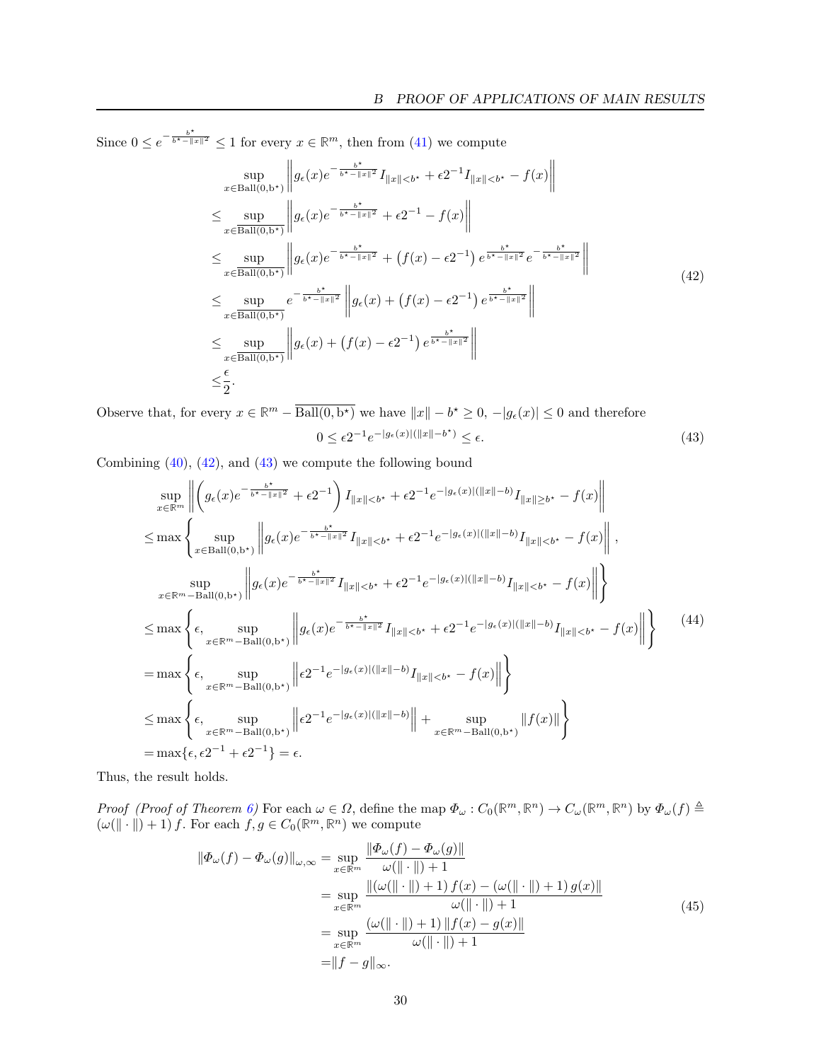Since $0 \leq e^{-\frac{b^\star}{b^\star - \|x\|^2}} \leq 1$ for every $x \in \mathbb{R}^m$, then from (41) we compute

$$
\begin{aligned}
&\sup_{x \in \mathrm{Ball}(0,b^\star)} \left\| g_\epsilon(x) e^{-\frac{b^\star}{b^\star - \|x\|^2}} I_{\|x\|<b^\star} + \epsilon 2^{-1} I_{\|x\|<b^\star} - f(x) \right\| \\
\leq &\sup_{x \in \overline{\mathrm{Ball}(0,b^\star)}} \left\| g_\epsilon(x) e^{-\frac{b^\star}{b^\star - \|x\|^2}} + \epsilon 2^{-1} - f(x) \right\| \\
\leq &\sup_{x \in \overline{\mathrm{Ball}(0,b^\star)}} \left\| g_\epsilon(x) e^{-\frac{b^\star}{b^\star - \|x\|^2}} + \left(f(x) - \epsilon 2^{-1}\right) e^{\frac{b^\star}{b^\star - \|x\|^2}} e^{-\frac{b^\star}{b^\star - \|x\|^2}} \right\| \\
\leq &\sup_{x \in \overline{\mathrm{Ball}(0,b^\star)}} e^{-\frac{b^\star}{b^\star - \|x\|^2}} \left\| g_\epsilon(x) + \left(f(x) - \epsilon 2^{-1}\right) e^{\frac{b^\star}{b^\star - \|x\|^2}} \right\| \\
\leq &\sup_{x \in \overline{\mathrm{Ball}(0,b^\star)}} \left\| g_\epsilon(x) + \left(f(x) - \epsilon 2^{-1}\right) e^{\frac{b^\star}{b^\star - \|x\|^2}} \right\| \\
\leq &\frac{\epsilon}{2}.
\end{aligned}
\tag{42}
$$

Observe that, for every $x \in \mathbb{R}^m - \overline{\mathrm{Ball}(0, b^\star)}$ we have $\|x\| - b^\star \geq 0$, $-|g_\epsilon(x)| \leq 0$ and therefore

$$
0 \leq \epsilon 2^{-1} e^{-|g_\epsilon(x)|(\|x\| - b^\star)} \leq \epsilon. \tag{43}
$$

Combining (40), (42), and (43) we compute the following bound

$$
\begin{aligned}
&\sup_{x \in \mathbb{R}^m} \left\| \left( g_\epsilon(x) e^{-\frac{b^\star}{b^\star - \|x\|^2}} + \epsilon 2^{-1} \right) I_{\|x\|<b^\star} + \epsilon 2^{-1} e^{-|g_\epsilon(x)|(\|x\|-b)} I_{\|x\| \geq b^\star} - f(x) \right\| \\
\leq &\max \left\{ \sup_{x \in \mathrm{Ball}(0,b^\star)} \left\| g_\epsilon(x) e^{-\frac{b^\star}{b^\star - \|x\|^2}} I_{\|x\|<b^\star} + \epsilon 2^{-1} e^{-|g_\epsilon(x)|(\|x\|-b)} I_{\|x\|<b^\star} - f(x) \right\|, \right. \\
&\left. \sup_{x \in \mathbb{R}^m - \mathrm{Ball}(0,b^\star)} \left\| g_\epsilon(x) e^{-\frac{b^\star}{b^\star - \|x\|^2}} I_{\|x\|<b^\star} + \epsilon 2^{-1} e^{-|g_\epsilon(x)|(\|x\|-b)} I_{\|x\|<b^\star} - f(x) \right\| \right\} \\
\leq &\max \left\{ \epsilon, \sup_{x \in \mathbb{R}^m - \mathrm{Ball}(0,b^\star)} \left\| g_\epsilon(x) e^{-\frac{b^\star}{b^\star - \|x\|^2}} I_{\|x\|<b^\star} + \epsilon 2^{-1} e^{-|g_\epsilon(x)|(\|x\|-b)} I_{\|x\|<b^\star} - f(x) \right\| \right\} \\
= &\max \left\{ \epsilon, \sup_{x \in \mathbb{R}^m - \mathrm{Ball}(0,b^\star)} \left\| \epsilon 2^{-1} e^{-|g_\epsilon(x)|(\|x\|-b)} I_{\|x\|<b^\star} - f(x) \right\| \right\} \\
\leq &\max \left\{ \epsilon, \sup_{x \in \mathbb{R}^m - \mathrm{Ball}(0,b^\star)} \left\| \epsilon 2^{-1} e^{-|g_\epsilon(x)|(\|x\|-b)} \right\| + \sup_{x \in \mathbb{R}^m - \mathrm{Ball}(0,b^\star)} \|f(x)\| \right\} \\
= &\max\{\epsilon, \epsilon 2^{-1} + \epsilon 2^{-1}\} = \epsilon.
\end{aligned}
\tag{44}
$$

Thus, the result holds.

*Proof (Proof of Theorem 6)* For each $\omega \in \Omega$, define the map $\Phi_\omega : C_0(\mathbb{R}^m, \mathbb{R}^n) \to C_\omega(\mathbb{R}^m, \mathbb{R}^n)$ by $\Phi_\omega(f) \triangleq (\omega(\|\cdot\|) + 1) f$. For each $f, g \in C_0(\mathbb{R}^m, \mathbb{R}^n)$ we compute

$$
\begin{aligned}
\|\Phi_\omega(f) - \Phi_\omega(g)\|_{\omega,\infty} = &\sup_{x \in \mathbb{R}^m} \frac{\|\Phi_\omega(f) - \Phi_\omega(g)\|}{\omega(\|\cdot\|) + 1} \\
= &\sup_{x \in \mathbb{R}^m} \frac{\|(\omega(\|\cdot\|) + 1) f(x) - (\omega(\|\cdot\|) + 1) g(x)\|}{\omega(\|\cdot\|) + 1} \\
= &\sup_{x \in \mathbb{R}^m} \frac{(\omega(\|\cdot\|) + 1) \|f(x) - g(x)\|}{\omega(\|\cdot\|) + 1} \\
= &\|f - g\|_\infty.
\end{aligned}
\tag{45}
$$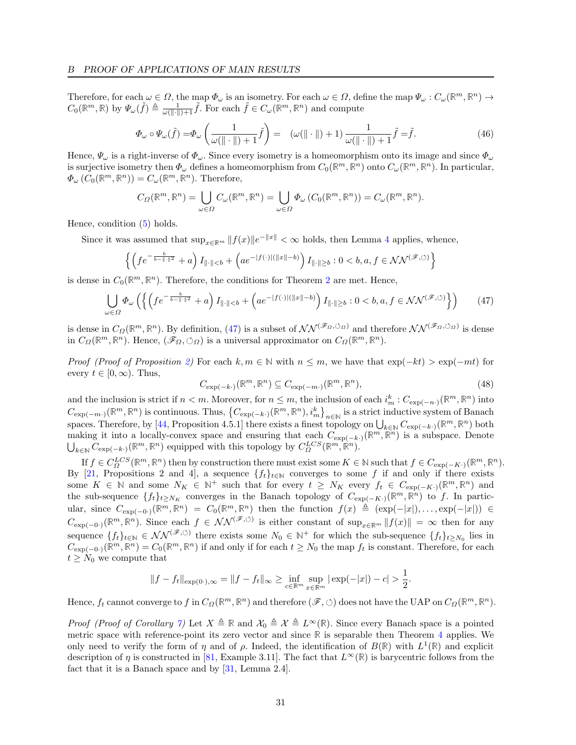Therefore, for each $\omega \in \Omega$, the map $\Phi_\omega$ is an isometry. For each $\omega \in \Omega$, define the map $\Psi_\omega : C_\omega(\mathbb{R}^m, \mathbb{R}^n) \to C_0(\mathbb{R}^m, \mathbb{R})$ by $\Psi_\omega(\tilde{f}) \triangleq \frac{1}{\omega(\|\cdot\|)+1}\tilde{f}$. For each $\tilde{f} \in C_\omega(\mathbb{R}^m, \mathbb{R}^n)$ and compute

$$\Phi_\omega \circ \Psi_\omega(\tilde{f}) = \Phi_\omega \left( \frac{1}{\omega(\|\cdot\|)+1}\tilde{f} \right) = \quad (\omega(\|\cdot\|)+1)\, \frac{1}{\omega(\|\cdot\|)+1}\tilde{f} = \tilde{f}. \tag{46}$$

Hence, $\Psi_\omega$ is a right-inverse of $\Phi_\omega$. Since every isometry is a homeomorphism onto its image and since $\Phi_\omega$ is surjective isometry then $\Phi_\omega$ defines a homeomorphism from $C_0(\mathbb{R}^m, \mathbb{R}^n)$ onto $C_\omega(\mathbb{R}^m, \mathbb{R}^n)$. In particular, $\Phi_\omega\left(C_0(\mathbb{R}^m, \mathbb{R}^n)\right) = C_\omega(\mathbb{R}^m, \mathbb{R}^n)$. Therefore,

$$C_\Omega(\mathbb{R}^m, \mathbb{R}^n) = \bigcup_{\omega \in \Omega} C_\omega(\mathbb{R}^m, \mathbb{R}^n) = \bigcup_{\omega \in \Omega} \Phi_\omega\left(C_0(\mathbb{R}^m, \mathbb{R}^n)\right) = C_\omega(\mathbb{R}^m, \mathbb{R}^n).$$

Hence, condition (5) holds.

Since it was assumed that $\sup_{x \in \mathbb{R}^m} \|f(x)\| e^{-\|x\|} < \infty$ holds, then Lemma 4 applies, whence,

$$\left\{ \left( f e^{-\frac{b}{b-\|\cdot\|^2}} + a \right) I_{\|\cdot\|<b} + \left( a e^{-|f(\cdot)|(\|x\|-b)} \right) I_{\|\cdot\| \geq b} : 0 < b, a, f \in \mathcal{NN}^{(\mathscr{F}, \circlearrowleft)} \right\}$$

is dense in $C_0(\mathbb{R}^m, \mathbb{R}^n)$. Therefore, the conditions for Theorem 2 are met. Hence,

$$\bigcup_{\omega \in \Omega} \Phi_\omega \left( \left\{ \left( f e^{-\frac{b}{b-\|\cdot\|^2}} + a \right) I_{\|\cdot\|<b} + \left( a e^{-|f(\cdot)|(\|x\|-b)} \right) I_{\|\cdot\| \geq b} : 0 < b, a, f \in \mathcal{NN}^{(\mathscr{F}, \circlearrowleft)} \right\} \right) \tag{47}$$

is dense in $C_\Omega(\mathbb{R}^m, \mathbb{R}^n)$. By definition, (47) is a subset of $\mathcal{NN}^{(\mathscr{F}_\Omega, \circlearrowleft_\Omega)}$ and therefore $\mathcal{NN}^{(\mathscr{F}_\Omega, \circlearrowleft_\Omega)}$ is dense in $C_\Omega(\mathbb{R}^m, \mathbb{R}^n)$. Hence, $(\mathscr{F}_\Omega, \circlearrowleft_\Omega)$ is a universal approximator on $C_\Omega(\mathbb{R}^m, \mathbb{R}^n)$.

*Proof (Proof of Proposition 2)* For each $k, m \in \mathbb{N}$ with $n \leq m$, we have that $\exp(-kt) > \exp(-mt)$ for every $t \in [0, \infty)$. Thus,

$$C_{\exp(-k\cdot)}(\mathbb{R}^m, \mathbb{R}^n) \subseteq C_{\exp(-m\cdot)}(\mathbb{R}^m, \mathbb{R}^n), \tag{48}$$

and the inclusion is strict if $n < m$. Moreover, for $n \leq m$, the inclusion of each $i^k_m : C_{\exp(-n\cdot)}(\mathbb{R}^m, \mathbb{R}^n)$ into $C_{\exp(-m\cdot)}(\mathbb{R}^m, \mathbb{R}^n)$ is continuous. Thus, $\left\{C_{\exp(-k\cdot)}(\mathbb{R}^m, \mathbb{R}^n), i^k_m\right\}_{n \in \mathbb{N}}$ is a strict inductive system of Banach spaces. Therefore, by [44, Proposition 4.5.1] there exists a finest topology on $\bigcup_{k \in \mathbb{N}} C_{\exp(-k\cdot)}(\mathbb{R}^m, \mathbb{R}^n)$ both making it into a locally-convex space and ensuring that each $C_{\exp(-k\cdot)}(\mathbb{R}^m, \mathbb{R}^n)$ is a subspace. Denote $\bigcup_{k \in \mathbb{N}} C_{\exp(-k\cdot)}(\mathbb{R}^m, \mathbb{R}^n)$ equipped with this topology by $C^{LCS}_\Omega(\mathbb{R}^m, \mathbb{R}^n)$.

If $f \in C^{LCS}_\Omega(\mathbb{R}^m, \mathbb{R}^n)$ then by construction there must exist some $K \in \mathbb{N}$ such that $f \in C_{\exp(-K\cdot)}(\mathbb{R}^m, \mathbb{R}^n)$. By [21, Propositions 2 and 4], a sequence $\{f_t\}_{t \in \mathbb{N}}$ converges to some $f$ if and only if there exists some $K \in \mathbb{N}$ and some $N_K \in \mathbb{N}^+$ such that for every $t \geq N_K$ every $f_t \in C_{\exp(-K\cdot)}(\mathbb{R}^m, \mathbb{R}^n)$ and the sub-sequence $\{f_t\}_{t \geq N_K}$ converges in the Banach topology of $C_{\exp(-K\cdot)}(\mathbb{R}^m, \mathbb{R}^n)$ to $f$. In particular, since $C_{\exp(-0\cdot)}(\mathbb{R}^m, \mathbb{R}^n) = C_0(\mathbb{R}^m, \mathbb{R}^n)$ then the function $f(x) \triangleq (\exp(-|x|), \dots, \exp(-|x|)) \in C_{\exp(-0\cdot)}(\mathbb{R}^m, \mathbb{R}^n)$. Since each $f \in \mathcal{NN}^{(\mathscr{F}, \circlearrowleft)}$ is either constant of $\sup_{x \in \mathbb{R}^m} \|f(x)\| = \infty$ then for any sequence $\{f_t\}_{t \in \mathbb{N}} \in \mathcal{NN}^{(\mathscr{F}, \circlearrowleft)}$ there exists some $N_0 \in \mathbb{N}^+$ for which the sub-sequence $\{f_t\}_{t \geq N_0}$ lies in $C_{\exp(-0\cdot)}(\mathbb{R}^m, \mathbb{R}^n) = C_0(\mathbb{R}^m, \mathbb{R}^n)$ if and only if for each $t \geq N_0$ the map $f_t$ is constant. Therefore, for each $t \geq N_0$ we compute that

$$\|f - f_t\|_{\exp(0\cdot), \infty} = \|f - f_t\|_\infty \geq \inf_{c \in \mathbb{R}^m} \sup_{x \in \mathbb{R}^m} |\exp(-|x|) - c| > \frac{1}{2}.$$

Hence, $f_t$ cannot converge to $f$ in $C_\Omega(\mathbb{R}^m, \mathbb{R}^n)$ and therefore $(\mathscr{F}, \circlearrowleft)$ does not have the UAP on $C_\Omega(\mathbb{R}^m, \mathbb{R}^n)$.

*Proof (Proof of Corollary 7)* Let $X \triangleq \mathbb{R}$ and $\mathcal{X}_0 \triangleq \mathcal{X} \triangleq L^\infty(\mathbb{R})$. Since every Banach space is a pointed metric space with reference-point its zero vector and since $\mathbb{R}$ is separable then Theorem 4 applies. We only need to verify the form of $\eta$ and of $\rho$. Indeed, the identification of $B(\mathbb{R})$ with $L^1(\mathbb{R})$ and explicit description of $\eta$ is constructed in [81, Example 3.11]. The fact that $L^\infty(\mathbb{R})$ is barycentric follows from the fact that it is a Banach space and by [31, Lemma 2.4].